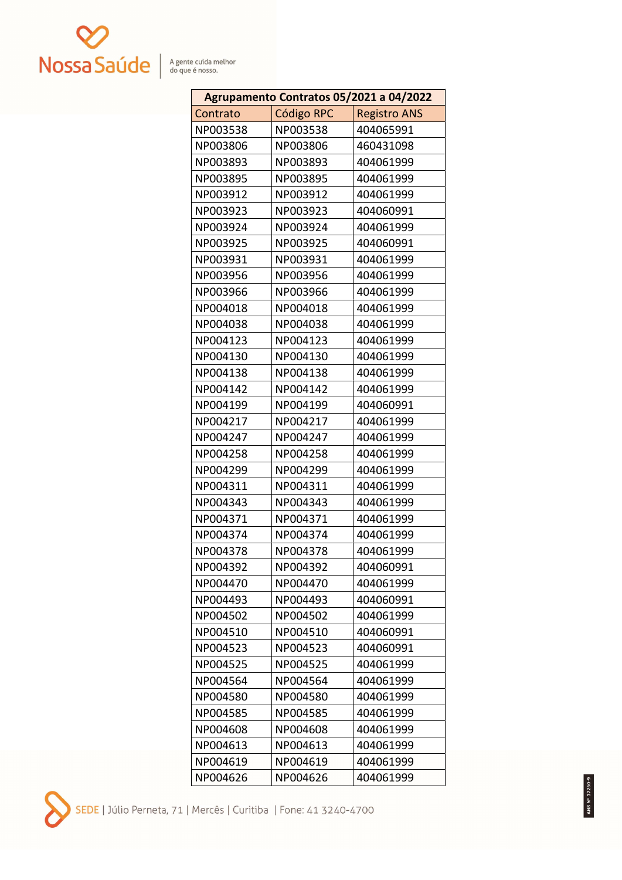| Agrupamento Contratos 05/2021 a 04/2022 | | |
|---|---|---|
| Contrato | Código RPC | Registro ANS |
| NP003538 | NP003538 | 404065991 |
| NP003806 | NP003806 | 460431098 |
| NP003893 | NP003893 | 404061999 |
| NP003895 | NP003895 | 404061999 |
| NP003912 | NP003912 | 404061999 |
| NP003923 | NP003923 | 404060991 |
| NP003924 | NP003924 | 404061999 |
| NP003925 | NP003925 | 404060991 |
| NP003931 | NP003931 | 404061999 |
| NP003956 | NP003956 | 404061999 |
| NP003966 | NP003966 | 404061999 |
| NP004018 | NP004018 | 404061999 |
| NP004038 | NP004038 | 404061999 |
| NP004123 | NP004123 | 404061999 |
| NP004130 | NP004130 | 404061999 |
| NP004138 | NP004138 | 404061999 |
| NP004142 | NP004142 | 404061999 |
| NP004199 | NP004199 | 404060991 |
| NP004217 | NP004217 | 404061999 |
| NP004247 | NP004247 | 404061999 |
| NP004258 | NP004258 | 404061999 |
| NP004299 | NP004299 | 404061999 |
| NP004311 | NP004311 | 404061999 |
| NP004343 | NP004343 | 404061999 |
| NP004371 | NP004371 | 404061999 |
| NP004374 | NP004374 | 404061999 |
| NP004378 | NP004378 | 404061999 |
| NP004392 | NP004392 | 404060991 |
| NP004470 | NP004470 | 404061999 |
| NP004493 | NP004493 | 404060991 |
| NP004502 | NP004502 | 404061999 |
| NP004510 | NP004510 | 404060991 |
| NP004523 | NP004523 | 404060991 |
| NP004525 | NP004525 | 404061999 |
| NP004564 | NP004564 | 404061999 |
| NP004580 | NP004580 | 404061999 |
| NP004585 | NP004585 | 404061999 |
| NP004608 | NP004608 | 404061999 |
| NP004613 | NP004613 | 404061999 |
| NP004619 | NP004619 | 404061999 |
| NP004626 | NP004626 | 404061999 |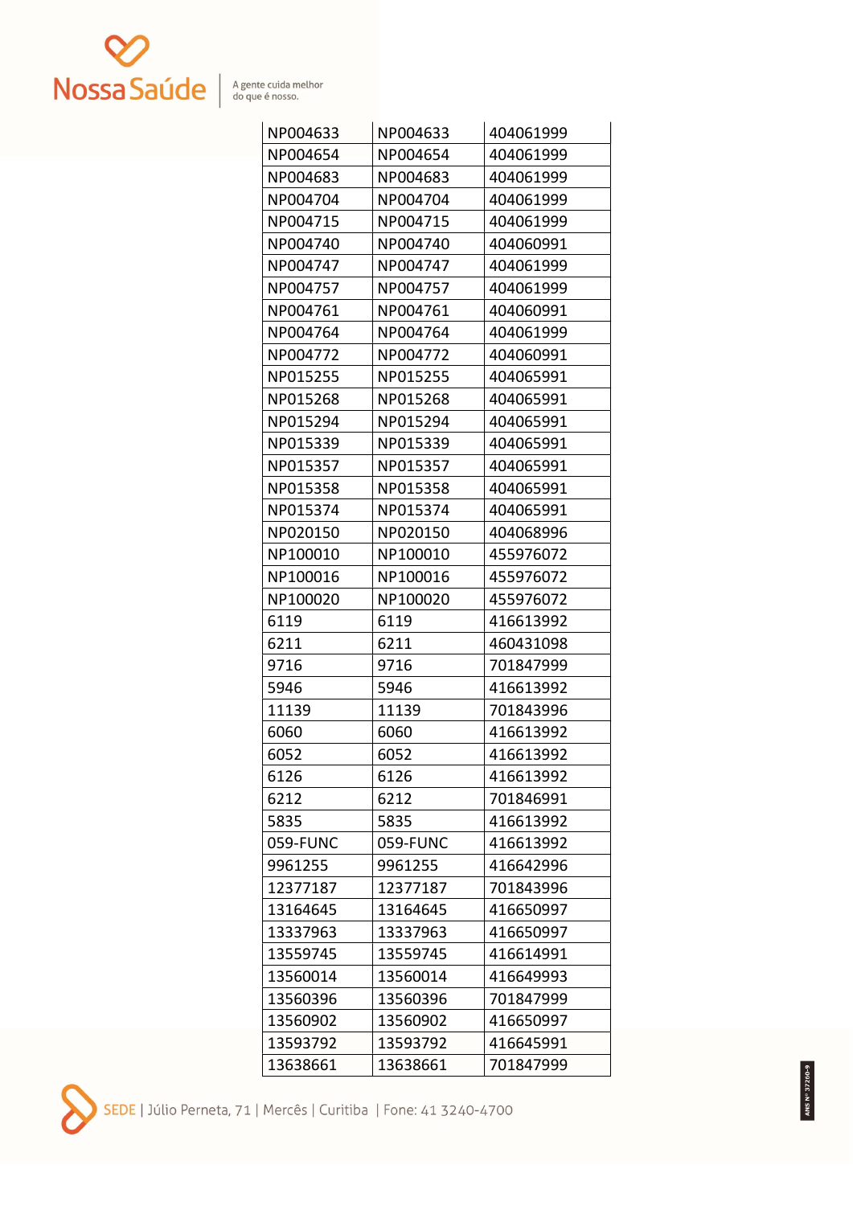| | | |
|---|---|---|
| NP004633 | NP004633 | 404061999 |
| NP004654 | NP004654 | 404061999 |
| NP004683 | NP004683 | 404061999 |
| NP004704 | NP004704 | 404061999 |
| NP004715 | NP004715 | 404061999 |
| NP004740 | NP004740 | 404060991 |
| NP004747 | NP004747 | 404061999 |
| NP004757 | NP004757 | 404061999 |
| NP004761 | NP004761 | 404060991 |
| NP004764 | NP004764 | 404061999 |
| NP004772 | NP004772 | 404060991 |
| NP015255 | NP015255 | 404065991 |
| NP015268 | NP015268 | 404065991 |
| NP015294 | NP015294 | 404065991 |
| NP015339 | NP015339 | 404065991 |
| NP015357 | NP015357 | 404065991 |
| NP015358 | NP015358 | 404065991 |
| NP015374 | NP015374 | 404065991 |
| NP020150 | NP020150 | 404068996 |
| NP100010 | NP100010 | 455976072 |
| NP100016 | NP100016 | 455976072 |
| NP100020 | NP100020 | 455976072 |
| 6119 | 6119 | 416613992 |
| 6211 | 6211 | 460431098 |
| 9716 | 9716 | 701847999 |
| 5946 | 5946 | 416613992 |
| 11139 | 11139 | 701843996 |
| 6060 | 6060 | 416613992 |
| 6052 | 6052 | 416613992 |
| 6126 | 6126 | 416613992 |
| 6212 | 6212 | 701846991 |
| 5835 | 5835 | 416613992 |
| 059-FUNC | 059-FUNC | 416613992 |
| 9961255 | 9961255 | 416642996 |
| 12377187 | 12377187 | 701843996 |
| 13164645 | 13164645 | 416650997 |
| 13337963 | 13337963 | 416650997 |
| 13559745 | 13559745 | 416614991 |
| 13560014 | 13560014 | 416649993 |
| 13560396 | 13560396 | 701847999 |
| 13560902 | 13560902 | 416650997 |
| 13593792 | 13593792 | 416645991 |
| 13638661 | 13638661 | 701847999 |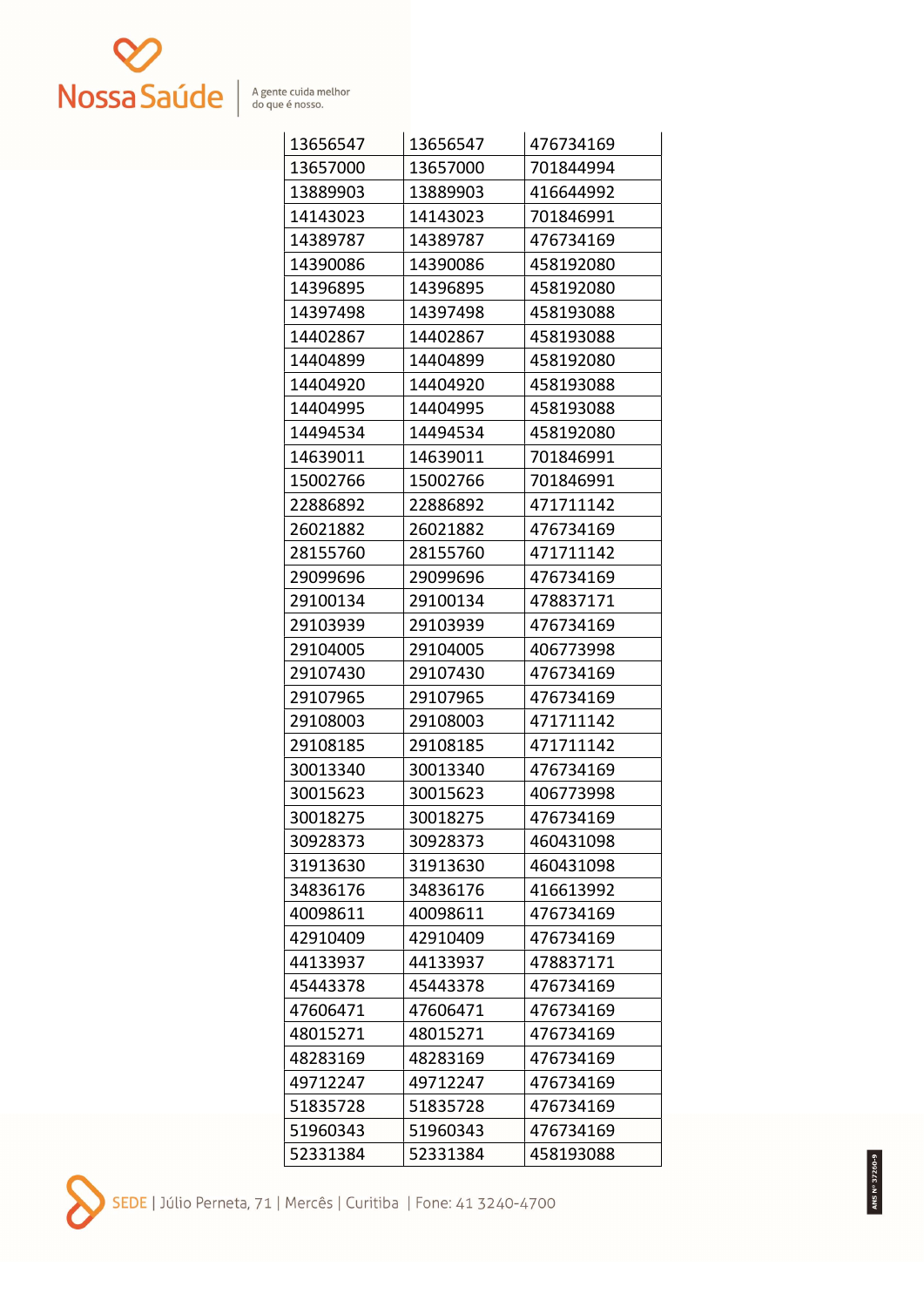| | | |
|---|---|---|
| 13656547 | 13656547 | 476734169 |
| 13657000 | 13657000 | 701844994 |
| 13889903 | 13889903 | 416644992 |
| 14143023 | 14143023 | 701846991 |
| 14389787 | 14389787 | 476734169 |
| 14390086 | 14390086 | 458192080 |
| 14396895 | 14396895 | 458192080 |
| 14397498 | 14397498 | 458193088 |
| 14402867 | 14402867 | 458193088 |
| 14404899 | 14404899 | 458192080 |
| 14404920 | 14404920 | 458193088 |
| 14404995 | 14404995 | 458193088 |
| 14494534 | 14494534 | 458192080 |
| 14639011 | 14639011 | 701846991 |
| 15002766 | 15002766 | 701846991 |
| 22886892 | 22886892 | 471711142 |
| 26021882 | 26021882 | 476734169 |
| 28155760 | 28155760 | 471711142 |
| 29099696 | 29099696 | 476734169 |
| 29100134 | 29100134 | 478837171 |
| 29103939 | 29103939 | 476734169 |
| 29104005 | 29104005 | 406773998 |
| 29107430 | 29107430 | 476734169 |
| 29107965 | 29107965 | 476734169 |
| 29108003 | 29108003 | 471711142 |
| 29108185 | 29108185 | 471711142 |
| 30013340 | 30013340 | 476734169 |
| 30015623 | 30015623 | 406773998 |
| 30018275 | 30018275 | 476734169 |
| 30928373 | 30928373 | 460431098 |
| 31913630 | 31913630 | 460431098 |
| 34836176 | 34836176 | 416613992 |
| 40098611 | 40098611 | 476734169 |
| 42910409 | 42910409 | 476734169 |
| 44133937 | 44133937 | 478837171 |
| 45443378 | 45443378 | 476734169 |
| 47606471 | 47606471 | 476734169 |
| 48015271 | 48015271 | 476734169 |
| 48283169 | 48283169 | 476734169 |
| 49712247 | 49712247 | 476734169 |
| 51835728 | 51835728 | 476734169 |
| 51960343 | 51960343 | 476734169 |
| 52331384 | 52331384 | 458193088 |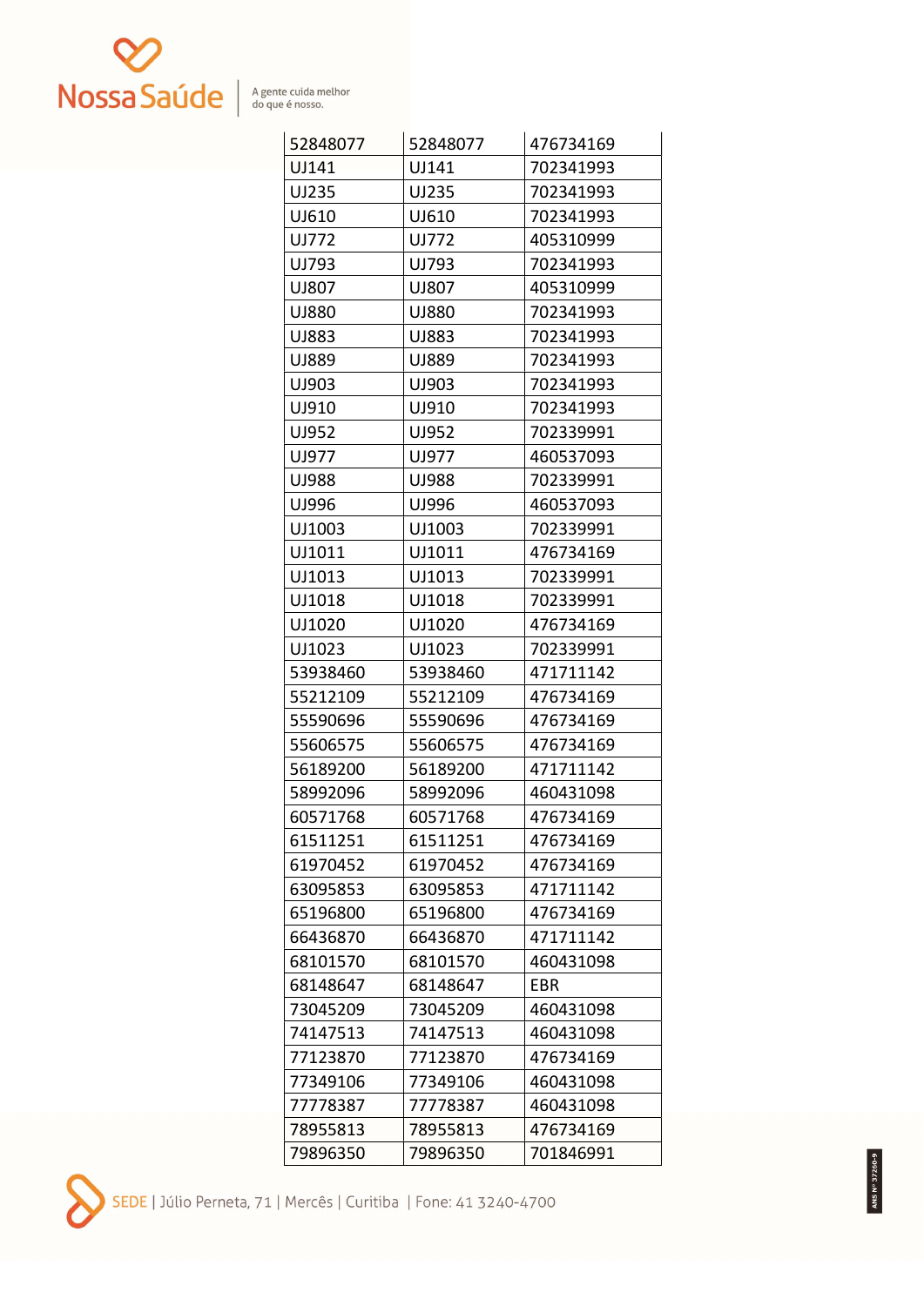| | | |
|---|---|---|
| 52848077 | 52848077 | 476734169 |
| UJ141 | UJ141 | 702341993 |
| UJ235 | UJ235 | 702341993 |
| UJ610 | UJ610 | 702341993 |
| UJ772 | UJ772 | 405310999 |
| UJ793 | UJ793 | 702341993 |
| UJ807 | UJ807 | 405310999 |
| UJ880 | UJ880 | 702341993 |
| UJ883 | UJ883 | 702341993 |
| UJ889 | UJ889 | 702341993 |
| UJ903 | UJ903 | 702341993 |
| UJ910 | UJ910 | 702341993 |
| UJ952 | UJ952 | 702339991 |
| UJ977 | UJ977 | 460537093 |
| UJ988 | UJ988 | 702339991 |
| UJ996 | UJ996 | 460537093 |
| UJ1003 | UJ1003 | 702339991 |
| UJ1011 | UJ1011 | 476734169 |
| UJ1013 | UJ1013 | 702339991 |
| UJ1018 | UJ1018 | 702339991 |
| UJ1020 | UJ1020 | 476734169 |
| UJ1023 | UJ1023 | 702339991 |
| 53938460 | 53938460 | 471711142 |
| 55212109 | 55212109 | 476734169 |
| 55590696 | 55590696 | 476734169 |
| 55606575 | 55606575 | 476734169 |
| 56189200 | 56189200 | 471711142 |
| 58992096 | 58992096 | 460431098 |
| 60571768 | 60571768 | 476734169 |
| 61511251 | 61511251 | 476734169 |
| 61970452 | 61970452 | 476734169 |
| 63095853 | 63095853 | 471711142 |
| 65196800 | 65196800 | 476734169 |
| 66436870 | 66436870 | 471711142 |
| 68101570 | 68101570 | 460431098 |
| 68148647 | 68148647 | EBR |
| 73045209 | 73045209 | 460431098 |
| 74147513 | 74147513 | 460431098 |
| 77123870 | 77123870 | 476734169 |
| 77349106 | 77349106 | 460431098 |
| 77778387 | 77778387 | 460431098 |
| 78955813 | 78955813 | 476734169 |
| 79896350 | 79896350 | 701846991 |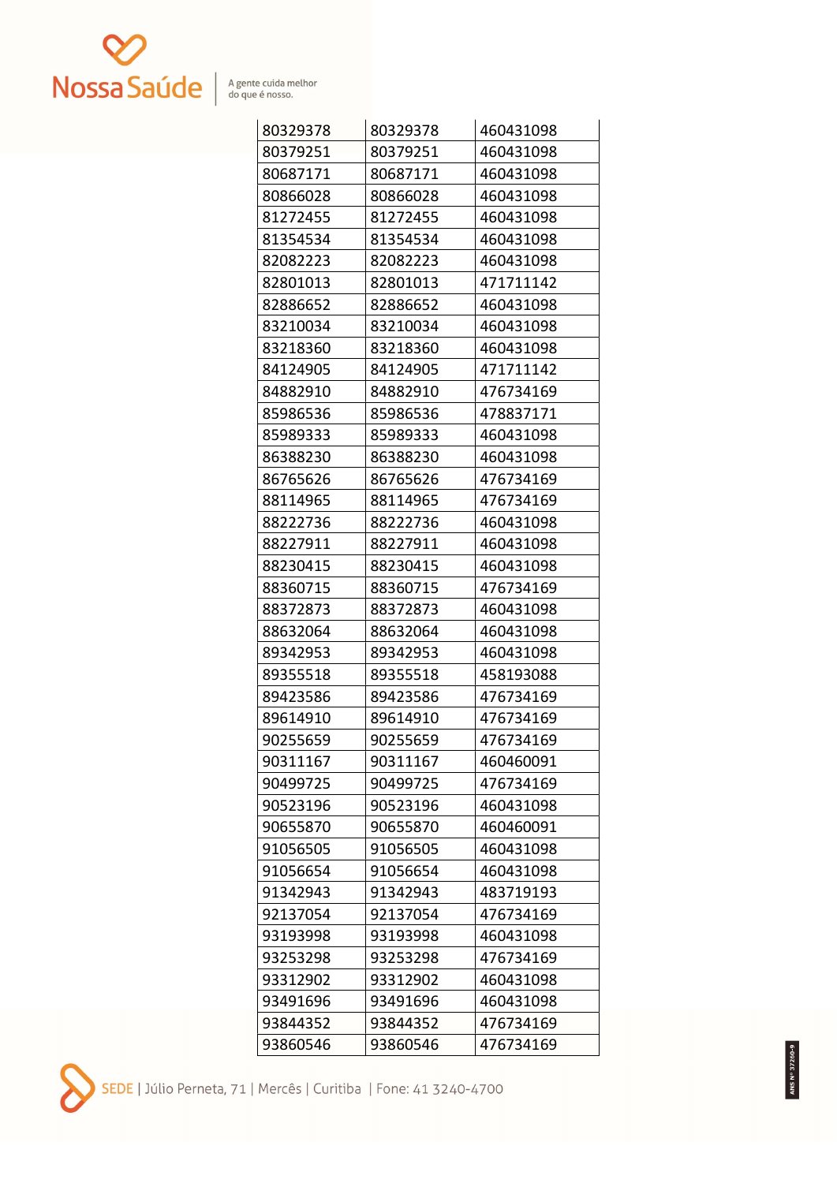| 80329378 | 80329378 | 460431098 |
|---|---|---|
| 80379251 | 80379251 | 460431098 |
| 80687171 | 80687171 | 460431098 |
| 80866028 | 80866028 | 460431098 |
| 81272455 | 81272455 | 460431098 |
| 81354534 | 81354534 | 460431098 |
| 82082223 | 82082223 | 460431098 |
| 82801013 | 82801013 | 471711142 |
| 82886652 | 82886652 | 460431098 |
| 83210034 | 83210034 | 460431098 |
| 83218360 | 83218360 | 460431098 |
| 84124905 | 84124905 | 471711142 |
| 84882910 | 84882910 | 476734169 |
| 85986536 | 85986536 | 478837171 |
| 85989333 | 85989333 | 460431098 |
| 86388230 | 86388230 | 460431098 |
| 86765626 | 86765626 | 476734169 |
| 88114965 | 88114965 | 476734169 |
| 88222736 | 88222736 | 460431098 |
| 88227911 | 88227911 | 460431098 |
| 88230415 | 88230415 | 460431098 |
| 88360715 | 88360715 | 476734169 |
| 88372873 | 88372873 | 460431098 |
| 88632064 | 88632064 | 460431098 |
| 89342953 | 89342953 | 460431098 |
| 89355518 | 89355518 | 458193088 |
| 89423586 | 89423586 | 476734169 |
| 89614910 | 89614910 | 476734169 |
| 90255659 | 90255659 | 476734169 |
| 90311167 | 90311167 | 460460091 |
| 90499725 | 90499725 | 476734169 |
| 90523196 | 90523196 | 460431098 |
| 90655870 | 90655870 | 460460091 |
| 91056505 | 91056505 | 460431098 |
| 91056654 | 91056654 | 460431098 |
| 91342943 | 91342943 | 483719193 |
| 92137054 | 92137054 | 476734169 |
| 93193998 | 93193998 | 460431098 |
| 93253298 | 93253298 | 476734169 |
| 93312902 | 93312902 | 460431098 |
| 93491696 | 93491696 | 460431098 |
| 93844352 | 93844352 | 476734169 |
| 93860546 | 93860546 | 476734169 |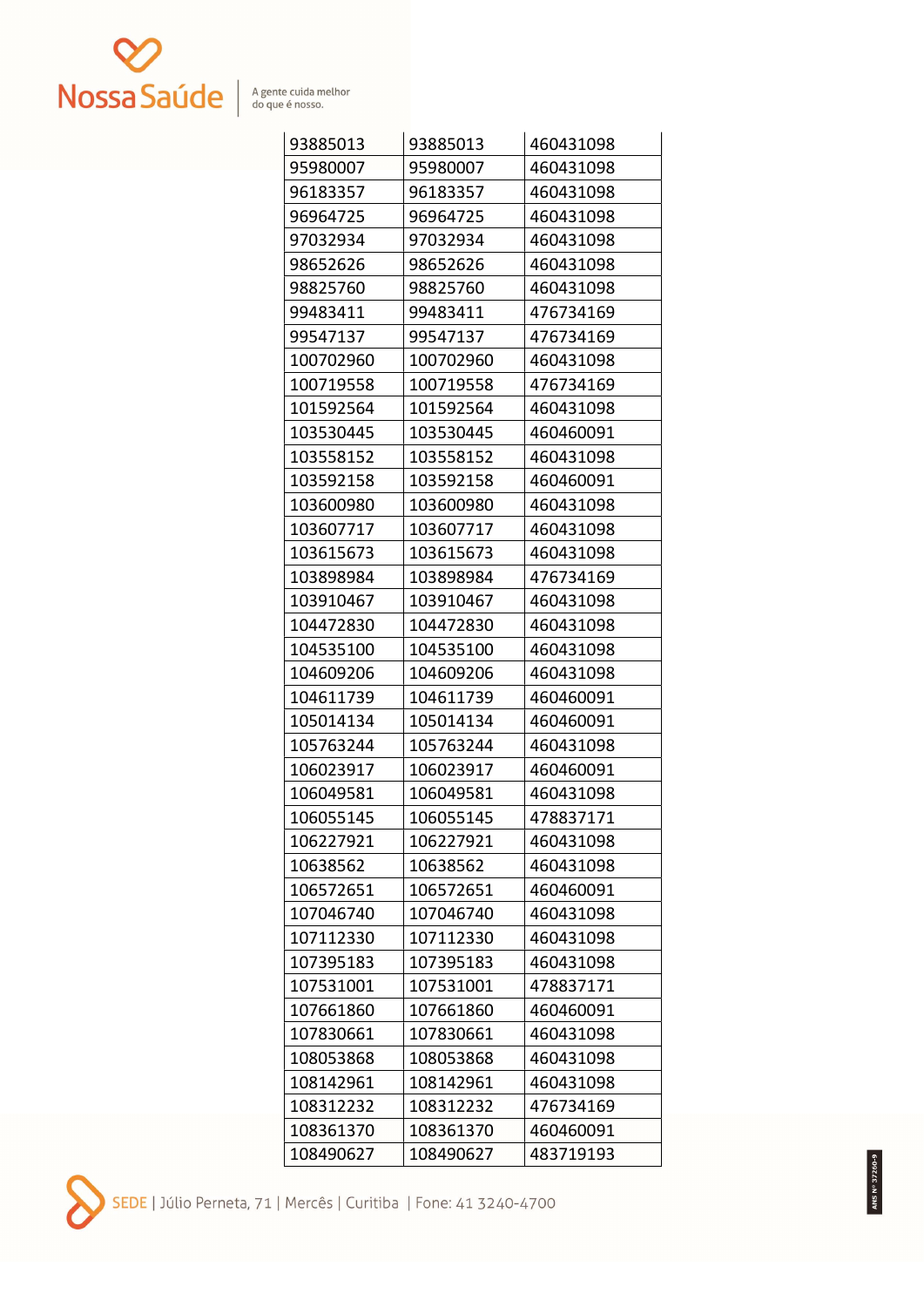| | | |
|---|---|---|
| 93885013 | 93885013 | 460431098 |
| 95980007 | 95980007 | 460431098 |
| 96183357 | 96183357 | 460431098 |
| 96964725 | 96964725 | 460431098 |
| 97032934 | 97032934 | 460431098 |
| 98652626 | 98652626 | 460431098 |
| 98825760 | 98825760 | 460431098 |
| 99483411 | 99483411 | 476734169 |
| 99547137 | 99547137 | 476734169 |
| 100702960 | 100702960 | 460431098 |
| 100719558 | 100719558 | 476734169 |
| 101592564 | 101592564 | 460431098 |
| 103530445 | 103530445 | 460460091 |
| 103558152 | 103558152 | 460431098 |
| 103592158 | 103592158 | 460460091 |
| 103600980 | 103600980 | 460431098 |
| 103607717 | 103607717 | 460431098 |
| 103615673 | 103615673 | 460431098 |
| 103898984 | 103898984 | 476734169 |
| 103910467 | 103910467 | 460431098 |
| 104472830 | 104472830 | 460431098 |
| 104535100 | 104535100 | 460431098 |
| 104609206 | 104609206 | 460431098 |
| 104611739 | 104611739 | 460460091 |
| 105014134 | 105014134 | 460460091 |
| 105763244 | 105763244 | 460431098 |
| 106023917 | 106023917 | 460460091 |
| 106049581 | 106049581 | 460431098 |
| 106055145 | 106055145 | 478837171 |
| 106227921 | 106227921 | 460431098 |
| 10638562 | 10638562 | 460431098 |
| 106572651 | 106572651 | 460460091 |
| 107046740 | 107046740 | 460431098 |
| 107112330 | 107112330 | 460431098 |
| 107395183 | 107395183 | 460431098 |
| 107531001 | 107531001 | 478837171 |
| 107661860 | 107661860 | 460460091 |
| 107830661 | 107830661 | 460431098 |
| 108053868 | 108053868 | 460431098 |
| 108142961 | 108142961 | 460431098 |
| 108312232 | 108312232 | 476734169 |
| 108361370 | 108361370 | 460460091 |
| 108490627 | 108490627 | 483719193 |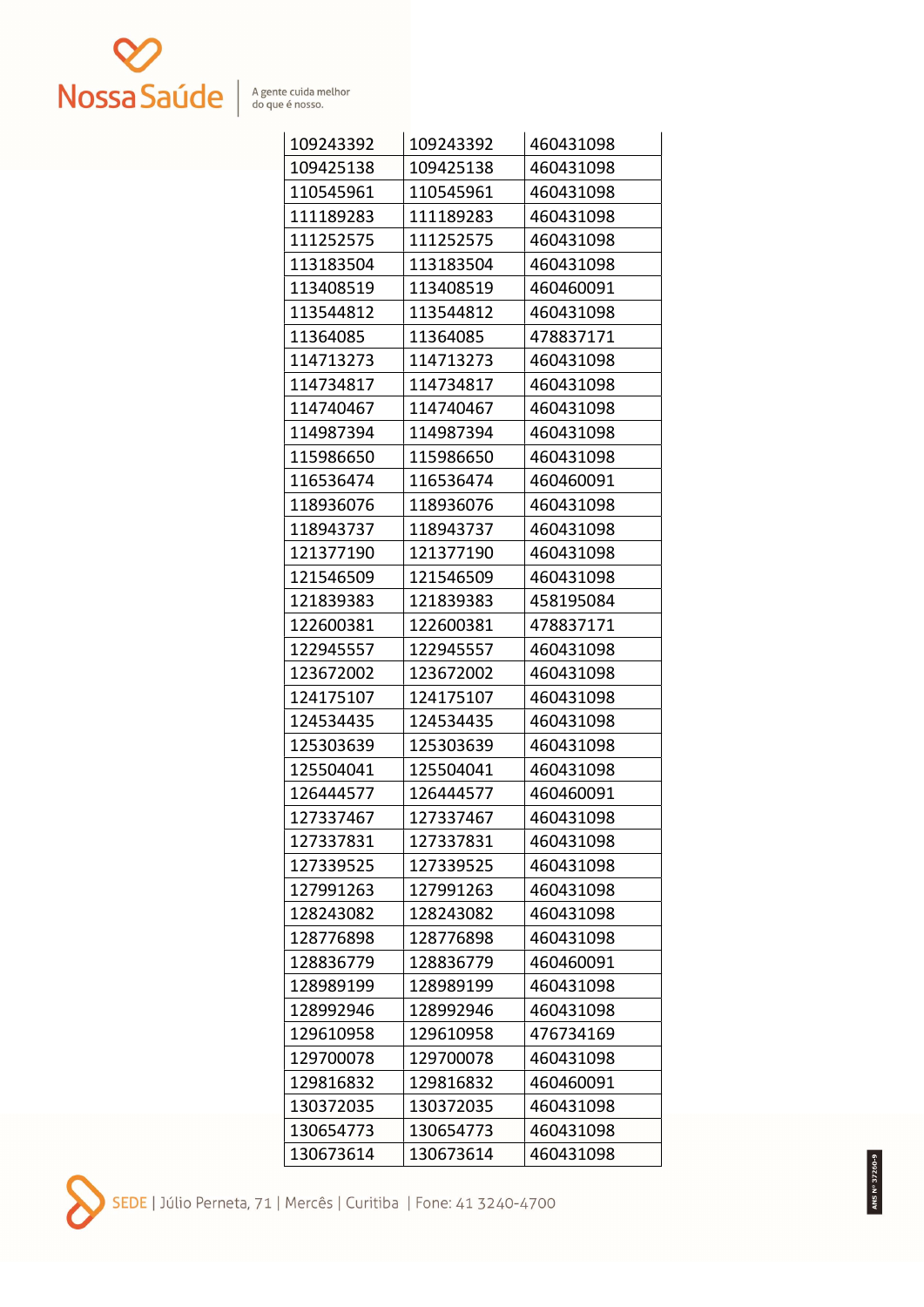| | | |
|---|---|---|
| 109243392 | 109243392 | 460431098 |
| 109425138 | 109425138 | 460431098 |
| 110545961 | 110545961 | 460431098 |
| 111189283 | 111189283 | 460431098 |
| 111252575 | 111252575 | 460431098 |
| 113183504 | 113183504 | 460431098 |
| 113408519 | 113408519 | 460460091 |
| 113544812 | 113544812 | 460431098 |
| 11364085 | 11364085 | 478837171 |
| 114713273 | 114713273 | 460431098 |
| 114734817 | 114734817 | 460431098 |
| 114740467 | 114740467 | 460431098 |
| 114987394 | 114987394 | 460431098 |
| 115986650 | 115986650 | 460431098 |
| 116536474 | 116536474 | 460460091 |
| 118936076 | 118936076 | 460431098 |
| 118943737 | 118943737 | 460431098 |
| 121377190 | 121377190 | 460431098 |
| 121546509 | 121546509 | 460431098 |
| 121839383 | 121839383 | 458195084 |
| 122600381 | 122600381 | 478837171 |
| 122945557 | 122945557 | 460431098 |
| 123672002 | 123672002 | 460431098 |
| 124175107 | 124175107 | 460431098 |
| 124534435 | 124534435 | 460431098 |
| 125303639 | 125303639 | 460431098 |
| 125504041 | 125504041 | 460431098 |
| 126444577 | 126444577 | 460460091 |
| 127337467 | 127337467 | 460431098 |
| 127337831 | 127337831 | 460431098 |
| 127339525 | 127339525 | 460431098 |
| 127991263 | 127991263 | 460431098 |
| 128243082 | 128243082 | 460431098 |
| 128776898 | 128776898 | 460431098 |
| 128836779 | 128836779 | 460460091 |
| 128989199 | 128989199 | 460431098 |
| 128992946 | 128992946 | 460431098 |
| 129610958 | 129610958 | 476734169 |
| 129700078 | 129700078 | 460431098 |
| 129816832 | 129816832 | 460460091 |
| 130372035 | 130372035 | 460431098 |
| 130654773 | 130654773 | 460431098 |
| 130673614 | 130673614 | 460431098 |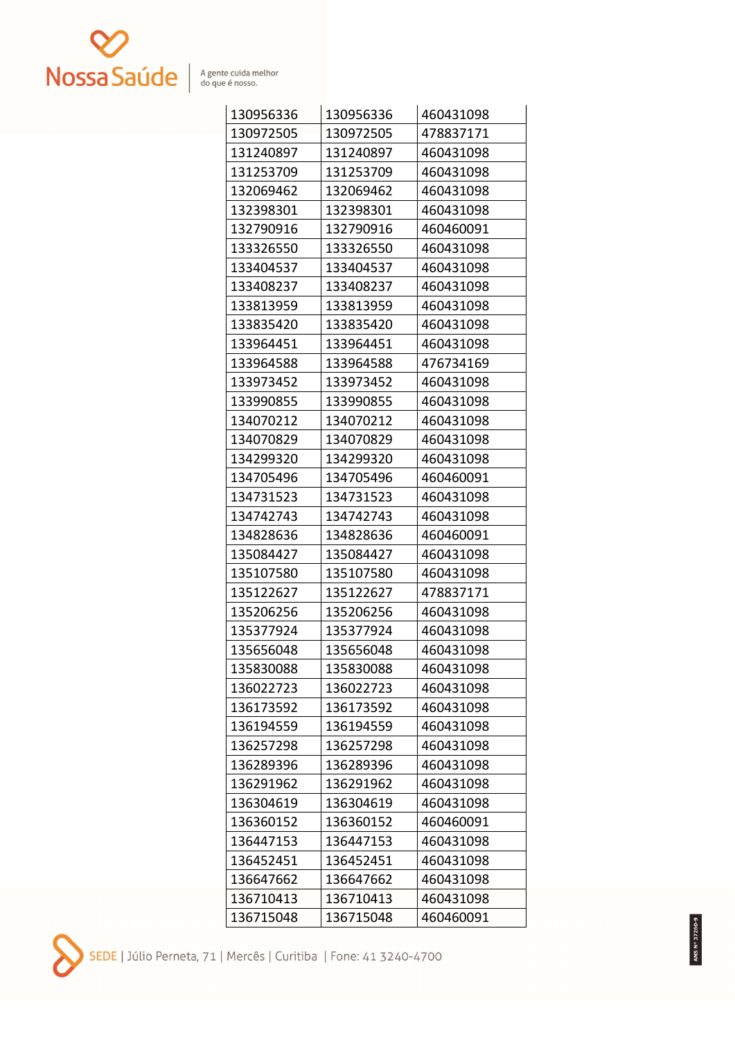| 130956336 | 130956336 | 460431098 |
|---|---|---|
| 130972505 | 130972505 | 478837171 |
| 131240897 | 131240897 | 460431098 |
| 131253709 | 131253709 | 460431098 |
| 132069462 | 132069462 | 460431098 |
| 132398301 | 132398301 | 460431098 |
| 132790916 | 132790916 | 460460091 |
| 133326550 | 133326550 | 460431098 |
| 133404537 | 133404537 | 460431098 |
| 133408237 | 133408237 | 460431098 |
| 133813959 | 133813959 | 460431098 |
| 133835420 | 133835420 | 460431098 |
| 133964451 | 133964451 | 460431098 |
| 133964588 | 133964588 | 476734169 |
| 133973452 | 133973452 | 460431098 |
| 133990855 | 133990855 | 460431098 |
| 134070212 | 134070212 | 460431098 |
| 134070829 | 134070829 | 460431098 |
| 134299320 | 134299320 | 460431098 |
| 134705496 | 134705496 | 460460091 |
| 134731523 | 134731523 | 460431098 |
| 134742743 | 134742743 | 460431098 |
| 134828636 | 134828636 | 460460091 |
| 135084427 | 135084427 | 460431098 |
| 135107580 | 135107580 | 460431098 |
| 135122627 | 135122627 | 478837171 |
| 135206256 | 135206256 | 460431098 |
| 135377924 | 135377924 | 460431098 |
| 135656048 | 135656048 | 460431098 |
| 135830088 | 135830088 | 460431098 |
| 136022723 | 136022723 | 460431098 |
| 136173592 | 136173592 | 460431098 |
| 136194559 | 136194559 | 460431098 |
| 136257298 | 136257298 | 460431098 |
| 136289396 | 136289396 | 460431098 |
| 136291962 | 136291962 | 460431098 |
| 136304619 | 136304619 | 460431098 |
| 136360152 | 136360152 | 460460091 |
| 136447153 | 136447153 | 460431098 |
| 136452451 | 136452451 | 460431098 |
| 136647662 | 136647662 | 460431098 |
| 136710413 | 136710413 | 460431098 |
| 136715048 | 136715048 | 460460091 |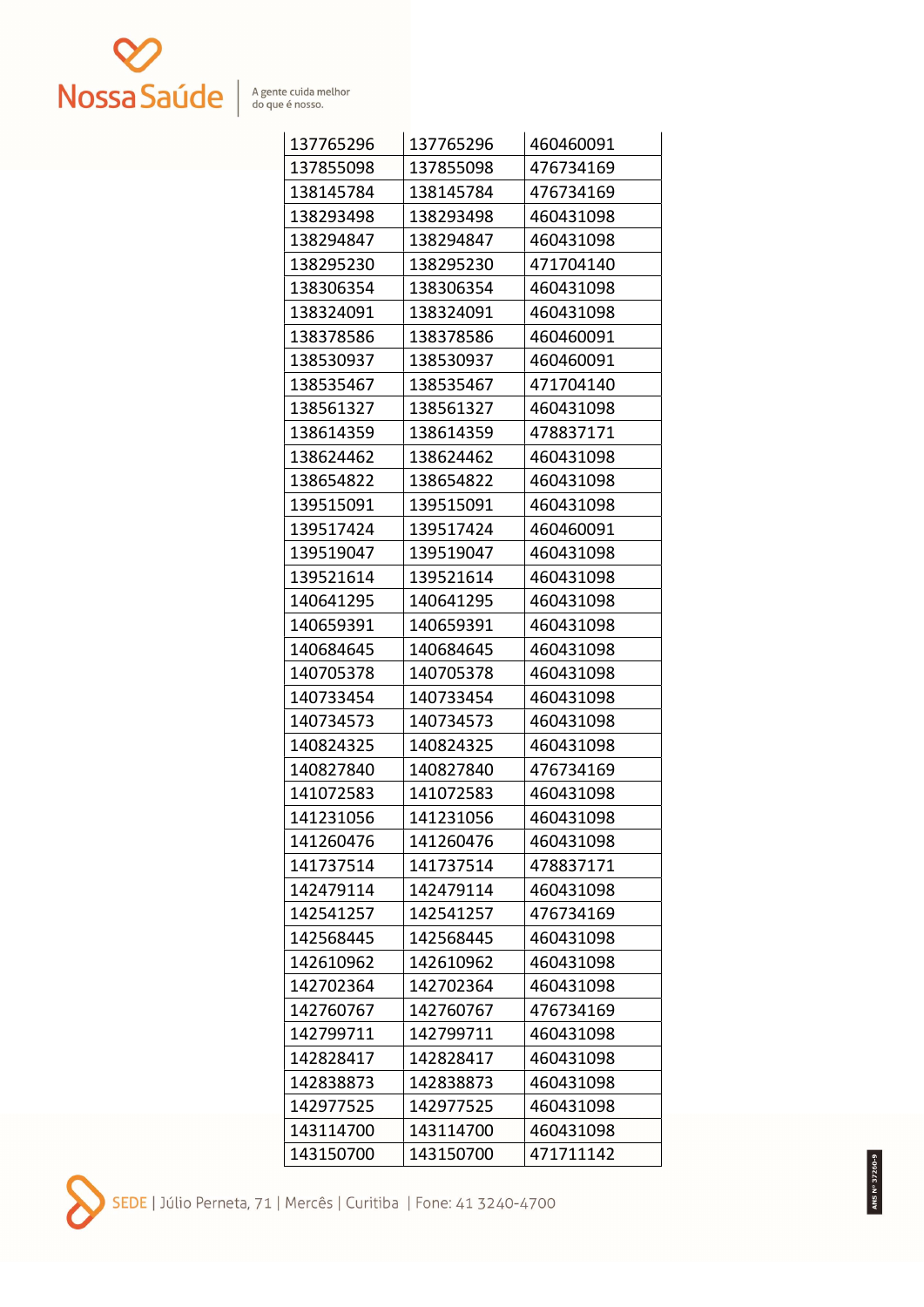| | | |
|---|---|---|
| 137765296 | 137765296 | 460460091 |
| 137855098 | 137855098 | 476734169 |
| 138145784 | 138145784 | 476734169 |
| 138293498 | 138293498 | 460431098 |
| 138294847 | 138294847 | 460431098 |
| 138295230 | 138295230 | 471704140 |
| 138306354 | 138306354 | 460431098 |
| 138324091 | 138324091 | 460431098 |
| 138378586 | 138378586 | 460460091 |
| 138530937 | 138530937 | 460460091 |
| 138535467 | 138535467 | 471704140 |
| 138561327 | 138561327 | 460431098 |
| 138614359 | 138614359 | 478837171 |
| 138624462 | 138624462 | 460431098 |
| 138654822 | 138654822 | 460431098 |
| 139515091 | 139515091 | 460431098 |
| 139517424 | 139517424 | 460460091 |
| 139519047 | 139519047 | 460431098 |
| 139521614 | 139521614 | 460431098 |
| 140641295 | 140641295 | 460431098 |
| 140659391 | 140659391 | 460431098 |
| 140684645 | 140684645 | 460431098 |
| 140705378 | 140705378 | 460431098 |
| 140733454 | 140733454 | 460431098 |
| 140734573 | 140734573 | 460431098 |
| 140824325 | 140824325 | 460431098 |
| 140827840 | 140827840 | 476734169 |
| 141072583 | 141072583 | 460431098 |
| 141231056 | 141231056 | 460431098 |
| 141260476 | 141260476 | 460431098 |
| 141737514 | 141737514 | 478837171 |
| 142479114 | 142479114 | 460431098 |
| 142541257 | 142541257 | 476734169 |
| 142568445 | 142568445 | 460431098 |
| 142610962 | 142610962 | 460431098 |
| 142702364 | 142702364 | 460431098 |
| 142760767 | 142760767 | 476734169 |
| 142799711 | 142799711 | 460431098 |
| 142828417 | 142828417 | 460431098 |
| 142838873 | 142838873 | 460431098 |
| 142977525 | 142977525 | 460431098 |
| 143114700 | 143114700 | 460431098 |
| 143150700 | 143150700 | 471711142 |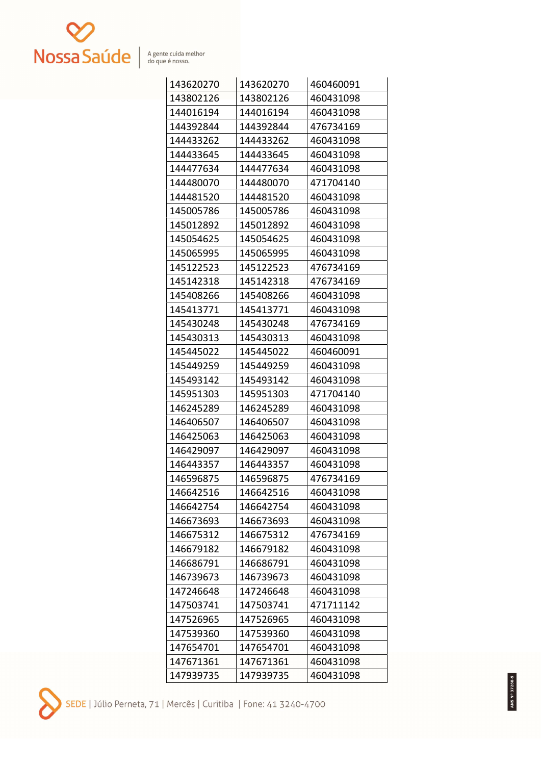| | | |
|---|---|---|
| 143620270 | 143620270 | 460460091 |
| 143802126 | 143802126 | 460431098 |
| 144016194 | 144016194 | 460431098 |
| 144392844 | 144392844 | 476734169 |
| 144433262 | 144433262 | 460431098 |
| 144433645 | 144433645 | 460431098 |
| 144477634 | 144477634 | 460431098 |
| 144480070 | 144480070 | 471704140 |
| 144481520 | 144481520 | 460431098 |
| 145005786 | 145005786 | 460431098 |
| 145012892 | 145012892 | 460431098 |
| 145054625 | 145054625 | 460431098 |
| 145065995 | 145065995 | 460431098 |
| 145122523 | 145122523 | 476734169 |
| 145142318 | 145142318 | 476734169 |
| 145408266 | 145408266 | 460431098 |
| 145413771 | 145413771 | 460431098 |
| 145430248 | 145430248 | 476734169 |
| 145430313 | 145430313 | 460431098 |
| 145445022 | 145445022 | 460460091 |
| 145449259 | 145449259 | 460431098 |
| 145493142 | 145493142 | 460431098 |
| 145951303 | 145951303 | 471704140 |
| 146245289 | 146245289 | 460431098 |
| 146406507 | 146406507 | 460431098 |
| 146425063 | 146425063 | 460431098 |
| 146429097 | 146429097 | 460431098 |
| 146443357 | 146443357 | 460431098 |
| 146596875 | 146596875 | 476734169 |
| 146642516 | 146642516 | 460431098 |
| 146642754 | 146642754 | 460431098 |
| 146673693 | 146673693 | 460431098 |
| 146675312 | 146675312 | 476734169 |
| 146679182 | 146679182 | 460431098 |
| 146686791 | 146686791 | 460431098 |
| 146739673 | 146739673 | 460431098 |
| 147246648 | 147246648 | 460431098 |
| 147503741 | 147503741 | 471711142 |
| 147526965 | 147526965 | 460431098 |
| 147539360 | 147539360 | 460431098 |
| 147654701 | 147654701 | 460431098 |
| 147671361 | 147671361 | 460431098 |
| 147939735 | 147939735 | 460431098 |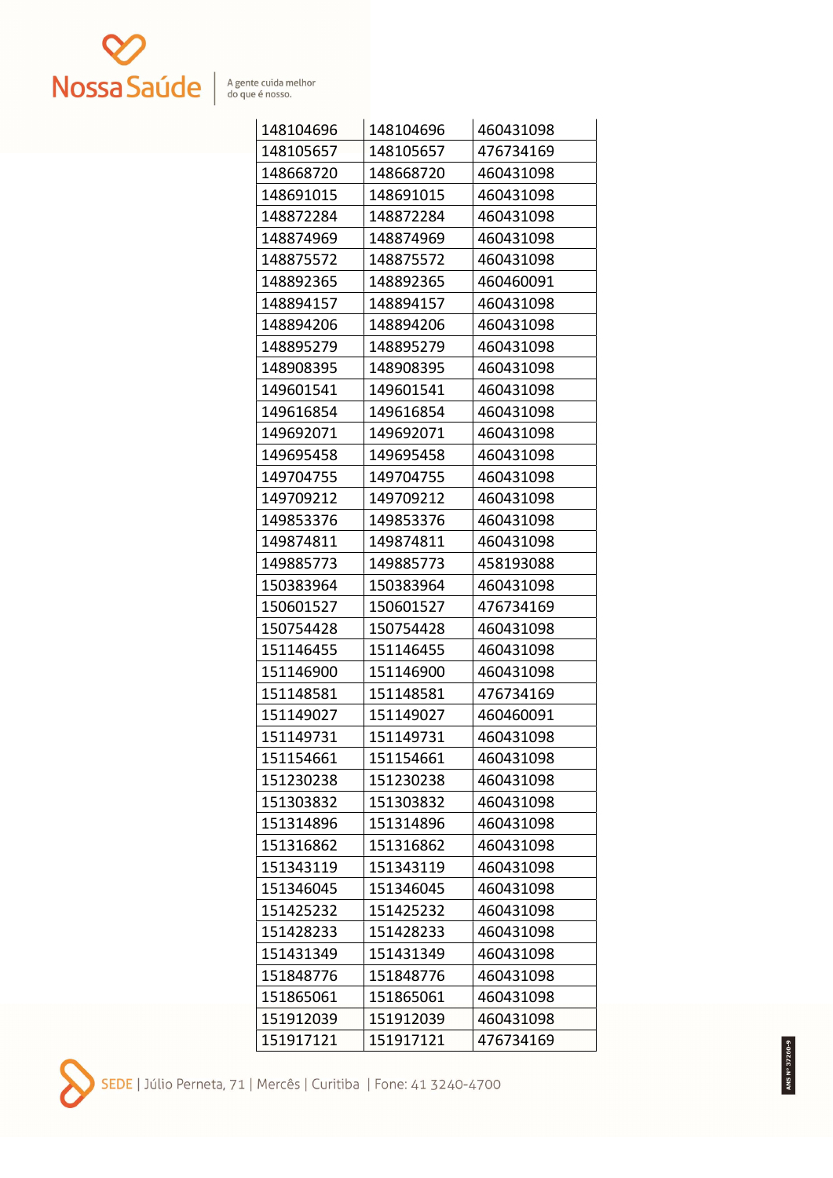| | | |
|---|---|---|
| 148104696 | 148104696 | 460431098 |
| 148105657 | 148105657 | 476734169 |
| 148668720 | 148668720 | 460431098 |
| 148691015 | 148691015 | 460431098 |
| 148872284 | 148872284 | 460431098 |
| 148874969 | 148874969 | 460431098 |
| 148875572 | 148875572 | 460431098 |
| 148892365 | 148892365 | 460460091 |
| 148894157 | 148894157 | 460431098 |
| 148894206 | 148894206 | 460431098 |
| 148895279 | 148895279 | 460431098 |
| 148908395 | 148908395 | 460431098 |
| 149601541 | 149601541 | 460431098 |
| 149616854 | 149616854 | 460431098 |
| 149692071 | 149692071 | 460431098 |
| 149695458 | 149695458 | 460431098 |
| 149704755 | 149704755 | 460431098 |
| 149709212 | 149709212 | 460431098 |
| 149853376 | 149853376 | 460431098 |
| 149874811 | 149874811 | 460431098 |
| 149885773 | 149885773 | 458193088 |
| 150383964 | 150383964 | 460431098 |
| 150601527 | 150601527 | 476734169 |
| 150754428 | 150754428 | 460431098 |
| 151146455 | 151146455 | 460431098 |
| 151146900 | 151146900 | 460431098 |
| 151148581 | 151148581 | 476734169 |
| 151149027 | 151149027 | 460460091 |
| 151149731 | 151149731 | 460431098 |
| 151154661 | 151154661 | 460431098 |
| 151230238 | 151230238 | 460431098 |
| 151303832 | 151303832 | 460431098 |
| 151314896 | 151314896 | 460431098 |
| 151316862 | 151316862 | 460431098 |
| 151343119 | 151343119 | 460431098 |
| 151346045 | 151346045 | 460431098 |
| 151425232 | 151425232 | 460431098 |
| 151428233 | 151428233 | 460431098 |
| 151431349 | 151431349 | 460431098 |
| 151848776 | 151848776 | 460431098 |
| 151865061 | 151865061 | 460431098 |
| 151912039 | 151912039 | 460431098 |
| 151917121 | 151917121 | 476734169 |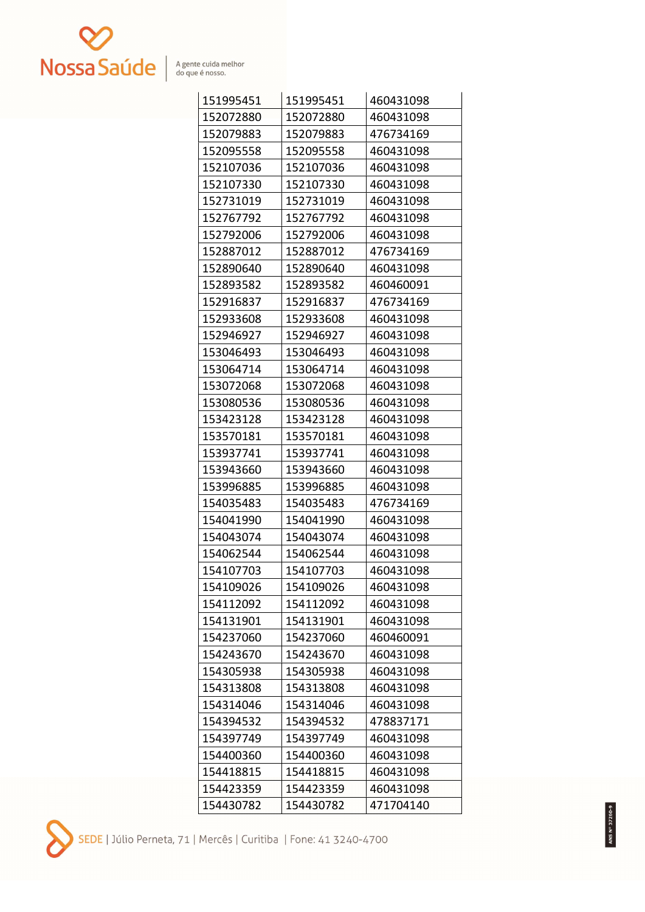| | | |
|---|---|---|
| 151995451 | 151995451 | 460431098 |
| 152072880 | 152072880 | 460431098 |
| 152079883 | 152079883 | 476734169 |
| 152095558 | 152095558 | 460431098 |
| 152107036 | 152107036 | 460431098 |
| 152107330 | 152107330 | 460431098 |
| 152731019 | 152731019 | 460431098 |
| 152767792 | 152767792 | 460431098 |
| 152792006 | 152792006 | 460431098 |
| 152887012 | 152887012 | 476734169 |
| 152890640 | 152890640 | 460431098 |
| 152893582 | 152893582 | 460460091 |
| 152916837 | 152916837 | 476734169 |
| 152933608 | 152933608 | 460431098 |
| 152946927 | 152946927 | 460431098 |
| 153046493 | 153046493 | 460431098 |
| 153064714 | 153064714 | 460431098 |
| 153072068 | 153072068 | 460431098 |
| 153080536 | 153080536 | 460431098 |
| 153423128 | 153423128 | 460431098 |
| 153570181 | 153570181 | 460431098 |
| 153937741 | 153937741 | 460431098 |
| 153943660 | 153943660 | 460431098 |
| 153996885 | 153996885 | 460431098 |
| 154035483 | 154035483 | 476734169 |
| 154041990 | 154041990 | 460431098 |
| 154043074 | 154043074 | 460431098 |
| 154062544 | 154062544 | 460431098 |
| 154107703 | 154107703 | 460431098 |
| 154109026 | 154109026 | 460431098 |
| 154112092 | 154112092 | 460431098 |
| 154131901 | 154131901 | 460431098 |
| 154237060 | 154237060 | 460460091 |
| 154243670 | 154243670 | 460431098 |
| 154305938 | 154305938 | 460431098 |
| 154313808 | 154313808 | 460431098 |
| 154314046 | 154314046 | 460431098 |
| 154394532 | 154394532 | 478837171 |
| 154397749 | 154397749 | 460431098 |
| 154400360 | 154400360 | 460431098 |
| 154418815 | 154418815 | 460431098 |
| 154423359 | 154423359 | 460431098 |
| 154430782 | 154430782 | 471704140 |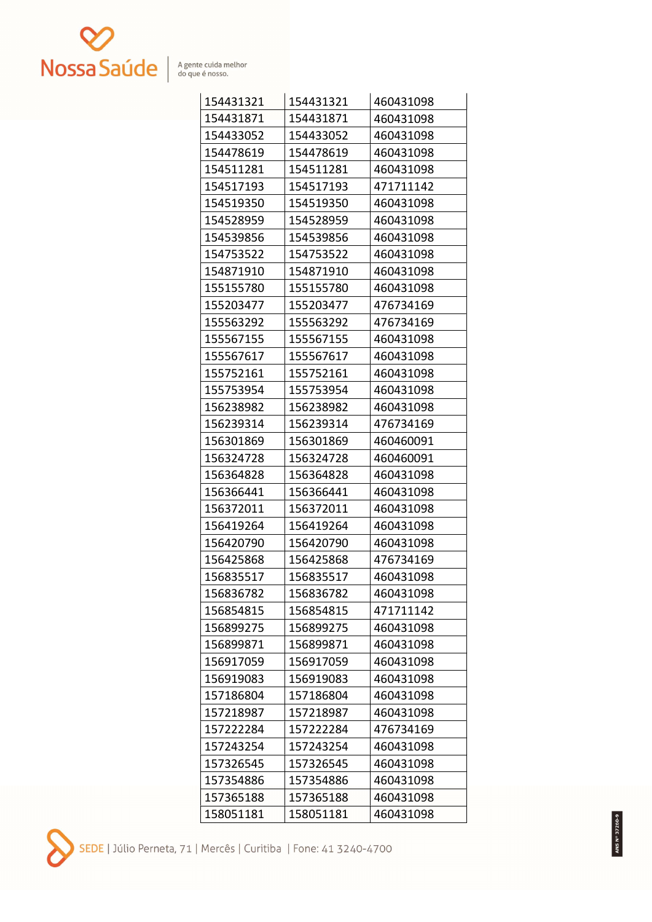| | | |
|---|---|---|
| 154431321 | 154431321 | 460431098 |
| 154431871 | 154431871 | 460431098 |
| 154433052 | 154433052 | 460431098 |
| 154478619 | 154478619 | 460431098 |
| 154511281 | 154511281 | 460431098 |
| 154517193 | 154517193 | 471711142 |
| 154519350 | 154519350 | 460431098 |
| 154528959 | 154528959 | 460431098 |
| 154539856 | 154539856 | 460431098 |
| 154753522 | 154753522 | 460431098 |
| 154871910 | 154871910 | 460431098 |
| 155155780 | 155155780 | 460431098 |
| 155203477 | 155203477 | 476734169 |
| 155563292 | 155563292 | 476734169 |
| 155567155 | 155567155 | 460431098 |
| 155567617 | 155567617 | 460431098 |
| 155752161 | 155752161 | 460431098 |
| 155753954 | 155753954 | 460431098 |
| 156238982 | 156238982 | 460431098 |
| 156239314 | 156239314 | 476734169 |
| 156301869 | 156301869 | 460460091 |
| 156324728 | 156324728 | 460460091 |
| 156364828 | 156364828 | 460431098 |
| 156366441 | 156366441 | 460431098 |
| 156372011 | 156372011 | 460431098 |
| 156419264 | 156419264 | 460431098 |
| 156420790 | 156420790 | 460431098 |
| 156425868 | 156425868 | 476734169 |
| 156835517 | 156835517 | 460431098 |
| 156836782 | 156836782 | 460431098 |
| 156854815 | 156854815 | 471711142 |
| 156899275 | 156899275 | 460431098 |
| 156899871 | 156899871 | 460431098 |
| 156917059 | 156917059 | 460431098 |
| 156919083 | 156919083 | 460431098 |
| 157186804 | 157186804 | 460431098 |
| 157218987 | 157218987 | 460431098 |
| 157222284 | 157222284 | 476734169 |
| 157243254 | 157243254 | 460431098 |
| 157326545 | 157326545 | 460431098 |
| 157354886 | 157354886 | 460431098 |
| 157365188 | 157365188 | 460431098 |
| 158051181 | 158051181 | 460431098 |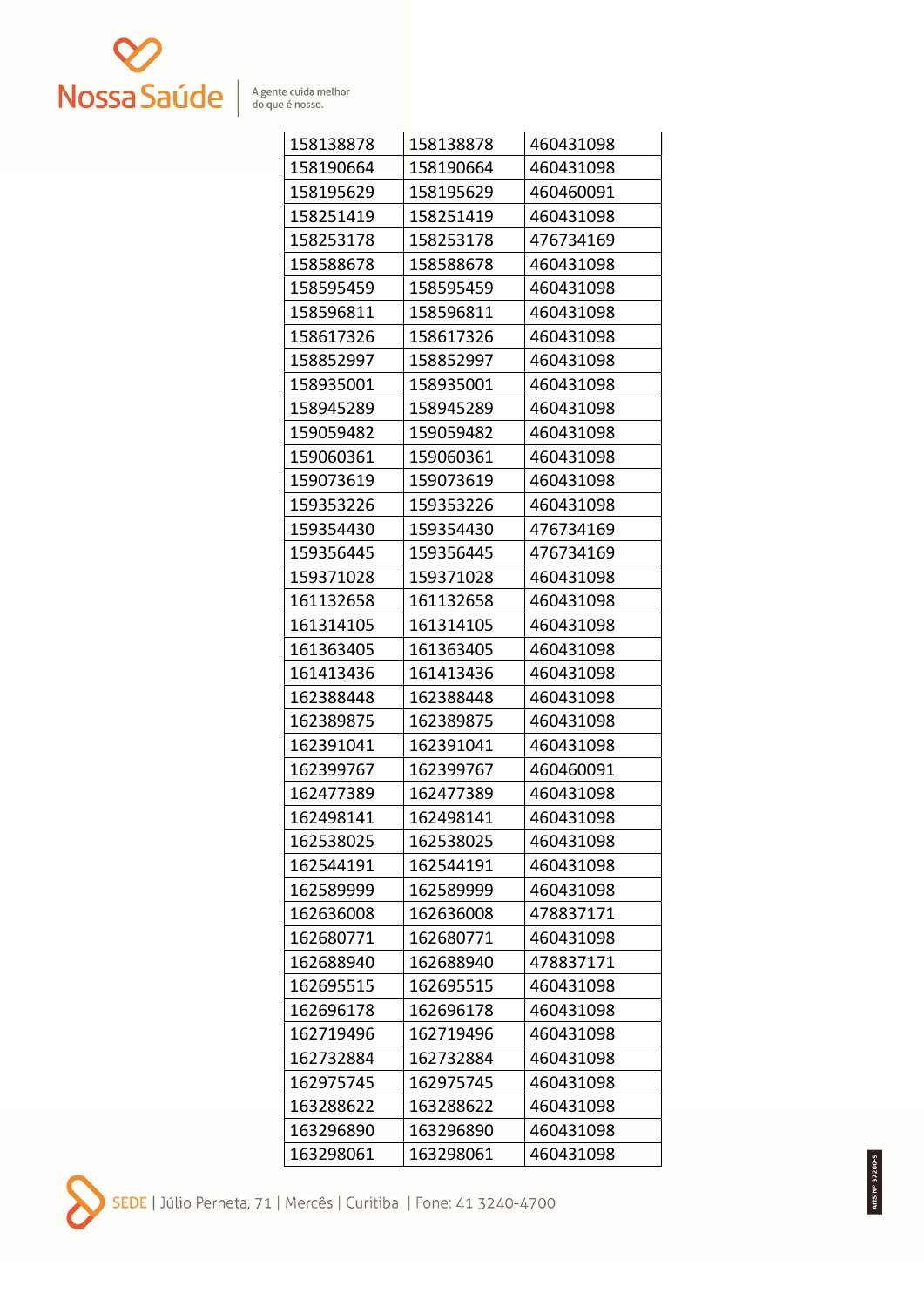| | | |
|---|---|---|
| 158138878 | 158138878 | 460431098 |
| 158190664 | 158190664 | 460431098 |
| 158195629 | 158195629 | 460460091 |
| 158251419 | 158251419 | 460431098 |
| 158253178 | 158253178 | 476734169 |
| 158588678 | 158588678 | 460431098 |
| 158595459 | 158595459 | 460431098 |
| 158596811 | 158596811 | 460431098 |
| 158617326 | 158617326 | 460431098 |
| 158852997 | 158852997 | 460431098 |
| 158935001 | 158935001 | 460431098 |
| 158945289 | 158945289 | 460431098 |
| 159059482 | 159059482 | 460431098 |
| 159060361 | 159060361 | 460431098 |
| 159073619 | 159073619 | 460431098 |
| 159353226 | 159353226 | 460431098 |
| 159354430 | 159354430 | 476734169 |
| 159356445 | 159356445 | 476734169 |
| 159371028 | 159371028 | 460431098 |
| 161132658 | 161132658 | 460431098 |
| 161314105 | 161314105 | 460431098 |
| 161363405 | 161363405 | 460431098 |
| 161413436 | 161413436 | 460431098 |
| 162388448 | 162388448 | 460431098 |
| 162389875 | 162389875 | 460431098 |
| 162391041 | 162391041 | 460431098 |
| 162399767 | 162399767 | 460460091 |
| 162477389 | 162477389 | 460431098 |
| 162498141 | 162498141 | 460431098 |
| 162538025 | 162538025 | 460431098 |
| 162544191 | 162544191 | 460431098 |
| 162589999 | 162589999 | 460431098 |
| 162636008 | 162636008 | 478837171 |
| 162680771 | 162680771 | 460431098 |
| 162688940 | 162688940 | 478837171 |
| 162695515 | 162695515 | 460431098 |
| 162696178 | 162696178 | 460431098 |
| 162719496 | 162719496 | 460431098 |
| 162732884 | 162732884 | 460431098 |
| 162975745 | 162975745 | 460431098 |
| 163288622 | 163288622 | 460431098 |
| 163296890 | 163296890 | 460431098 |
| 163298061 | 163298061 | 460431098 |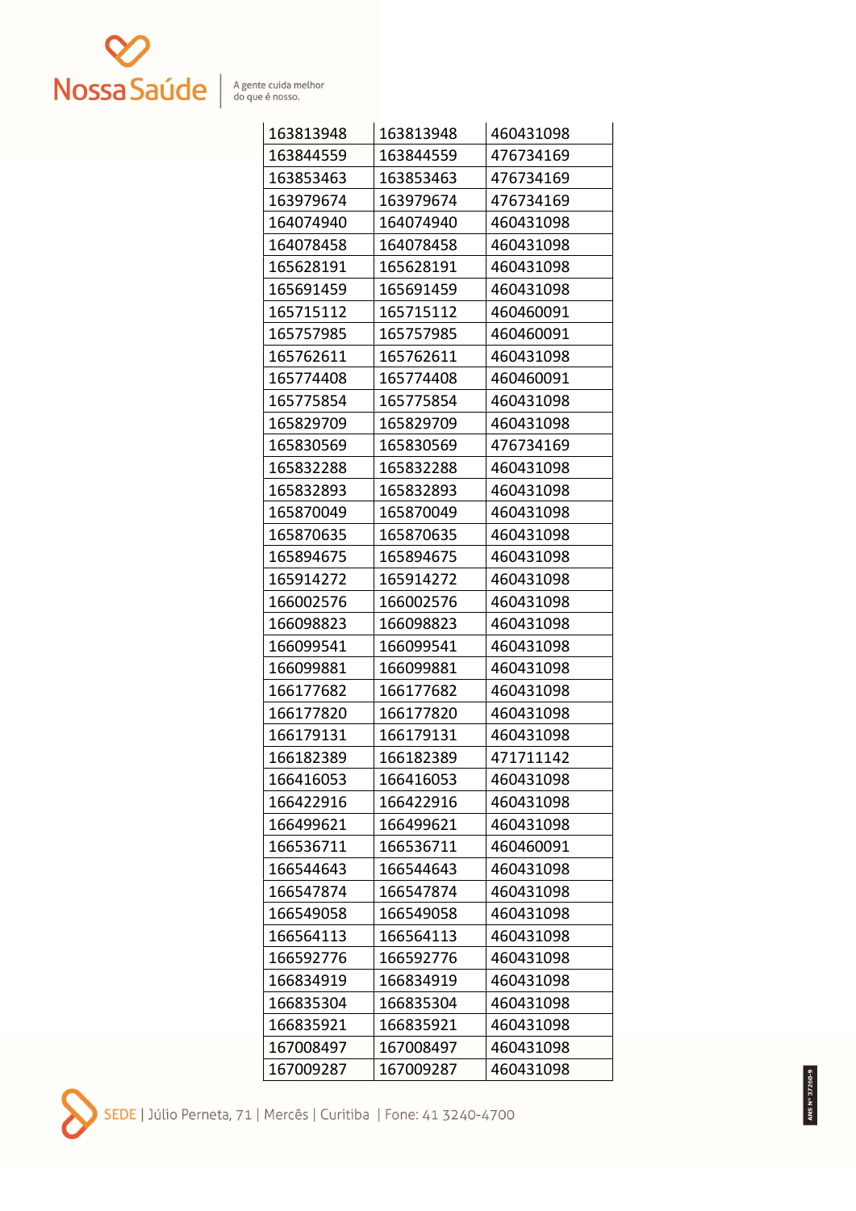| | | |
|---|---|---|
| 163813948 | 163813948 | 460431098 |
| 163844559 | 163844559 | 476734169 |
| 163853463 | 163853463 | 476734169 |
| 163979674 | 163979674 | 476734169 |
| 164074940 | 164074940 | 460431098 |
| 164078458 | 164078458 | 460431098 |
| 165628191 | 165628191 | 460431098 |
| 165691459 | 165691459 | 460431098 |
| 165715112 | 165715112 | 460460091 |
| 165757985 | 165757985 | 460460091 |
| 165762611 | 165762611 | 460431098 |
| 165774408 | 165774408 | 460460091 |
| 165775854 | 165775854 | 460431098 |
| 165829709 | 165829709 | 460431098 |
| 165830569 | 165830569 | 476734169 |
| 165832288 | 165832288 | 460431098 |
| 165832893 | 165832893 | 460431098 |
| 165870049 | 165870049 | 460431098 |
| 165870635 | 165870635 | 460431098 |
| 165894675 | 165894675 | 460431098 |
| 165914272 | 165914272 | 460431098 |
| 166002576 | 166002576 | 460431098 |
| 166098823 | 166098823 | 460431098 |
| 166099541 | 166099541 | 460431098 |
| 166099881 | 166099881 | 460431098 |
| 166177682 | 166177682 | 460431098 |
| 166177820 | 166177820 | 460431098 |
| 166179131 | 166179131 | 460431098 |
| 166182389 | 166182389 | 471711142 |
| 166416053 | 166416053 | 460431098 |
| 166422916 | 166422916 | 460431098 |
| 166499621 | 166499621 | 460431098 |
| 166536711 | 166536711 | 460460091 |
| 166544643 | 166544643 | 460431098 |
| 166547874 | 166547874 | 460431098 |
| 166549058 | 166549058 | 460431098 |
| 166564113 | 166564113 | 460431098 |
| 166592776 | 166592776 | 460431098 |
| 166834919 | 166834919 | 460431098 |
| 166835304 | 166835304 | 460431098 |
| 166835921 | 166835921 | 460431098 |
| 167008497 | 167008497 | 460431098 |
| 167009287 | 167009287 | 460431098 |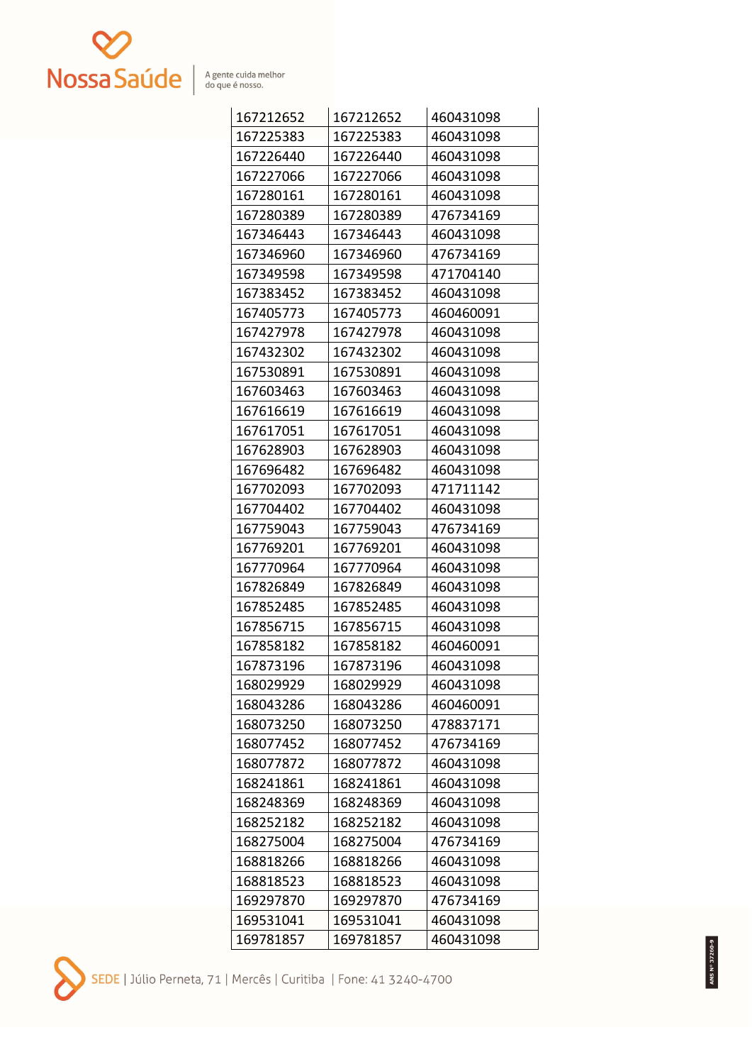| | | |
|---|---|---|
| 167212652 | 167212652 | 460431098 |
| 167225383 | 167225383 | 460431098 |
| 167226440 | 167226440 | 460431098 |
| 167227066 | 167227066 | 460431098 |
| 167280161 | 167280161 | 460431098 |
| 167280389 | 167280389 | 476734169 |
| 167346443 | 167346443 | 460431098 |
| 167346960 | 167346960 | 476734169 |
| 167349598 | 167349598 | 471704140 |
| 167383452 | 167383452 | 460431098 |
| 167405773 | 167405773 | 460460091 |
| 167427978 | 167427978 | 460431098 |
| 167432302 | 167432302 | 460431098 |
| 167530891 | 167530891 | 460431098 |
| 167603463 | 167603463 | 460431098 |
| 167616619 | 167616619 | 460431098 |
| 167617051 | 167617051 | 460431098 |
| 167628903 | 167628903 | 460431098 |
| 167696482 | 167696482 | 460431098 |
| 167702093 | 167702093 | 471711142 |
| 167704402 | 167704402 | 460431098 |
| 167759043 | 167759043 | 476734169 |
| 167769201 | 167769201 | 460431098 |
| 167770964 | 167770964 | 460431098 |
| 167826849 | 167826849 | 460431098 |
| 167852485 | 167852485 | 460431098 |
| 167856715 | 167856715 | 460431098 |
| 167858182 | 167858182 | 460460091 |
| 167873196 | 167873196 | 460431098 |
| 168029929 | 168029929 | 460431098 |
| 168043286 | 168043286 | 460460091 |
| 168073250 | 168073250 | 478837171 |
| 168077452 | 168077452 | 476734169 |
| 168077872 | 168077872 | 460431098 |
| 168241861 | 168241861 | 460431098 |
| 168248369 | 168248369 | 460431098 |
| 168252182 | 168252182 | 460431098 |
| 168275004 | 168275004 | 476734169 |
| 168818266 | 168818266 | 460431098 |
| 168818523 | 168818523 | 460431098 |
| 169297870 | 169297870 | 476734169 |
| 169531041 | 169531041 | 460431098 |
| 169781857 | 169781857 | 460431098 |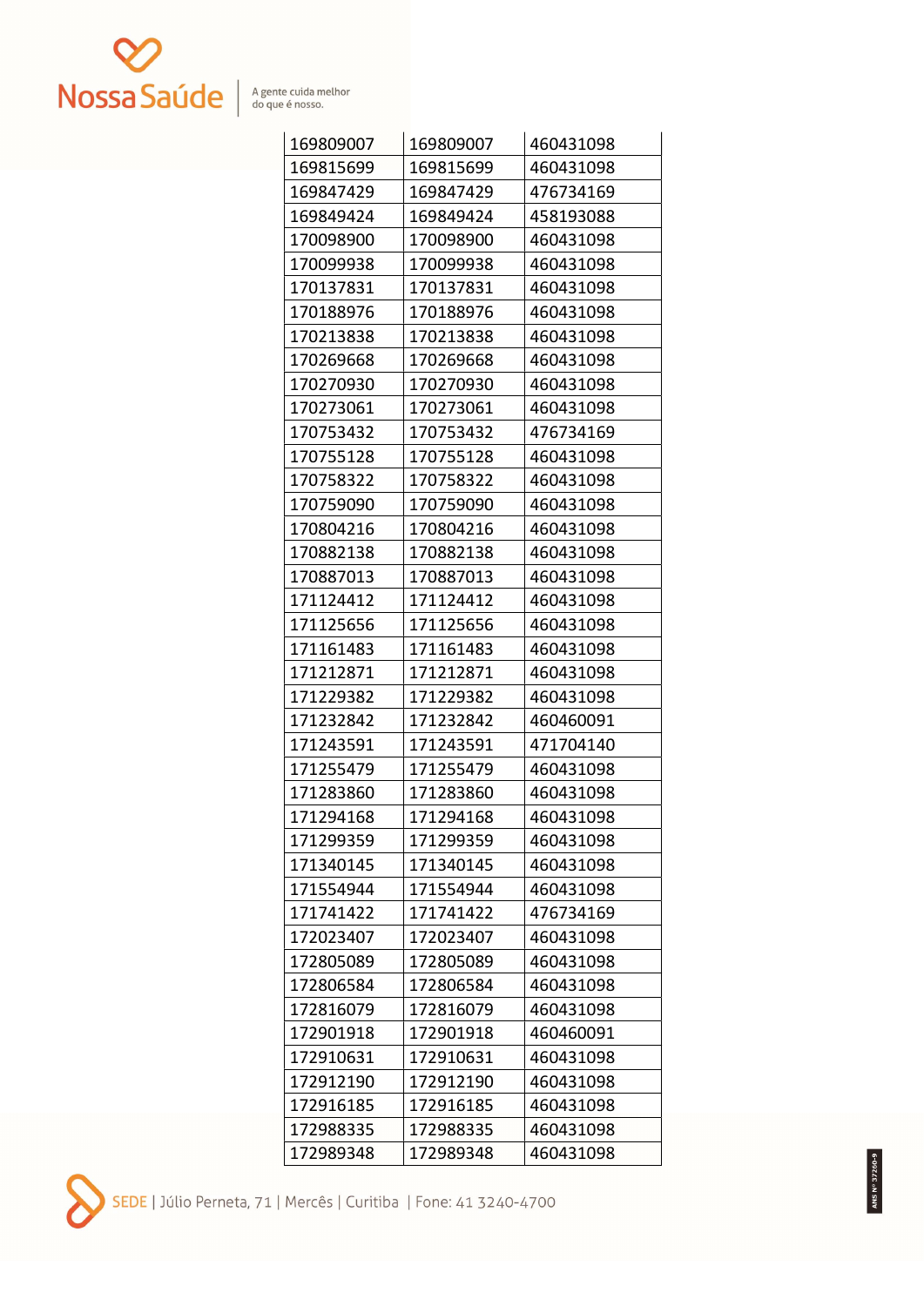| | | |
|---|---|---|
| 169809007 | 169809007 | 460431098 |
| 169815699 | 169815699 | 460431098 |
| 169847429 | 169847429 | 476734169 |
| 169849424 | 169849424 | 458193088 |
| 170098900 | 170098900 | 460431098 |
| 170099938 | 170099938 | 460431098 |
| 170137831 | 170137831 | 460431098 |
| 170188976 | 170188976 | 460431098 |
| 170213838 | 170213838 | 460431098 |
| 170269668 | 170269668 | 460431098 |
| 170270930 | 170270930 | 460431098 |
| 170273061 | 170273061 | 460431098 |
| 170753432 | 170753432 | 476734169 |
| 170755128 | 170755128 | 460431098 |
| 170758322 | 170758322 | 460431098 |
| 170759090 | 170759090 | 460431098 |
| 170804216 | 170804216 | 460431098 |
| 170882138 | 170882138 | 460431098 |
| 170887013 | 170887013 | 460431098 |
| 171124412 | 171124412 | 460431098 |
| 171125656 | 171125656 | 460431098 |
| 171161483 | 171161483 | 460431098 |
| 171212871 | 171212871 | 460431098 |
| 171229382 | 171229382 | 460431098 |
| 171232842 | 171232842 | 460460091 |
| 171243591 | 171243591 | 471704140 |
| 171255479 | 171255479 | 460431098 |
| 171283860 | 171283860 | 460431098 |
| 171294168 | 171294168 | 460431098 |
| 171299359 | 171299359 | 460431098 |
| 171340145 | 171340145 | 460431098 |
| 171554944 | 171554944 | 460431098 |
| 171741422 | 171741422 | 476734169 |
| 172023407 | 172023407 | 460431098 |
| 172805089 | 172805089 | 460431098 |
| 172806584 | 172806584 | 460431098 |
| 172816079 | 172816079 | 460431098 |
| 172901918 | 172901918 | 460460091 |
| 172910631 | 172910631 | 460431098 |
| 172912190 | 172912190 | 460431098 |
| 172916185 | 172916185 | 460431098 |
| 172988335 | 172988335 | 460431098 |
| 172989348 | 172989348 | 460431098 |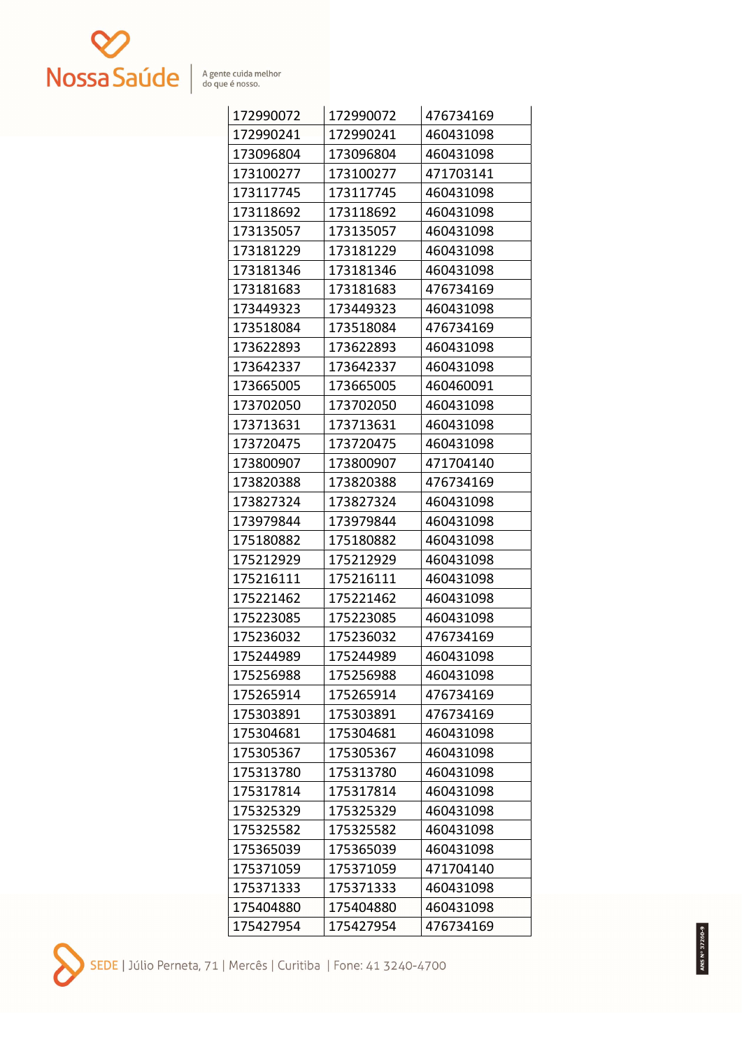| 172990072 | 172990072 | 476734169 |
|---|---|---|
| 172990241 | 172990241 | 460431098 |
| 173096804 | 173096804 | 460431098 |
| 173100277 | 173100277 | 471703141 |
| 173117745 | 173117745 | 460431098 |
| 173118692 | 173118692 | 460431098 |
| 173135057 | 173135057 | 460431098 |
| 173181229 | 173181229 | 460431098 |
| 173181346 | 173181346 | 460431098 |
| 173181683 | 173181683 | 476734169 |
| 173449323 | 173449323 | 460431098 |
| 173518084 | 173518084 | 476734169 |
| 173622893 | 173622893 | 460431098 |
| 173642337 | 173642337 | 460431098 |
| 173665005 | 173665005 | 460460091 |
| 173702050 | 173702050 | 460431098 |
| 173713631 | 173713631 | 460431098 |
| 173720475 | 173720475 | 460431098 |
| 173800907 | 173800907 | 471704140 |
| 173820388 | 173820388 | 476734169 |
| 173827324 | 173827324 | 460431098 |
| 173979844 | 173979844 | 460431098 |
| 175180882 | 175180882 | 460431098 |
| 175212929 | 175212929 | 460431098 |
| 175216111 | 175216111 | 460431098 |
| 175221462 | 175221462 | 460431098 |
| 175223085 | 175223085 | 460431098 |
| 175236032 | 175236032 | 476734169 |
| 175244989 | 175244989 | 460431098 |
| 175256988 | 175256988 | 460431098 |
| 175265914 | 175265914 | 476734169 |
| 175303891 | 175303891 | 476734169 |
| 175304681 | 175304681 | 460431098 |
| 175305367 | 175305367 | 460431098 |
| 175313780 | 175313780 | 460431098 |
| 175317814 | 175317814 | 460431098 |
| 175325329 | 175325329 | 460431098 |
| 175325582 | 175325582 | 460431098 |
| 175365039 | 175365039 | 460431098 |
| 175371059 | 175371059 | 471704140 |
| 175371333 | 175371333 | 460431098 |
| 175404880 | 175404880 | 460431098 |
| 175427954 | 175427954 | 476734169 |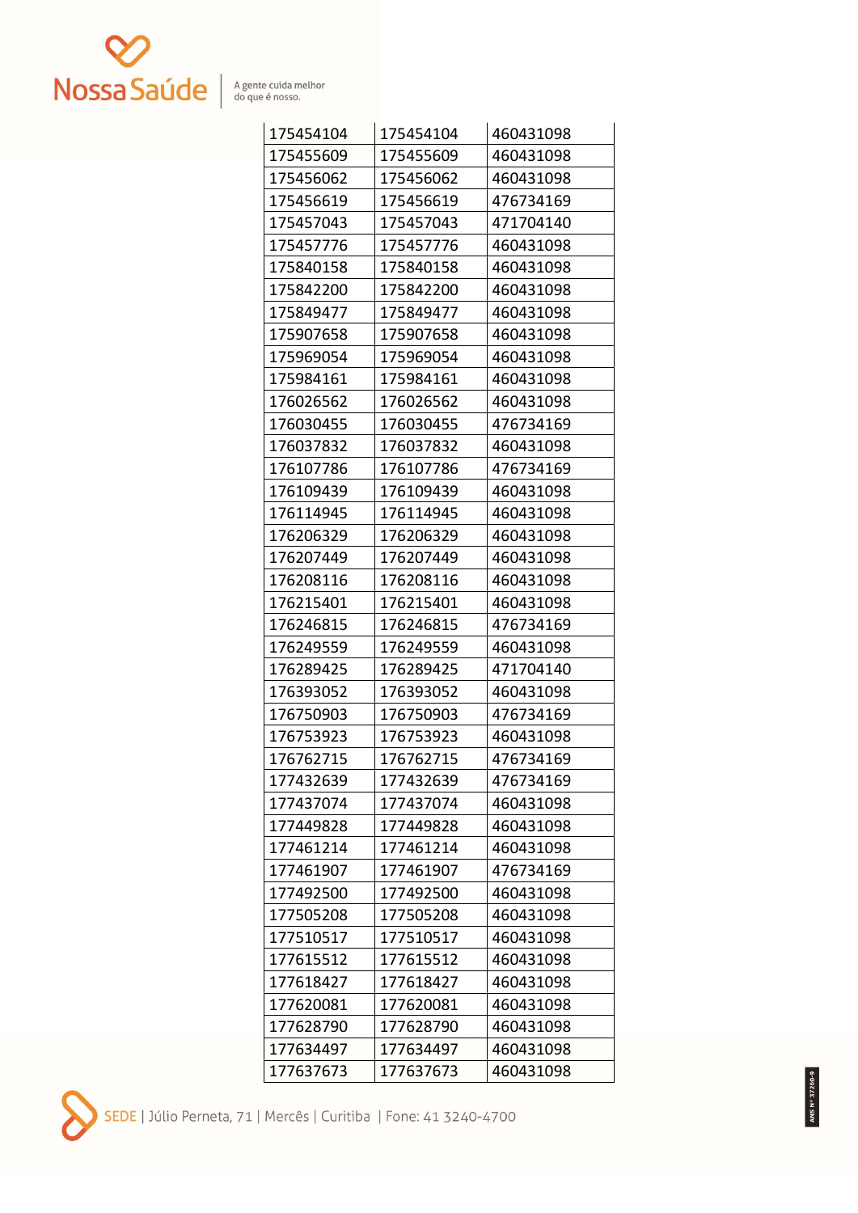| 175454104 | 175454104 | 460431098 |
|---|---|---|
| 175455609 | 175455609 | 460431098 |
| 175456062 | 175456062 | 460431098 |
| 175456619 | 175456619 | 476734169 |
| 175457043 | 175457043 | 471704140 |
| 175457776 | 175457776 | 460431098 |
| 175840158 | 175840158 | 460431098 |
| 175842200 | 175842200 | 460431098 |
| 175849477 | 175849477 | 460431098 |
| 175907658 | 175907658 | 460431098 |
| 175969054 | 175969054 | 460431098 |
| 175984161 | 175984161 | 460431098 |
| 176026562 | 176026562 | 460431098 |
| 176030455 | 176030455 | 476734169 |
| 176037832 | 176037832 | 460431098 |
| 176107786 | 176107786 | 476734169 |
| 176109439 | 176109439 | 460431098 |
| 176114945 | 176114945 | 460431098 |
| 176206329 | 176206329 | 460431098 |
| 176207449 | 176207449 | 460431098 |
| 176208116 | 176208116 | 460431098 |
| 176215401 | 176215401 | 460431098 |
| 176246815 | 176246815 | 476734169 |
| 176249559 | 176249559 | 460431098 |
| 176289425 | 176289425 | 471704140 |
| 176393052 | 176393052 | 460431098 |
| 176750903 | 176750903 | 476734169 |
| 176753923 | 176753923 | 460431098 |
| 176762715 | 176762715 | 476734169 |
| 177432639 | 177432639 | 476734169 |
| 177437074 | 177437074 | 460431098 |
| 177449828 | 177449828 | 460431098 |
| 177461214 | 177461214 | 460431098 |
| 177461907 | 177461907 | 476734169 |
| 177492500 | 177492500 | 460431098 |
| 177505208 | 177505208 | 460431098 |
| 177510517 | 177510517 | 460431098 |
| 177615512 | 177615512 | 460431098 |
| 177618427 | 177618427 | 460431098 |
| 177620081 | 177620081 | 460431098 |
| 177628790 | 177628790 | 460431098 |
| 177634497 | 177634497 | 460431098 |
| 177637673 | 177637673 | 460431098 |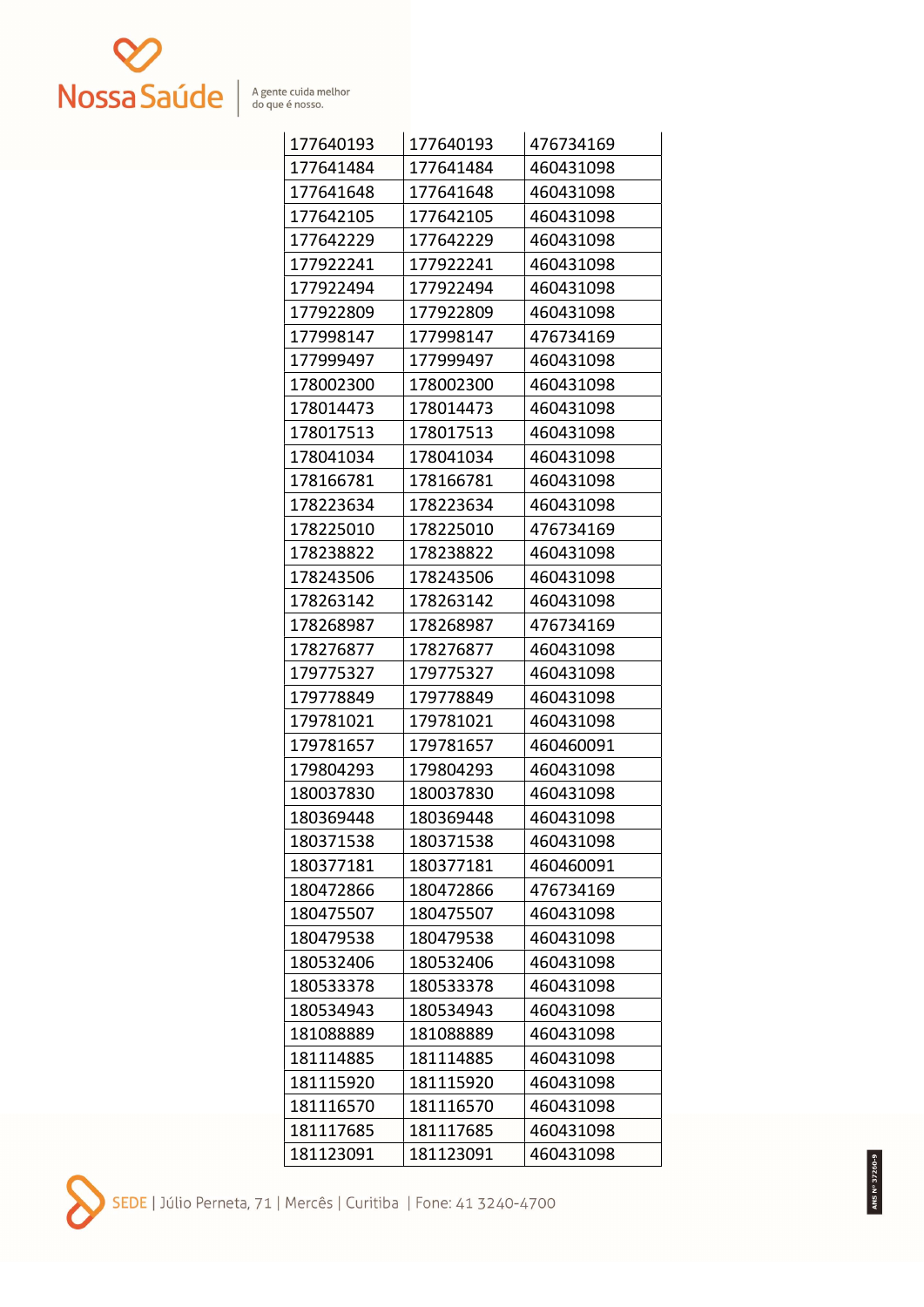| 177640193 | 177640193 | 476734169 |
|---|---|---|
| 177641484 | 177641484 | 460431098 |
| 177641648 | 177641648 | 460431098 |
| 177642105 | 177642105 | 460431098 |
| 177642229 | 177642229 | 460431098 |
| 177922241 | 177922241 | 460431098 |
| 177922494 | 177922494 | 460431098 |
| 177922809 | 177922809 | 460431098 |
| 177998147 | 177998147 | 476734169 |
| 177999497 | 177999497 | 460431098 |
| 178002300 | 178002300 | 460431098 |
| 178014473 | 178014473 | 460431098 |
| 178017513 | 178017513 | 460431098 |
| 178041034 | 178041034 | 460431098 |
| 178166781 | 178166781 | 460431098 |
| 178223634 | 178223634 | 460431098 |
| 178225010 | 178225010 | 476734169 |
| 178238822 | 178238822 | 460431098 |
| 178243506 | 178243506 | 460431098 |
| 178263142 | 178263142 | 460431098 |
| 178268987 | 178268987 | 476734169 |
| 178276877 | 178276877 | 460431098 |
| 179775327 | 179775327 | 460431098 |
| 179778849 | 179778849 | 460431098 |
| 179781021 | 179781021 | 460431098 |
| 179781657 | 179781657 | 460460091 |
| 179804293 | 179804293 | 460431098 |
| 180037830 | 180037830 | 460431098 |
| 180369448 | 180369448 | 460431098 |
| 180371538 | 180371538 | 460431098 |
| 180377181 | 180377181 | 460460091 |
| 180472866 | 180472866 | 476734169 |
| 180475507 | 180475507 | 460431098 |
| 180479538 | 180479538 | 460431098 |
| 180532406 | 180532406 | 460431098 |
| 180533378 | 180533378 | 460431098 |
| 180534943 | 180534943 | 460431098 |
| 181088889 | 181088889 | 460431098 |
| 181114885 | 181114885 | 460431098 |
| 181115920 | 181115920 | 460431098 |
| 181116570 | 181116570 | 460431098 |
| 181117685 | 181117685 | 460431098 |
| 181123091 | 181123091 | 460431098 |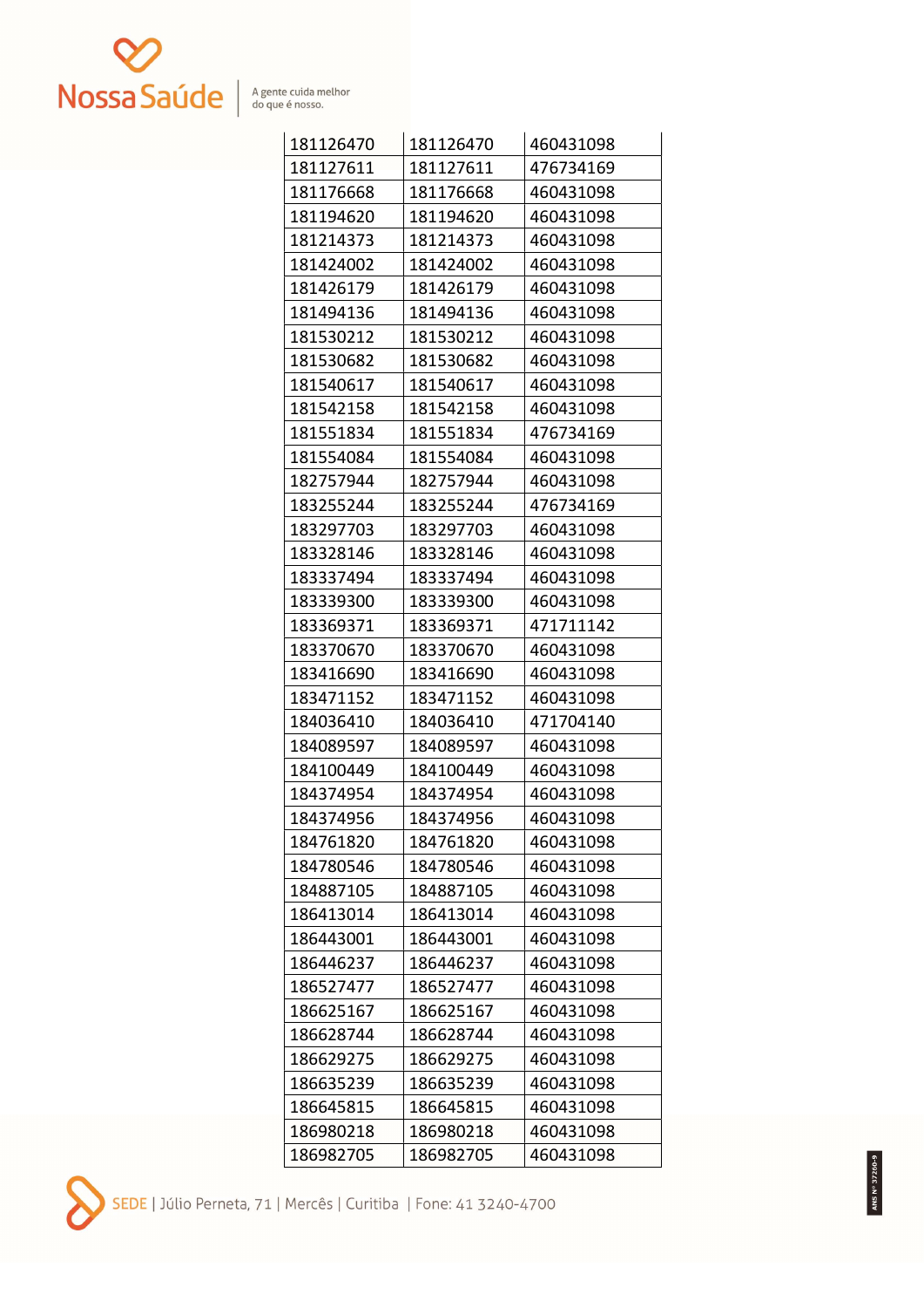| | | |
|---|---|---|
| 181126470 | 181126470 | 460431098 |
| 181127611 | 181127611 | 476734169 |
| 181176668 | 181176668 | 460431098 |
| 181194620 | 181194620 | 460431098 |
| 181214373 | 181214373 | 460431098 |
| 181424002 | 181424002 | 460431098 |
| 181426179 | 181426179 | 460431098 |
| 181494136 | 181494136 | 460431098 |
| 181530212 | 181530212 | 460431098 |
| 181530682 | 181530682 | 460431098 |
| 181540617 | 181540617 | 460431098 |
| 181542158 | 181542158 | 460431098 |
| 181551834 | 181551834 | 476734169 |
| 181554084 | 181554084 | 460431098 |
| 182757944 | 182757944 | 460431098 |
| 183255244 | 183255244 | 476734169 |
| 183297703 | 183297703 | 460431098 |
| 183328146 | 183328146 | 460431098 |
| 183337494 | 183337494 | 460431098 |
| 183339300 | 183339300 | 460431098 |
| 183369371 | 183369371 | 471711142 |
| 183370670 | 183370670 | 460431098 |
| 183416690 | 183416690 | 460431098 |
| 183471152 | 183471152 | 460431098 |
| 184036410 | 184036410 | 471704140 |
| 184089597 | 184089597 | 460431098 |
| 184100449 | 184100449 | 460431098 |
| 184374954 | 184374954 | 460431098 |
| 184374956 | 184374956 | 460431098 |
| 184761820 | 184761820 | 460431098 |
| 184780546 | 184780546 | 460431098 |
| 184887105 | 184887105 | 460431098 |
| 186413014 | 186413014 | 460431098 |
| 186443001 | 186443001 | 460431098 |
| 186446237 | 186446237 | 460431098 |
| 186527477 | 186527477 | 460431098 |
| 186625167 | 186625167 | 460431098 |
| 186628744 | 186628744 | 460431098 |
| 186629275 | 186629275 | 460431098 |
| 186635239 | 186635239 | 460431098 |
| 186645815 | 186645815 | 460431098 |
| 186980218 | 186980218 | 460431098 |
| 186982705 | 186982705 | 460431098 |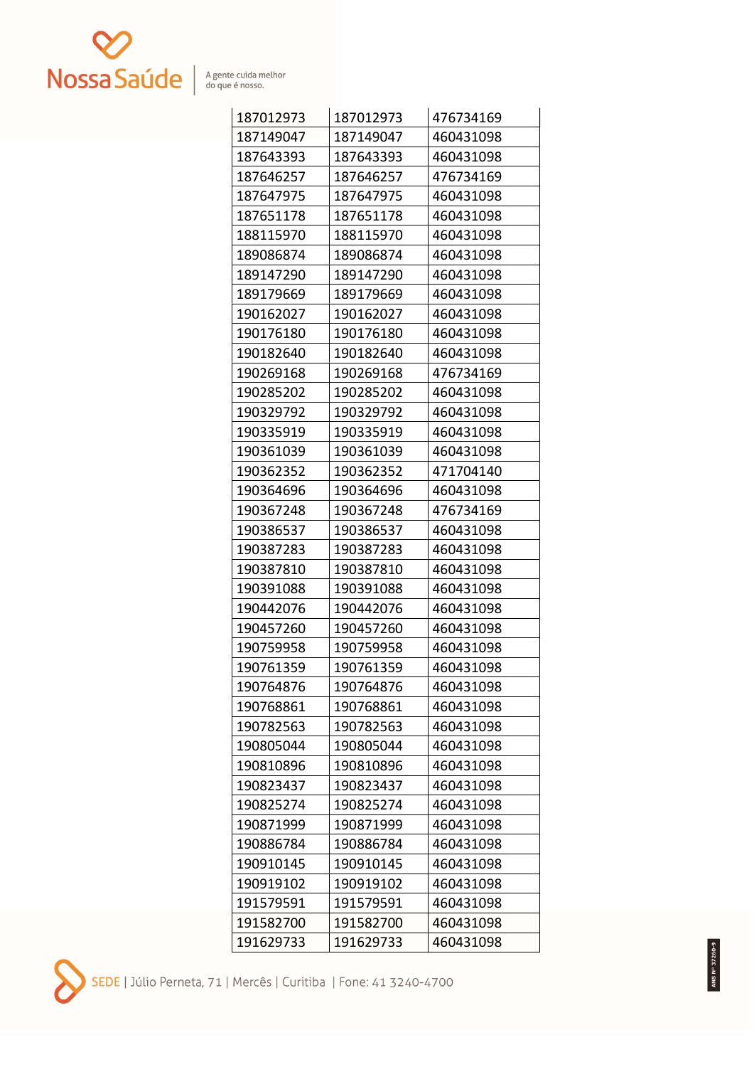| | | |
|---|---|---|
| 187012973 | 187012973 | 476734169 |
| 187149047 | 187149047 | 460431098 |
| 187643393 | 187643393 | 460431098 |
| 187646257 | 187646257 | 476734169 |
| 187647975 | 187647975 | 460431098 |
| 187651178 | 187651178 | 460431098 |
| 188115970 | 188115970 | 460431098 |
| 189086874 | 189086874 | 460431098 |
| 189147290 | 189147290 | 460431098 |
| 189179669 | 189179669 | 460431098 |
| 190162027 | 190162027 | 460431098 |
| 190176180 | 190176180 | 460431098 |
| 190182640 | 190182640 | 460431098 |
| 190269168 | 190269168 | 476734169 |
| 190285202 | 190285202 | 460431098 |
| 190329792 | 190329792 | 460431098 |
| 190335919 | 190335919 | 460431098 |
| 190361039 | 190361039 | 460431098 |
| 190362352 | 190362352 | 471704140 |
| 190364696 | 190364696 | 460431098 |
| 190367248 | 190367248 | 476734169 |
| 190386537 | 190386537 | 460431098 |
| 190387283 | 190387283 | 460431098 |
| 190387810 | 190387810 | 460431098 |
| 190391088 | 190391088 | 460431098 |
| 190442076 | 190442076 | 460431098 |
| 190457260 | 190457260 | 460431098 |
| 190759958 | 190759958 | 460431098 |
| 190761359 | 190761359 | 460431098 |
| 190764876 | 190764876 | 460431098 |
| 190768861 | 190768861 | 460431098 |
| 190782563 | 190782563 | 460431098 |
| 190805044 | 190805044 | 460431098 |
| 190810896 | 190810896 | 460431098 |
| 190823437 | 190823437 | 460431098 |
| 190825274 | 190825274 | 460431098 |
| 190871999 | 190871999 | 460431098 |
| 190886784 | 190886784 | 460431098 |
| 190910145 | 190910145 | 460431098 |
| 190919102 | 190919102 | 460431098 |
| 191579591 | 191579591 | 460431098 |
| 191582700 | 191582700 | 460431098 |
| 191629733 | 191629733 | 460431098 |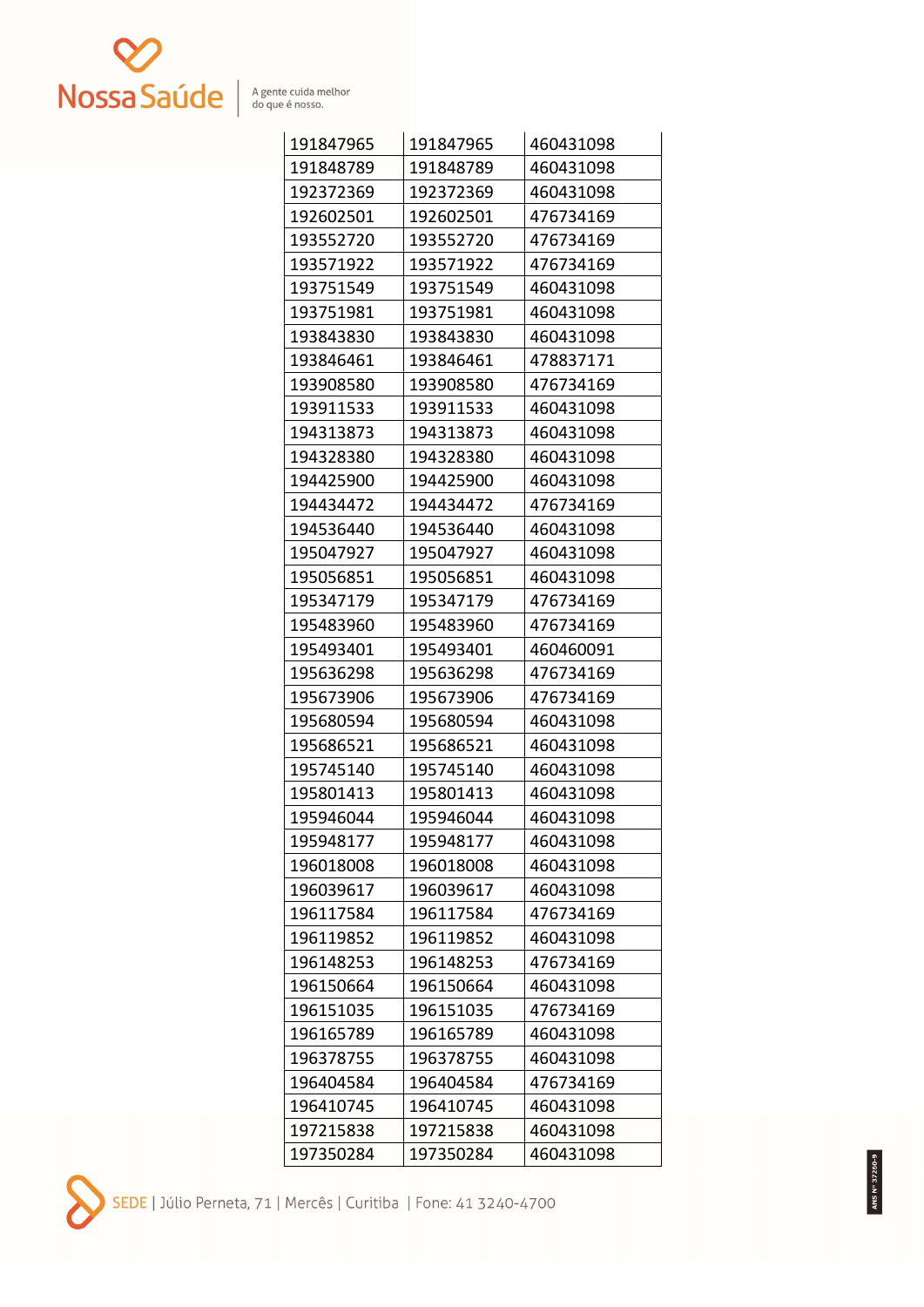| | | |
|---|---|---|
| 191847965 | 191847965 | 460431098 |
| 191848789 | 191848789 | 460431098 |
| 192372369 | 192372369 | 460431098 |
| 192602501 | 192602501 | 476734169 |
| 193552720 | 193552720 | 476734169 |
| 193571922 | 193571922 | 476734169 |
| 193751549 | 193751549 | 460431098 |
| 193751981 | 193751981 | 460431098 |
| 193843830 | 193843830 | 460431098 |
| 193846461 | 193846461 | 478837171 |
| 193908580 | 193908580 | 476734169 |
| 193911533 | 193911533 | 460431098 |
| 194313873 | 194313873 | 460431098 |
| 194328380 | 194328380 | 460431098 |
| 194425900 | 194425900 | 460431098 |
| 194434472 | 194434472 | 476734169 |
| 194536440 | 194536440 | 460431098 |
| 195047927 | 195047927 | 460431098 |
| 195056851 | 195056851 | 460431098 |
| 195347179 | 195347179 | 476734169 |
| 195483960 | 195483960 | 476734169 |
| 195493401 | 195493401 | 460460091 |
| 195636298 | 195636298 | 476734169 |
| 195673906 | 195673906 | 476734169 |
| 195680594 | 195680594 | 460431098 |
| 195686521 | 195686521 | 460431098 |
| 195745140 | 195745140 | 460431098 |
| 195801413 | 195801413 | 460431098 |
| 195946044 | 195946044 | 460431098 |
| 195948177 | 195948177 | 460431098 |
| 196018008 | 196018008 | 460431098 |
| 196039617 | 196039617 | 460431098 |
| 196117584 | 196117584 | 476734169 |
| 196119852 | 196119852 | 460431098 |
| 196148253 | 196148253 | 476734169 |
| 196150664 | 196150664 | 460431098 |
| 196151035 | 196151035 | 476734169 |
| 196165789 | 196165789 | 460431098 |
| 196378755 | 196378755 | 460431098 |
| 196404584 | 196404584 | 476734169 |
| 196410745 | 196410745 | 460431098 |
| 197215838 | 197215838 | 460431098 |
| 197350284 | 197350284 | 460431098 |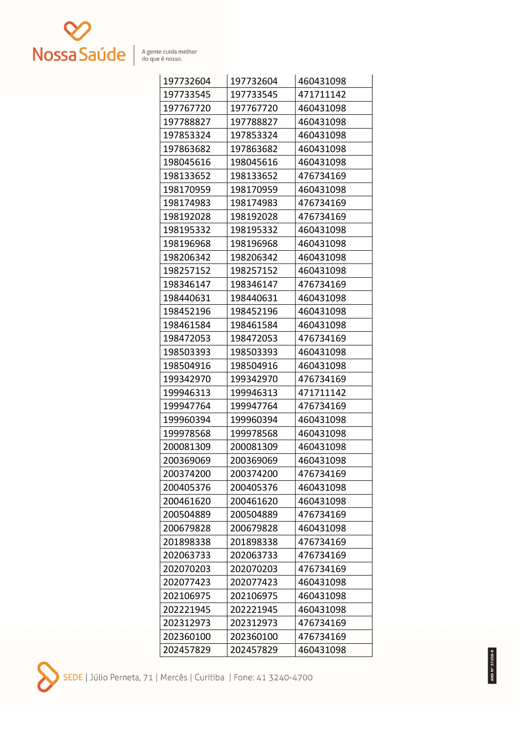| | | |
|---|---|---|
| 197732604 | 197732604 | 460431098 |
| 197733545 | 197733545 | 471711142 |
| 197767720 | 197767720 | 460431098 |
| 197788827 | 197788827 | 460431098 |
| 197853324 | 197853324 | 460431098 |
| 197863682 | 197863682 | 460431098 |
| 198045616 | 198045616 | 460431098 |
| 198133652 | 198133652 | 476734169 |
| 198170959 | 198170959 | 460431098 |
| 198174983 | 198174983 | 476734169 |
| 198192028 | 198192028 | 476734169 |
| 198195332 | 198195332 | 460431098 |
| 198196968 | 198196968 | 460431098 |
| 198206342 | 198206342 | 460431098 |
| 198257152 | 198257152 | 460431098 |
| 198346147 | 198346147 | 476734169 |
| 198440631 | 198440631 | 460431098 |
| 198452196 | 198452196 | 460431098 |
| 198461584 | 198461584 | 460431098 |
| 198472053 | 198472053 | 476734169 |
| 198503393 | 198503393 | 460431098 |
| 198504916 | 198504916 | 460431098 |
| 199342970 | 199342970 | 476734169 |
| 199946313 | 199946313 | 471711142 |
| 199947764 | 199947764 | 476734169 |
| 199960394 | 199960394 | 460431098 |
| 199978568 | 199978568 | 460431098 |
| 200081309 | 200081309 | 460431098 |
| 200369069 | 200369069 | 460431098 |
| 200374200 | 200374200 | 476734169 |
| 200405376 | 200405376 | 460431098 |
| 200461620 | 200461620 | 460431098 |
| 200504889 | 200504889 | 476734169 |
| 200679828 | 200679828 | 460431098 |
| 201898338 | 201898338 | 476734169 |
| 202063733 | 202063733 | 476734169 |
| 202070203 | 202070203 | 476734169 |
| 202077423 | 202077423 | 460431098 |
| 202106975 | 202106975 | 460431098 |
| 202221945 | 202221945 | 460431098 |
| 202312973 | 202312973 | 476734169 |
| 202360100 | 202360100 | 476734169 |
| 202457829 | 202457829 | 460431098 |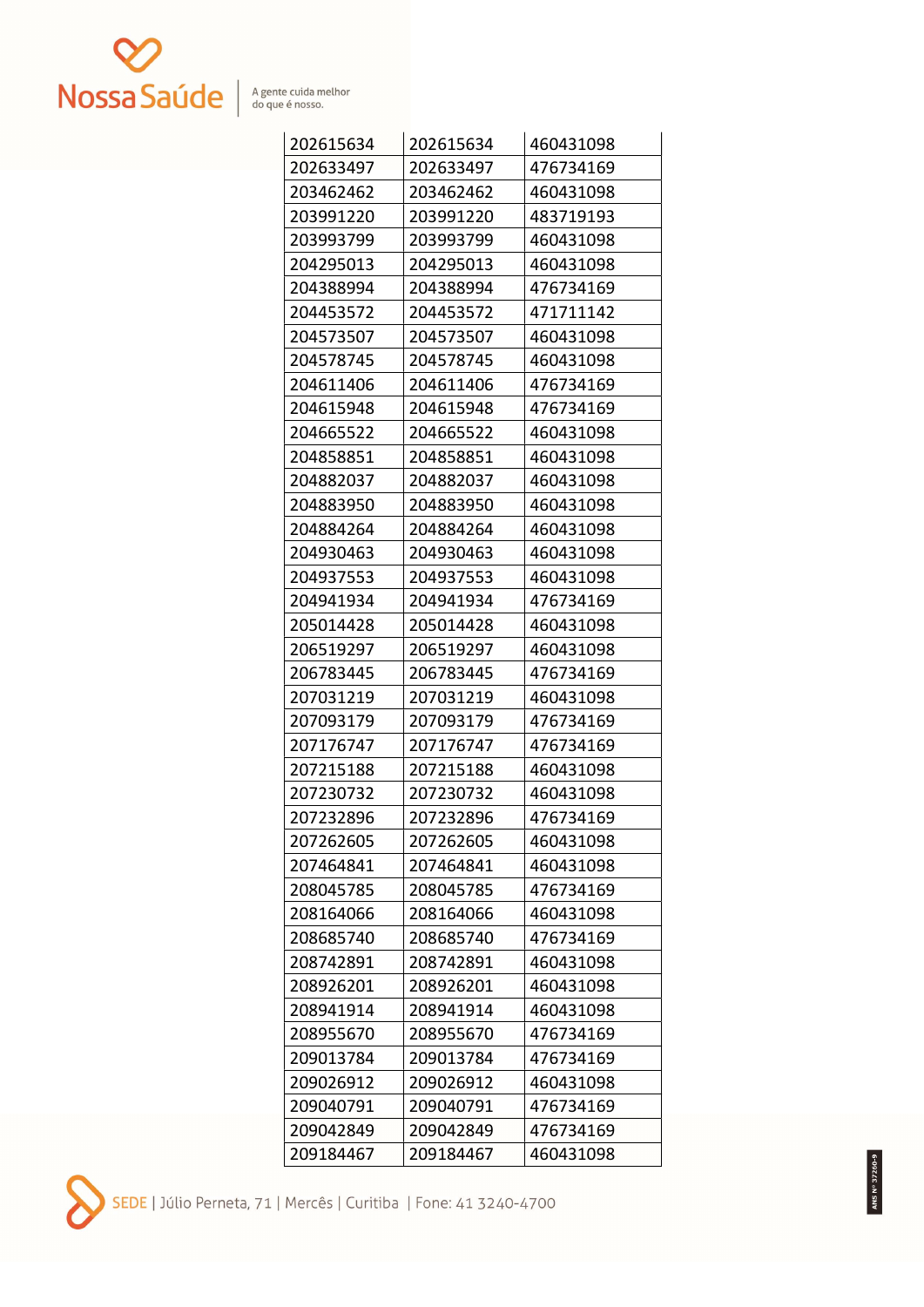| | | |
|---|---|---|
| 202615634 | 202615634 | 460431098 |
| 202633497 | 202633497 | 476734169 |
| 203462462 | 203462462 | 460431098 |
| 203991220 | 203991220 | 483719193 |
| 203993799 | 203993799 | 460431098 |
| 204295013 | 204295013 | 460431098 |
| 204388994 | 204388994 | 476734169 |
| 204453572 | 204453572 | 471711142 |
| 204573507 | 204573507 | 460431098 |
| 204578745 | 204578745 | 460431098 |
| 204611406 | 204611406 | 476734169 |
| 204615948 | 204615948 | 476734169 |
| 204665522 | 204665522 | 460431098 |
| 204858851 | 204858851 | 460431098 |
| 204882037 | 204882037 | 460431098 |
| 204883950 | 204883950 | 460431098 |
| 204884264 | 204884264 | 460431098 |
| 204930463 | 204930463 | 460431098 |
| 204937553 | 204937553 | 460431098 |
| 204941934 | 204941934 | 476734169 |
| 205014428 | 205014428 | 460431098 |
| 206519297 | 206519297 | 460431098 |
| 206783445 | 206783445 | 476734169 |
| 207031219 | 207031219 | 460431098 |
| 207093179 | 207093179 | 476734169 |
| 207176747 | 207176747 | 476734169 |
| 207215188 | 207215188 | 460431098 |
| 207230732 | 207230732 | 460431098 |
| 207232896 | 207232896 | 476734169 |
| 207262605 | 207262605 | 460431098 |
| 207464841 | 207464841 | 460431098 |
| 208045785 | 208045785 | 476734169 |
| 208164066 | 208164066 | 460431098 |
| 208685740 | 208685740 | 476734169 |
| 208742891 | 208742891 | 460431098 |
| 208926201 | 208926201 | 460431098 |
| 208941914 | 208941914 | 460431098 |
| 208955670 | 208955670 | 476734169 |
| 209013784 | 209013784 | 476734169 |
| 209026912 | 209026912 | 460431098 |
| 209040791 | 209040791 | 476734169 |
| 209042849 | 209042849 | 476734169 |
| 209184467 | 209184467 | 460431098 |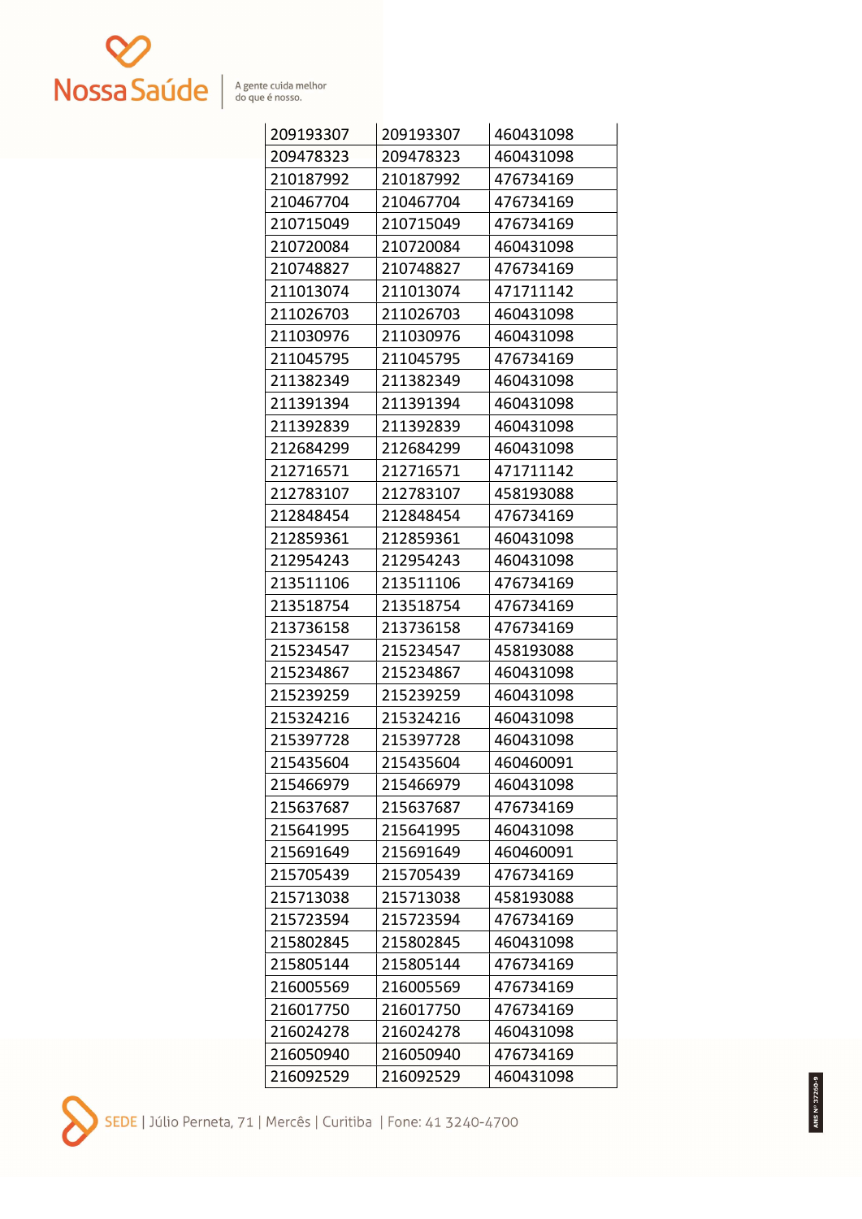| | | |
|---|---|---|
| 209193307 | 209193307 | 460431098 |
| 209478323 | 209478323 | 460431098 |
| 210187992 | 210187992 | 476734169 |
| 210467704 | 210467704 | 476734169 |
| 210715049 | 210715049 | 476734169 |
| 210720084 | 210720084 | 460431098 |
| 210748827 | 210748827 | 476734169 |
| 211013074 | 211013074 | 471711142 |
| 211026703 | 211026703 | 460431098 |
| 211030976 | 211030976 | 460431098 |
| 211045795 | 211045795 | 476734169 |
| 211382349 | 211382349 | 460431098 |
| 211391394 | 211391394 | 460431098 |
| 211392839 | 211392839 | 460431098 |
| 212684299 | 212684299 | 460431098 |
| 212716571 | 212716571 | 471711142 |
| 212783107 | 212783107 | 458193088 |
| 212848454 | 212848454 | 476734169 |
| 212859361 | 212859361 | 460431098 |
| 212954243 | 212954243 | 460431098 |
| 213511106 | 213511106 | 476734169 |
| 213518754 | 213518754 | 476734169 |
| 213736158 | 213736158 | 476734169 |
| 215234547 | 215234547 | 458193088 |
| 215234867 | 215234867 | 460431098 |
| 215239259 | 215239259 | 460431098 |
| 215324216 | 215324216 | 460431098 |
| 215397728 | 215397728 | 460431098 |
| 215435604 | 215435604 | 460460091 |
| 215466979 | 215466979 | 460431098 |
| 215637687 | 215637687 | 476734169 |
| 215641995 | 215641995 | 460431098 |
| 215691649 | 215691649 | 460460091 |
| 215705439 | 215705439 | 476734169 |
| 215713038 | 215713038 | 458193088 |
| 215723594 | 215723594 | 476734169 |
| 215802845 | 215802845 | 460431098 |
| 215805144 | 215805144 | 476734169 |
| 216005569 | 216005569 | 476734169 |
| 216017750 | 216017750 | 476734169 |
| 216024278 | 216024278 | 460431098 |
| 216050940 | 216050940 | 476734169 |
| 216092529 | 216092529 | 460431098 |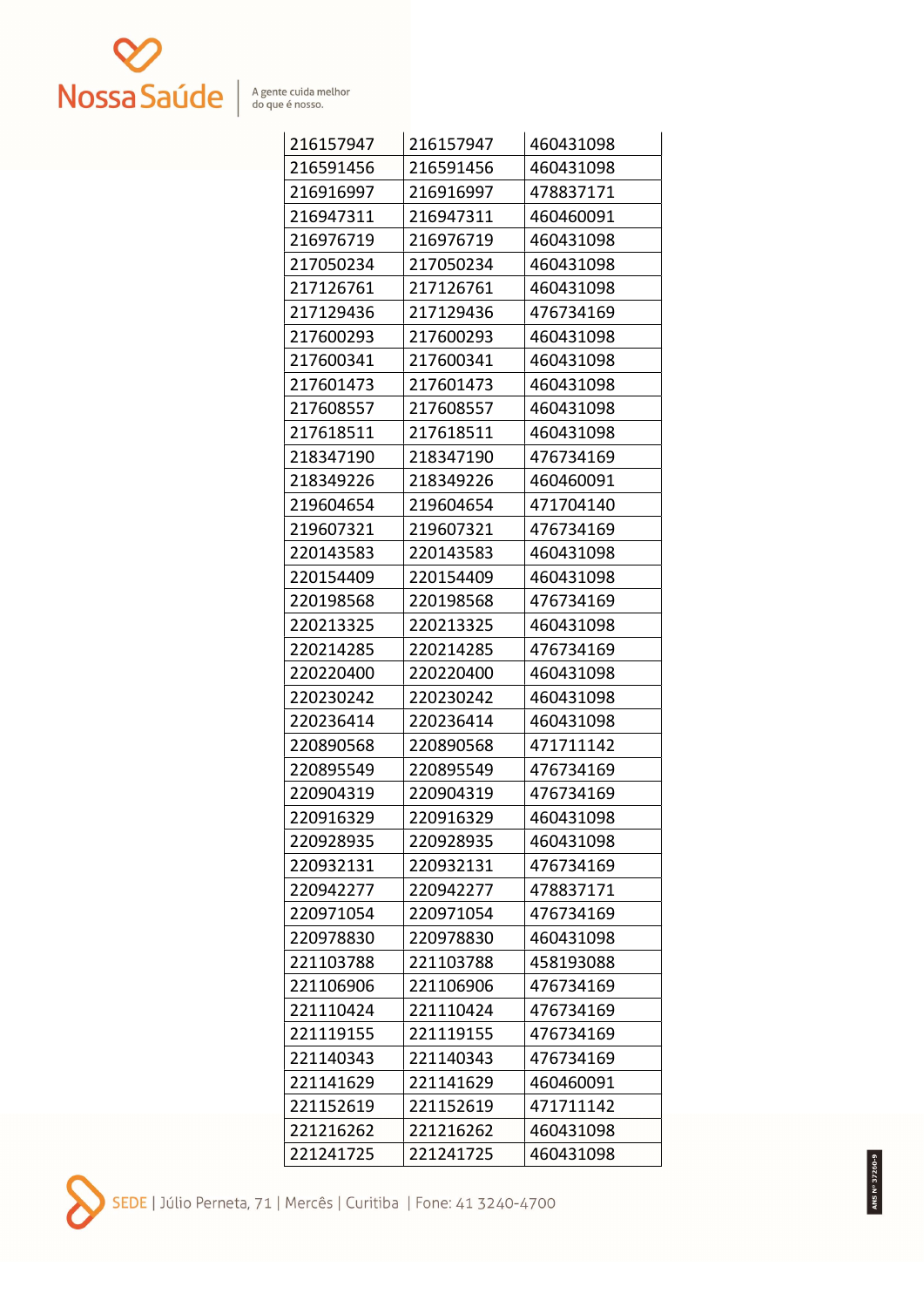| | | |
|---|---|---|
| 216157947 | 216157947 | 460431098 |
| 216591456 | 216591456 | 460431098 |
| 216916997 | 216916997 | 478837171 |
| 216947311 | 216947311 | 460460091 |
| 216976719 | 216976719 | 460431098 |
| 217050234 | 217050234 | 460431098 |
| 217126761 | 217126761 | 460431098 |
| 217129436 | 217129436 | 476734169 |
| 217600293 | 217600293 | 460431098 |
| 217600341 | 217600341 | 460431098 |
| 217601473 | 217601473 | 460431098 |
| 217608557 | 217608557 | 460431098 |
| 217618511 | 217618511 | 460431098 |
| 218347190 | 218347190 | 476734169 |
| 218349226 | 218349226 | 460460091 |
| 219604654 | 219604654 | 471704140 |
| 219607321 | 219607321 | 476734169 |
| 220143583 | 220143583 | 460431098 |
| 220154409 | 220154409 | 460431098 |
| 220198568 | 220198568 | 476734169 |
| 220213325 | 220213325 | 460431098 |
| 220214285 | 220214285 | 476734169 |
| 220220400 | 220220400 | 460431098 |
| 220230242 | 220230242 | 460431098 |
| 220236414 | 220236414 | 460431098 |
| 220890568 | 220890568 | 471711142 |
| 220895549 | 220895549 | 476734169 |
| 220904319 | 220904319 | 476734169 |
| 220916329 | 220916329 | 460431098 |
| 220928935 | 220928935 | 460431098 |
| 220932131 | 220932131 | 476734169 |
| 220942277 | 220942277 | 478837171 |
| 220971054 | 220971054 | 476734169 |
| 220978830 | 220978830 | 460431098 |
| 221103788 | 221103788 | 458193088 |
| 221106906 | 221106906 | 476734169 |
| 221110424 | 221110424 | 476734169 |
| 221119155 | 221119155 | 476734169 |
| 221140343 | 221140343 | 476734169 |
| 221141629 | 221141629 | 460460091 |
| 221152619 | 221152619 | 471711142 |
| 221216262 | 221216262 | 460431098 |
| 221241725 | 221241725 | 460431098 |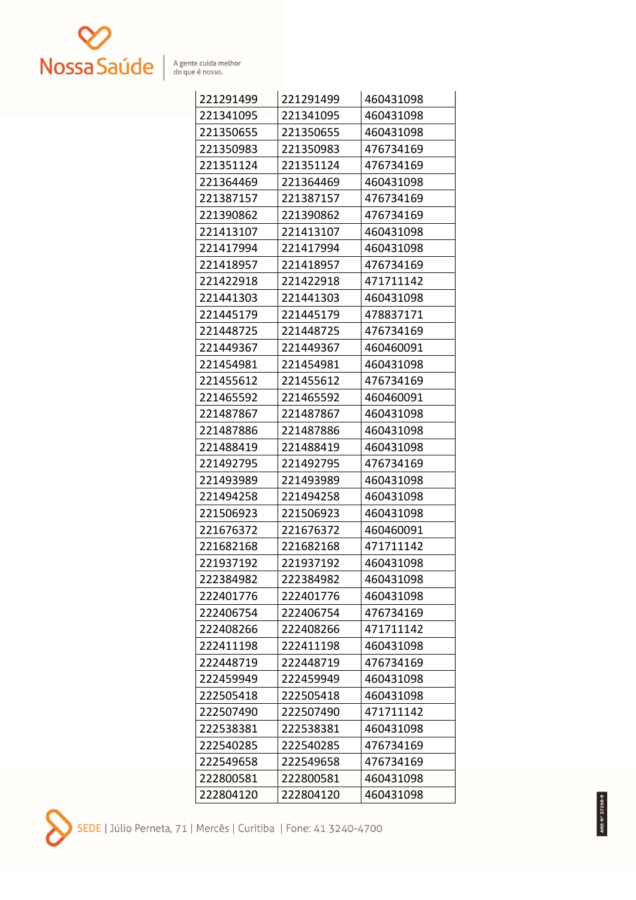| | | |
|---|---|---|
| 221291499 | 221291499 | 460431098 |
| 221341095 | 221341095 | 460431098 |
| 221350655 | 221350655 | 460431098 |
| 221350983 | 221350983 | 476734169 |
| 221351124 | 221351124 | 476734169 |
| 221364469 | 221364469 | 460431098 |
| 221387157 | 221387157 | 476734169 |
| 221390862 | 221390862 | 476734169 |
| 221413107 | 221413107 | 460431098 |
| 221417994 | 221417994 | 460431098 |
| 221418957 | 221418957 | 476734169 |
| 221422918 | 221422918 | 471711142 |
| 221441303 | 221441303 | 460431098 |
| 221445179 | 221445179 | 478837171 |
| 221448725 | 221448725 | 476734169 |
| 221449367 | 221449367 | 460460091 |
| 221454981 | 221454981 | 460431098 |
| 221455612 | 221455612 | 476734169 |
| 221465592 | 221465592 | 460460091 |
| 221487867 | 221487867 | 460431098 |
| 221487886 | 221487886 | 460431098 |
| 221488419 | 221488419 | 460431098 |
| 221492795 | 221492795 | 476734169 |
| 221493989 | 221493989 | 460431098 |
| 221494258 | 221494258 | 460431098 |
| 221506923 | 221506923 | 460431098 |
| 221676372 | 221676372 | 460460091 |
| 221682168 | 221682168 | 471711142 |
| 221937192 | 221937192 | 460431098 |
| 222384982 | 222384982 | 460431098 |
| 222401776 | 222401776 | 460431098 |
| 222406754 | 222406754 | 476734169 |
| 222408266 | 222408266 | 471711142 |
| 222411198 | 222411198 | 460431098 |
| 222448719 | 222448719 | 476734169 |
| 222459949 | 222459949 | 460431098 |
| 222505418 | 222505418 | 460431098 |
| 222507490 | 222507490 | 471711142 |
| 222538381 | 222538381 | 460431098 |
| 222540285 | 222540285 | 476734169 |
| 222549658 | 222549658 | 476734169 |
| 222800581 | 222800581 | 460431098 |
| 222804120 | 222804120 | 460431098 |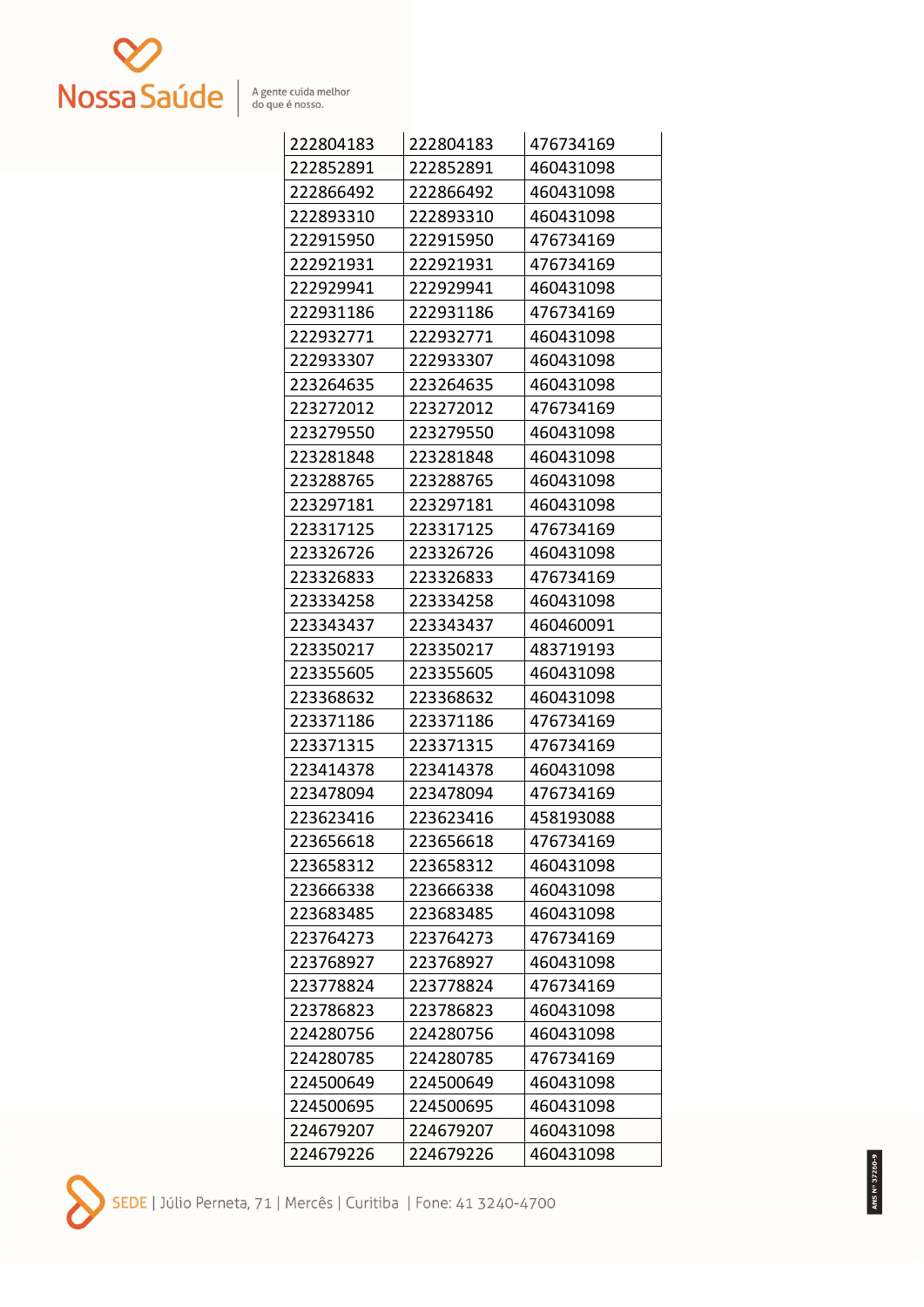| 222804183 | 222804183 | 476734169 |
|---|---|---|
| 222852891 | 222852891 | 460431098 |
| 222866492 | 222866492 | 460431098 |
| 222893310 | 222893310 | 460431098 |
| 222915950 | 222915950 | 476734169 |
| 222921931 | 222921931 | 476734169 |
| 222929941 | 222929941 | 460431098 |
| 222931186 | 222931186 | 476734169 |
| 222932771 | 222932771 | 460431098 |
| 222933307 | 222933307 | 460431098 |
| 223264635 | 223264635 | 460431098 |
| 223272012 | 223272012 | 476734169 |
| 223279550 | 223279550 | 460431098 |
| 223281848 | 223281848 | 460431098 |
| 223288765 | 223288765 | 460431098 |
| 223297181 | 223297181 | 460431098 |
| 223317125 | 223317125 | 476734169 |
| 223326726 | 223326726 | 460431098 |
| 223326833 | 223326833 | 476734169 |
| 223334258 | 223334258 | 460431098 |
| 223343437 | 223343437 | 460460091 |
| 223350217 | 223350217 | 483719193 |
| 223355605 | 223355605 | 460431098 |
| 223368632 | 223368632 | 460431098 |
| 223371186 | 223371186 | 476734169 |
| 223371315 | 223371315 | 476734169 |
| 223414378 | 223414378 | 460431098 |
| 223478094 | 223478094 | 476734169 |
| 223623416 | 223623416 | 458193088 |
| 223656618 | 223656618 | 476734169 |
| 223658312 | 223658312 | 460431098 |
| 223666338 | 223666338 | 460431098 |
| 223683485 | 223683485 | 460431098 |
| 223764273 | 223764273 | 476734169 |
| 223768927 | 223768927 | 460431098 |
| 223778824 | 223778824 | 476734169 |
| 223786823 | 223786823 | 460431098 |
| 224280756 | 224280756 | 460431098 |
| 224280785 | 224280785 | 476734169 |
| 224500649 | 224500649 | 460431098 |
| 224500695 | 224500695 | 460431098 |
| 224679207 | 224679207 | 460431098 |
| 224679226 | 224679226 | 460431098 |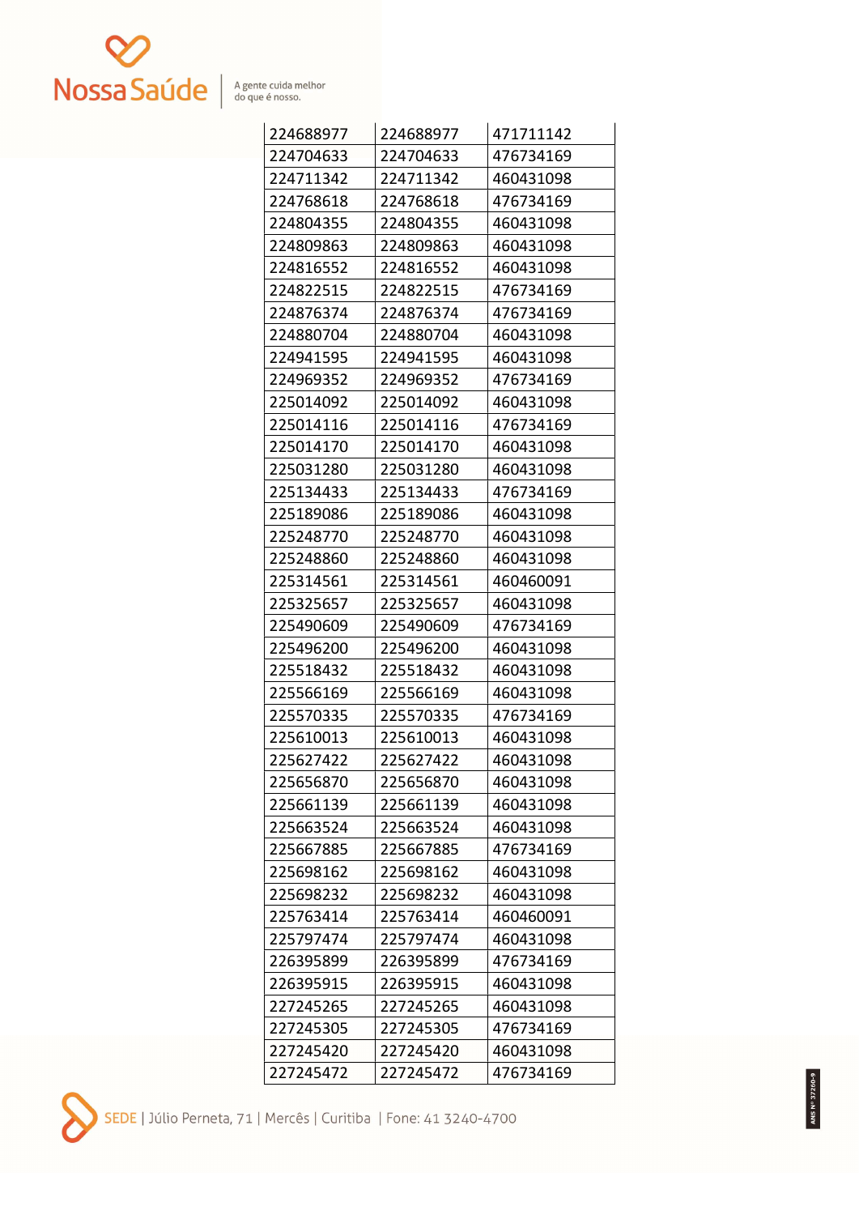| | | |
|---|---|---|
| 224688977 | 224688977 | 471711142 |
| 224704633 | 224704633 | 476734169 |
| 224711342 | 224711342 | 460431098 |
| 224768618 | 224768618 | 476734169 |
| 224804355 | 224804355 | 460431098 |
| 224809863 | 224809863 | 460431098 |
| 224816552 | 224816552 | 460431098 |
| 224822515 | 224822515 | 476734169 |
| 224876374 | 224876374 | 476734169 |
| 224880704 | 224880704 | 460431098 |
| 224941595 | 224941595 | 460431098 |
| 224969352 | 224969352 | 476734169 |
| 225014092 | 225014092 | 460431098 |
| 225014116 | 225014116 | 476734169 |
| 225014170 | 225014170 | 460431098 |
| 225031280 | 225031280 | 460431098 |
| 225134433 | 225134433 | 476734169 |
| 225189086 | 225189086 | 460431098 |
| 225248770 | 225248770 | 460431098 |
| 225248860 | 225248860 | 460431098 |
| 225314561 | 225314561 | 460460091 |
| 225325657 | 225325657 | 460431098 |
| 225490609 | 225490609 | 476734169 |
| 225496200 | 225496200 | 460431098 |
| 225518432 | 225518432 | 460431098 |
| 225566169 | 225566169 | 460431098 |
| 225570335 | 225570335 | 476734169 |
| 225610013 | 225610013 | 460431098 |
| 225627422 | 225627422 | 460431098 |
| 225656870 | 225656870 | 460431098 |
| 225661139 | 225661139 | 460431098 |
| 225663524 | 225663524 | 460431098 |
| 225667885 | 225667885 | 476734169 |
| 225698162 | 225698162 | 460431098 |
| 225698232 | 225698232 | 460431098 |
| 225763414 | 225763414 | 460460091 |
| 225797474 | 225797474 | 460431098 |
| 226395899 | 226395899 | 476734169 |
| 226395915 | 226395915 | 460431098 |
| 227245265 | 227245265 | 460431098 |
| 227245305 | 227245305 | 476734169 |
| 227245420 | 227245420 | 460431098 |
| 227245472 | 227245472 | 476734169 |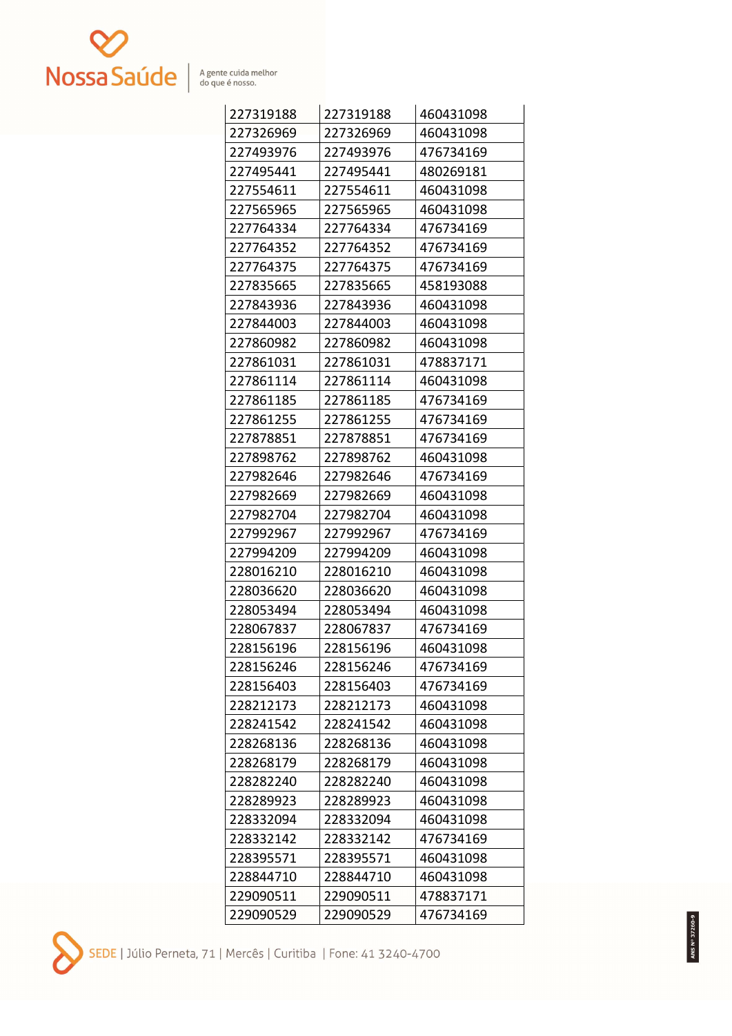| | | |
|---|---|---|
| 227319188 | 227319188 | 460431098 |
| 227326969 | 227326969 | 460431098 |
| 227493976 | 227493976 | 476734169 |
| 227495441 | 227495441 | 480269181 |
| 227554611 | 227554611 | 460431098 |
| 227565965 | 227565965 | 460431098 |
| 227764334 | 227764334 | 476734169 |
| 227764352 | 227764352 | 476734169 |
| 227764375 | 227764375 | 476734169 |
| 227835665 | 227835665 | 458193088 |
| 227843936 | 227843936 | 460431098 |
| 227844003 | 227844003 | 460431098 |
| 227860982 | 227860982 | 460431098 |
| 227861031 | 227861031 | 478837171 |
| 227861114 | 227861114 | 460431098 |
| 227861185 | 227861185 | 476734169 |
| 227861255 | 227861255 | 476734169 |
| 227878851 | 227878851 | 476734169 |
| 227898762 | 227898762 | 460431098 |
| 227982646 | 227982646 | 476734169 |
| 227982669 | 227982669 | 460431098 |
| 227982704 | 227982704 | 460431098 |
| 227992967 | 227992967 | 476734169 |
| 227994209 | 227994209 | 460431098 |
| 228016210 | 228016210 | 460431098 |
| 228036620 | 228036620 | 460431098 |
| 228053494 | 228053494 | 460431098 |
| 228067837 | 228067837 | 476734169 |
| 228156196 | 228156196 | 460431098 |
| 228156246 | 228156246 | 476734169 |
| 228156403 | 228156403 | 476734169 |
| 228212173 | 228212173 | 460431098 |
| 228241542 | 228241542 | 460431098 |
| 228268136 | 228268136 | 460431098 |
| 228268179 | 228268179 | 460431098 |
| 228282240 | 228282240 | 460431098 |
| 228289923 | 228289923 | 460431098 |
| 228332094 | 228332094 | 460431098 |
| 228332142 | 228332142 | 476734169 |
| 228395571 | 228395571 | 460431098 |
| 228844710 | 228844710 | 460431098 |
| 229090511 | 229090511 | 478837171 |
| 229090529 | 229090529 | 476734169 |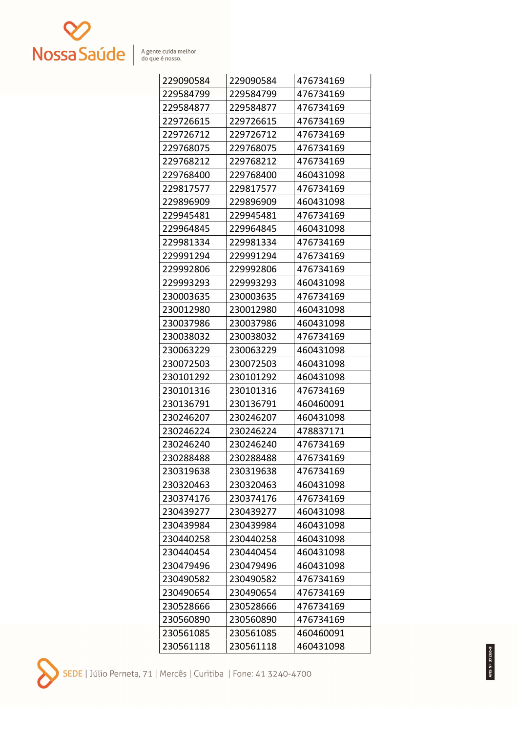| 229090584 | 229090584 | 476734169 |
|---|---|---|
| 229584799 | 229584799 | 476734169 |
| 229584877 | 229584877 | 476734169 |
| 229726615 | 229726615 | 476734169 |
| 229726712 | 229726712 | 476734169 |
| 229768075 | 229768075 | 476734169 |
| 229768212 | 229768212 | 476734169 |
| 229768400 | 229768400 | 460431098 |
| 229817577 | 229817577 | 476734169 |
| 229896909 | 229896909 | 460431098 |
| 229945481 | 229945481 | 476734169 |
| 229964845 | 229964845 | 460431098 |
| 229981334 | 229981334 | 476734169 |
| 229991294 | 229991294 | 476734169 |
| 229992806 | 229992806 | 476734169 |
| 229993293 | 229993293 | 460431098 |
| 230003635 | 230003635 | 476734169 |
| 230012980 | 230012980 | 460431098 |
| 230037986 | 230037986 | 460431098 |
| 230038032 | 230038032 | 476734169 |
| 230063229 | 230063229 | 460431098 |
| 230072503 | 230072503 | 460431098 |
| 230101292 | 230101292 | 460431098 |
| 230101316 | 230101316 | 476734169 |
| 230136791 | 230136791 | 460460091 |
| 230246207 | 230246207 | 460431098 |
| 230246224 | 230246224 | 478837171 |
| 230246240 | 230246240 | 476734169 |
| 230288488 | 230288488 | 476734169 |
| 230319638 | 230319638 | 476734169 |
| 230320463 | 230320463 | 460431098 |
| 230374176 | 230374176 | 476734169 |
| 230439277 | 230439277 | 460431098 |
| 230439984 | 230439984 | 460431098 |
| 230440258 | 230440258 | 460431098 |
| 230440454 | 230440454 | 460431098 |
| 230479496 | 230479496 | 460431098 |
| 230490582 | 230490582 | 476734169 |
| 230490654 | 230490654 | 476734169 |
| 230528666 | 230528666 | 476734169 |
| 230560890 | 230560890 | 476734169 |
| 230561085 | 230561085 | 460460091 |
| 230561118 | 230561118 | 460431098 |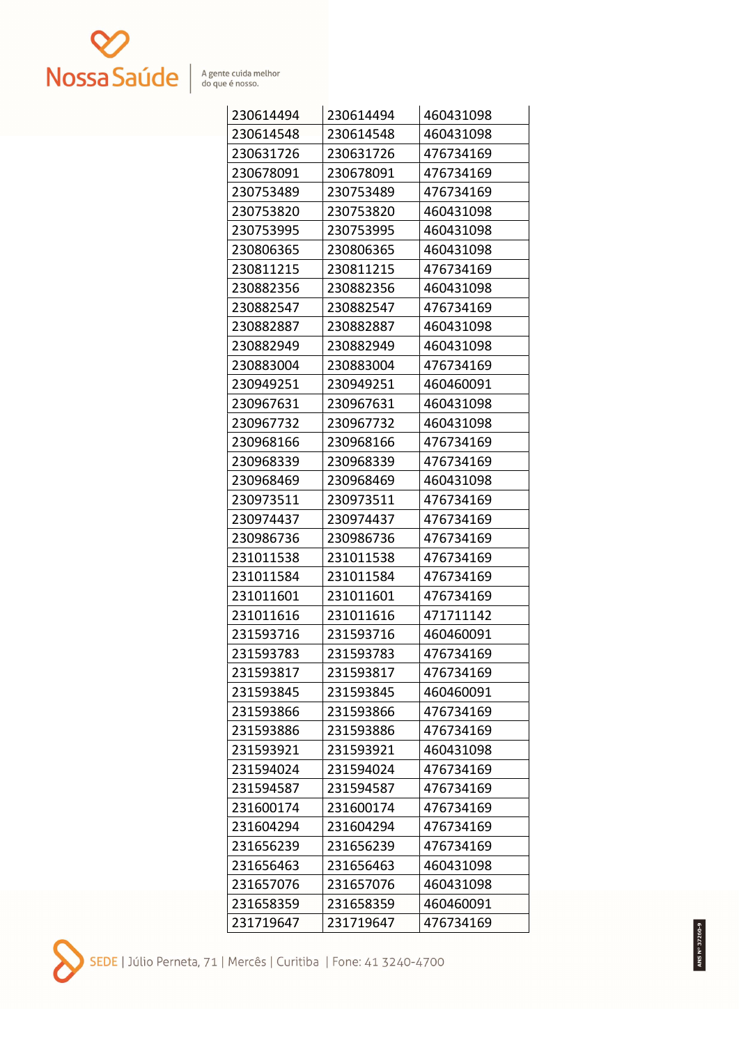| | | |
|---|---|---|
| 230614494 | 230614494 | 460431098 |
| 230614548 | 230614548 | 460431098 |
| 230631726 | 230631726 | 476734169 |
| 230678091 | 230678091 | 476734169 |
| 230753489 | 230753489 | 476734169 |
| 230753820 | 230753820 | 460431098 |
| 230753995 | 230753995 | 460431098 |
| 230806365 | 230806365 | 460431098 |
| 230811215 | 230811215 | 476734169 |
| 230882356 | 230882356 | 460431098 |
| 230882547 | 230882547 | 476734169 |
| 230882887 | 230882887 | 460431098 |
| 230882949 | 230882949 | 460431098 |
| 230883004 | 230883004 | 476734169 |
| 230949251 | 230949251 | 460460091 |
| 230967631 | 230967631 | 460431098 |
| 230967732 | 230967732 | 460431098 |
| 230968166 | 230968166 | 476734169 |
| 230968339 | 230968339 | 476734169 |
| 230968469 | 230968469 | 460431098 |
| 230973511 | 230973511 | 476734169 |
| 230974437 | 230974437 | 476734169 |
| 230986736 | 230986736 | 476734169 |
| 231011538 | 231011538 | 476734169 |
| 231011584 | 231011584 | 476734169 |
| 231011601 | 231011601 | 476734169 |
| 231011616 | 231011616 | 471711142 |
| 231593716 | 231593716 | 460460091 |
| 231593783 | 231593783 | 476734169 |
| 231593817 | 231593817 | 476734169 |
| 231593845 | 231593845 | 460460091 |
| 231593866 | 231593866 | 476734169 |
| 231593886 | 231593886 | 476734169 |
| 231593921 | 231593921 | 460431098 |
| 231594024 | 231594024 | 476734169 |
| 231594587 | 231594587 | 476734169 |
| 231600174 | 231600174 | 476734169 |
| 231604294 | 231604294 | 476734169 |
| 231656239 | 231656239 | 476734169 |
| 231656463 | 231656463 | 460431098 |
| 231657076 | 231657076 | 460431098 |
| 231658359 | 231658359 | 460460091 |
| 231719647 | 231719647 | 476734169 |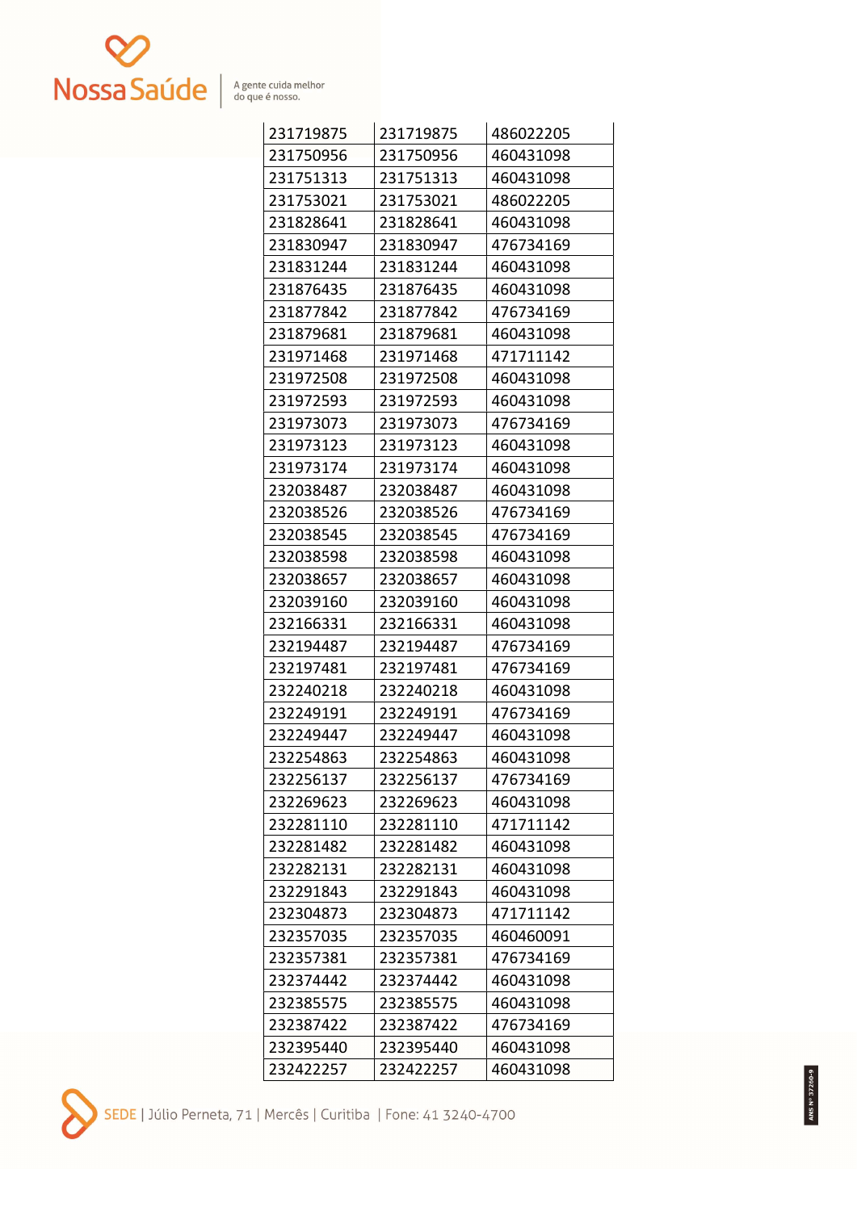| 231719875 | 231719875 | 486022205 |
|---|---|---|
| 231750956 | 231750956 | 460431098 |
| 231751313 | 231751313 | 460431098 |
| 231753021 | 231753021 | 486022205 |
| 231828641 | 231828641 | 460431098 |
| 231830947 | 231830947 | 476734169 |
| 231831244 | 231831244 | 460431098 |
| 231876435 | 231876435 | 460431098 |
| 231877842 | 231877842 | 476734169 |
| 231879681 | 231879681 | 460431098 |
| 231971468 | 231971468 | 471711142 |
| 231972508 | 231972508 | 460431098 |
| 231972593 | 231972593 | 460431098 |
| 231973073 | 231973073 | 476734169 |
| 231973123 | 231973123 | 460431098 |
| 231973174 | 231973174 | 460431098 |
| 232038487 | 232038487 | 460431098 |
| 232038526 | 232038526 | 476734169 |
| 232038545 | 232038545 | 476734169 |
| 232038598 | 232038598 | 460431098 |
| 232038657 | 232038657 | 460431098 |
| 232039160 | 232039160 | 460431098 |
| 232166331 | 232166331 | 460431098 |
| 232194487 | 232194487 | 476734169 |
| 232197481 | 232197481 | 476734169 |
| 232240218 | 232240218 | 460431098 |
| 232249191 | 232249191 | 476734169 |
| 232249447 | 232249447 | 460431098 |
| 232254863 | 232254863 | 460431098 |
| 232256137 | 232256137 | 476734169 |
| 232269623 | 232269623 | 460431098 |
| 232281110 | 232281110 | 471711142 |
| 232281482 | 232281482 | 460431098 |
| 232282131 | 232282131 | 460431098 |
| 232291843 | 232291843 | 460431098 |
| 232304873 | 232304873 | 471711142 |
| 232357035 | 232357035 | 460460091 |
| 232357381 | 232357381 | 476734169 |
| 232374442 | 232374442 | 460431098 |
| 232385575 | 232385575 | 460431098 |
| 232387422 | 232387422 | 476734169 |
| 232395440 | 232395440 | 460431098 |
| 232422257 | 232422257 | 460431098 |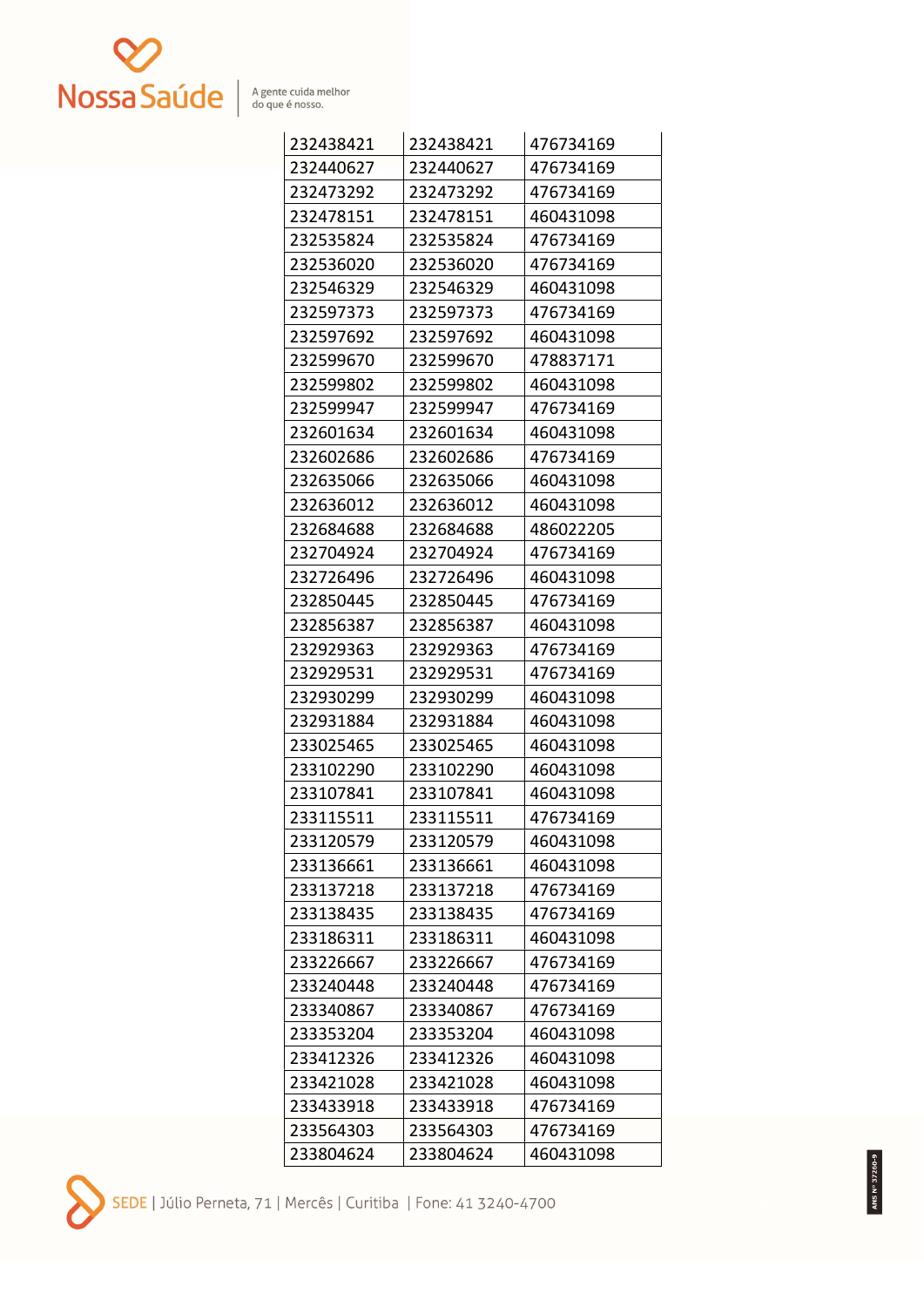| | | |
|---|---|---|
| 232438421 | 232438421 | 476734169 |
| 232440627 | 232440627 | 476734169 |
| 232473292 | 232473292 | 476734169 |
| 232478151 | 232478151 | 460431098 |
| 232535824 | 232535824 | 476734169 |
| 232536020 | 232536020 | 476734169 |
| 232546329 | 232546329 | 460431098 |
| 232597373 | 232597373 | 476734169 |
| 232597692 | 232597692 | 460431098 |
| 232599670 | 232599670 | 478837171 |
| 232599802 | 232599802 | 460431098 |
| 232599947 | 232599947 | 476734169 |
| 232601634 | 232601634 | 460431098 |
| 232602686 | 232602686 | 476734169 |
| 232635066 | 232635066 | 460431098 |
| 232636012 | 232636012 | 460431098 |
| 232684688 | 232684688 | 486022205 |
| 232704924 | 232704924 | 476734169 |
| 232726496 | 232726496 | 460431098 |
| 232850445 | 232850445 | 476734169 |
| 232856387 | 232856387 | 460431098 |
| 232929363 | 232929363 | 476734169 |
| 232929531 | 232929531 | 476734169 |
| 232930299 | 232930299 | 460431098 |
| 232931884 | 232931884 | 460431098 |
| 233025465 | 233025465 | 460431098 |
| 233102290 | 233102290 | 460431098 |
| 233107841 | 233107841 | 460431098 |
| 233115511 | 233115511 | 476734169 |
| 233120579 | 233120579 | 460431098 |
| 233136661 | 233136661 | 460431098 |
| 233137218 | 233137218 | 476734169 |
| 233138435 | 233138435 | 476734169 |
| 233186311 | 233186311 | 460431098 |
| 233226667 | 233226667 | 476734169 |
| 233240448 | 233240448 | 476734169 |
| 233340867 | 233340867 | 476734169 |
| 233353204 | 233353204 | 460431098 |
| 233412326 | 233412326 | 460431098 |
| 233421028 | 233421028 | 460431098 |
| 233433918 | 233433918 | 476734169 |
| 233564303 | 233564303 | 476734169 |
| 233804624 | 233804624 | 460431098 |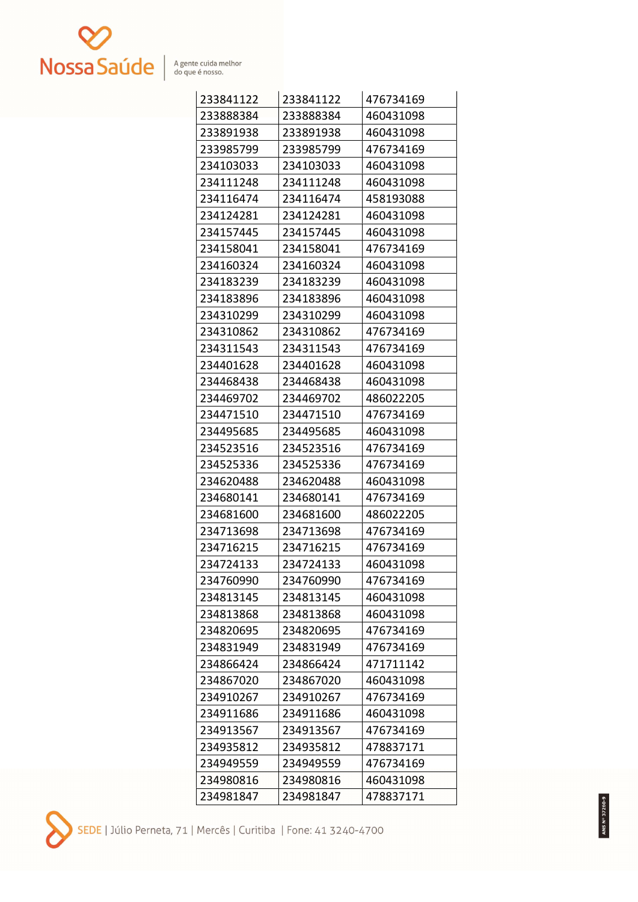| 233841122 | 233841122 | 476734169 |
|---|---|---|
| 233888384 | 233888384 | 460431098 |
| 233891938 | 233891938 | 460431098 |
| 233985799 | 233985799 | 476734169 |
| 234103033 | 234103033 | 460431098 |
| 234111248 | 234111248 | 460431098 |
| 234116474 | 234116474 | 458193088 |
| 234124281 | 234124281 | 460431098 |
| 234157445 | 234157445 | 460431098 |
| 234158041 | 234158041 | 476734169 |
| 234160324 | 234160324 | 460431098 |
| 234183239 | 234183239 | 460431098 |
| 234183896 | 234183896 | 460431098 |
| 234310299 | 234310299 | 460431098 |
| 234310862 | 234310862 | 476734169 |
| 234311543 | 234311543 | 476734169 |
| 234401628 | 234401628 | 460431098 |
| 234468438 | 234468438 | 460431098 |
| 234469702 | 234469702 | 486022205 |
| 234471510 | 234471510 | 476734169 |
| 234495685 | 234495685 | 460431098 |
| 234523516 | 234523516 | 476734169 |
| 234525336 | 234525336 | 476734169 |
| 234620488 | 234620488 | 460431098 |
| 234680141 | 234680141 | 476734169 |
| 234681600 | 234681600 | 486022205 |
| 234713698 | 234713698 | 476734169 |
| 234716215 | 234716215 | 476734169 |
| 234724133 | 234724133 | 460431098 |
| 234760990 | 234760990 | 476734169 |
| 234813145 | 234813145 | 460431098 |
| 234813868 | 234813868 | 460431098 |
| 234820695 | 234820695 | 476734169 |
| 234831949 | 234831949 | 476734169 |
| 234866424 | 234866424 | 471711142 |
| 234867020 | 234867020 | 460431098 |
| 234910267 | 234910267 | 476734169 |
| 234911686 | 234911686 | 460431098 |
| 234913567 | 234913567 | 476734169 |
| 234935812 | 234935812 | 478837171 |
| 234949559 | 234949559 | 476734169 |
| 234980816 | 234980816 | 460431098 |
| 234981847 | 234981847 | 478837171 |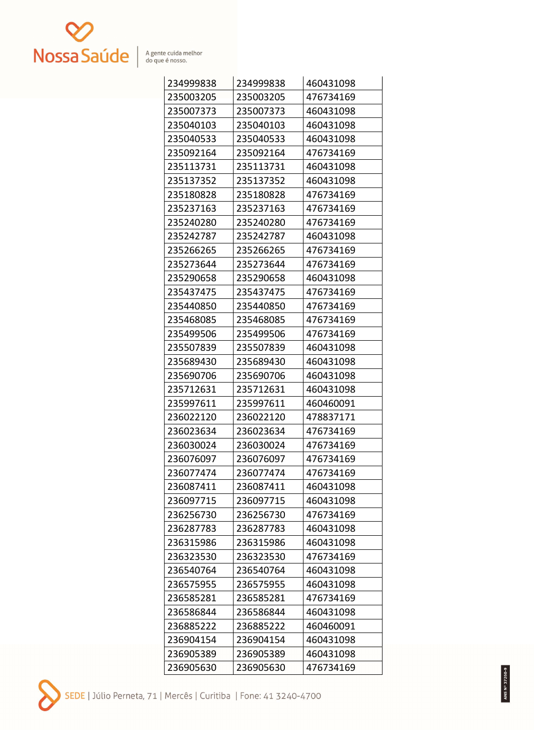| | | |
|---|---|---|
| 234999838 | 234999838 | 460431098 |
| 235003205 | 235003205 | 476734169 |
| 235007373 | 235007373 | 460431098 |
| 235040103 | 235040103 | 460431098 |
| 235040533 | 235040533 | 460431098 |
| 235092164 | 235092164 | 476734169 |
| 235113731 | 235113731 | 460431098 |
| 235137352 | 235137352 | 460431098 |
| 235180828 | 235180828 | 476734169 |
| 235237163 | 235237163 | 476734169 |
| 235240280 | 235240280 | 476734169 |
| 235242787 | 235242787 | 460431098 |
| 235266265 | 235266265 | 476734169 |
| 235273644 | 235273644 | 476734169 |
| 235290658 | 235290658 | 460431098 |
| 235437475 | 235437475 | 476734169 |
| 235440850 | 235440850 | 476734169 |
| 235468085 | 235468085 | 476734169 |
| 235499506 | 235499506 | 476734169 |
| 235507839 | 235507839 | 460431098 |
| 235689430 | 235689430 | 460431098 |
| 235690706 | 235690706 | 460431098 |
| 235712631 | 235712631 | 460431098 |
| 235997611 | 235997611 | 460460091 |
| 236022120 | 236022120 | 478837171 |
| 236023634 | 236023634 | 476734169 |
| 236030024 | 236030024 | 476734169 |
| 236076097 | 236076097 | 476734169 |
| 236077474 | 236077474 | 476734169 |
| 236087411 | 236087411 | 460431098 |
| 236097715 | 236097715 | 460431098 |
| 236256730 | 236256730 | 476734169 |
| 236287783 | 236287783 | 460431098 |
| 236315986 | 236315986 | 460431098 |
| 236323530 | 236323530 | 476734169 |
| 236540764 | 236540764 | 460431098 |
| 236575955 | 236575955 | 460431098 |
| 236585281 | 236585281 | 476734169 |
| 236586844 | 236586844 | 460431098 |
| 236885222 | 236885222 | 460460091 |
| 236904154 | 236904154 | 460431098 |
| 236905389 | 236905389 | 460431098 |
| 236905630 | 236905630 | 476734169 |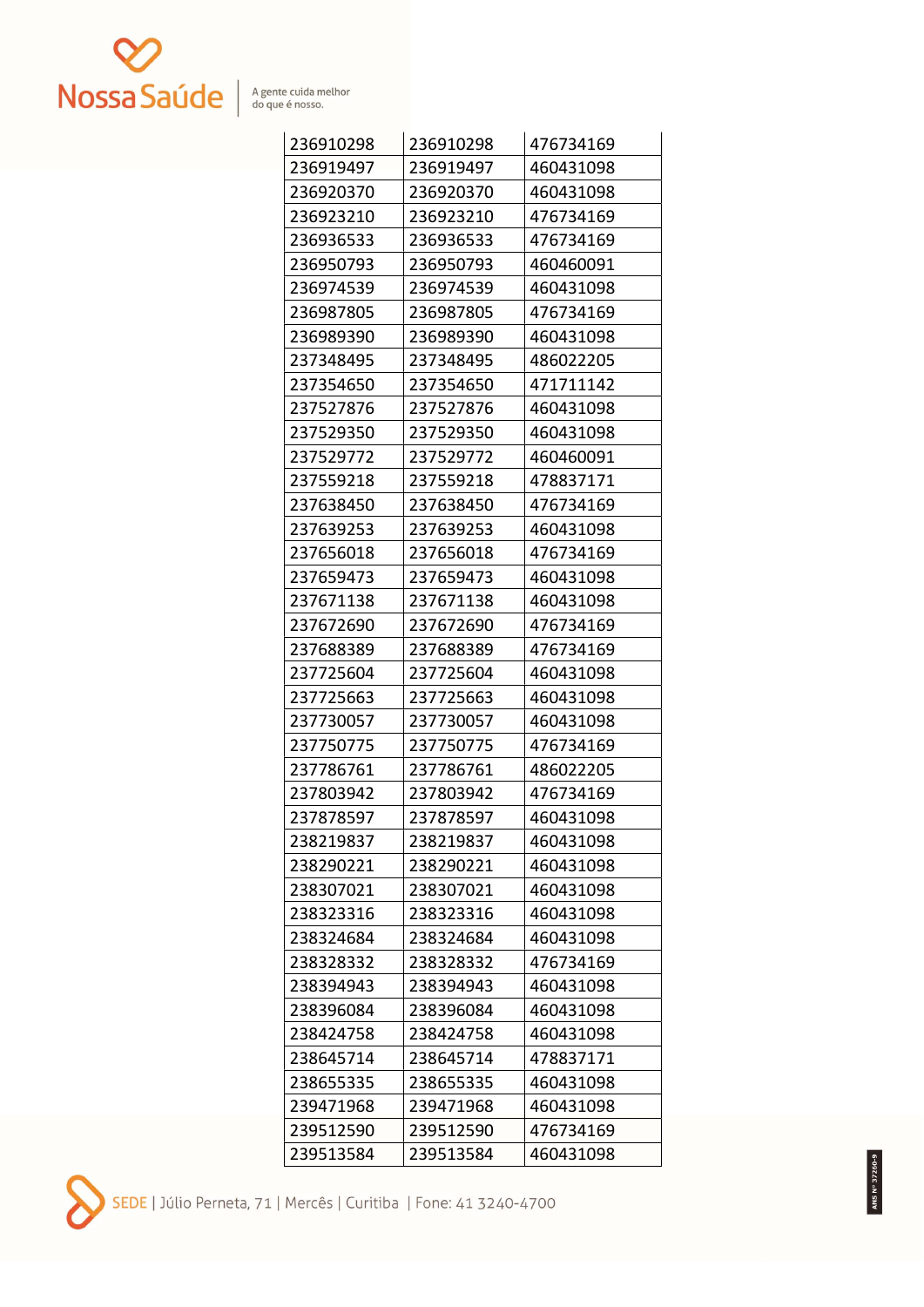| 236910298 | 236910298 | 476734169 |
|---|---|---|
| 236919497 | 236919497 | 460431098 |
| 236920370 | 236920370 | 460431098 |
| 236923210 | 236923210 | 476734169 |
| 236936533 | 236936533 | 476734169 |
| 236950793 | 236950793 | 460460091 |
| 236974539 | 236974539 | 460431098 |
| 236987805 | 236987805 | 476734169 |
| 236989390 | 236989390 | 460431098 |
| 237348495 | 237348495 | 486022205 |
| 237354650 | 237354650 | 471711142 |
| 237527876 | 237527876 | 460431098 |
| 237529350 | 237529350 | 460431098 |
| 237529772 | 237529772 | 460460091 |
| 237559218 | 237559218 | 478837171 |
| 237638450 | 237638450 | 476734169 |
| 237639253 | 237639253 | 460431098 |
| 237656018 | 237656018 | 476734169 |
| 237659473 | 237659473 | 460431098 |
| 237671138 | 237671138 | 460431098 |
| 237672690 | 237672690 | 476734169 |
| 237688389 | 237688389 | 476734169 |
| 237725604 | 237725604 | 460431098 |
| 237725663 | 237725663 | 460431098 |
| 237730057 | 237730057 | 460431098 |
| 237750775 | 237750775 | 476734169 |
| 237786761 | 237786761 | 486022205 |
| 237803942 | 237803942 | 476734169 |
| 237878597 | 237878597 | 460431098 |
| 238219837 | 238219837 | 460431098 |
| 238290221 | 238290221 | 460431098 |
| 238307021 | 238307021 | 460431098 |
| 238323316 | 238323316 | 460431098 |
| 238324684 | 238324684 | 460431098 |
| 238328332 | 238328332 | 476734169 |
| 238394943 | 238394943 | 460431098 |
| 238396084 | 238396084 | 460431098 |
| 238424758 | 238424758 | 460431098 |
| 238645714 | 238645714 | 478837171 |
| 238655335 | 238655335 | 460431098 |
| 239471968 | 239471968 | 460431098 |
| 239512590 | 239512590 | 476734169 |
| 239513584 | 239513584 | 460431098 |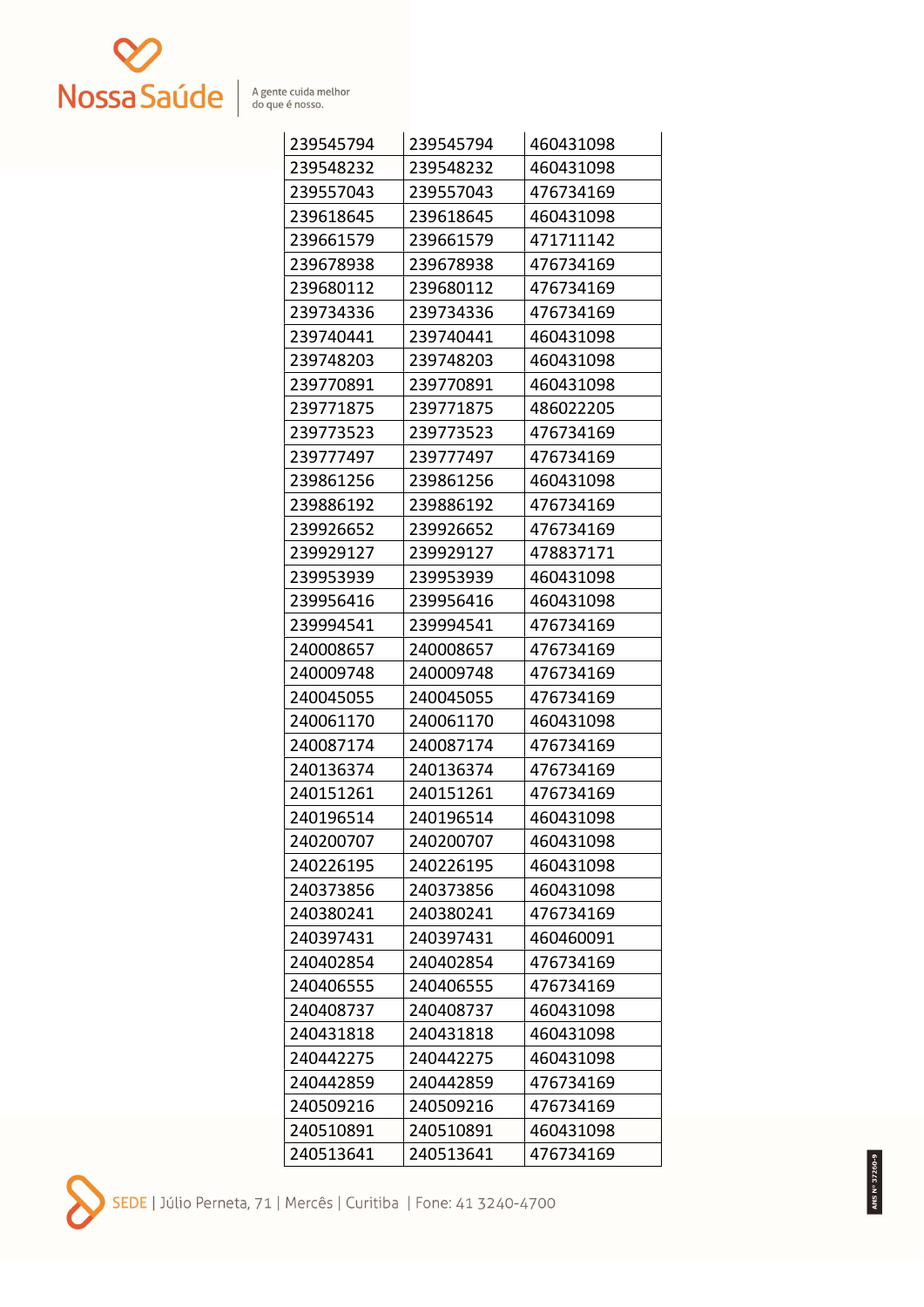| | | |
|---|---|---|
| 239545794 | 239545794 | 460431098 |
| 239548232 | 239548232 | 460431098 |
| 239557043 | 239557043 | 476734169 |
| 239618645 | 239618645 | 460431098 |
| 239661579 | 239661579 | 471711142 |
| 239678938 | 239678938 | 476734169 |
| 239680112 | 239680112 | 476734169 |
| 239734336 | 239734336 | 476734169 |
| 239740441 | 239740441 | 460431098 |
| 239748203 | 239748203 | 460431098 |
| 239770891 | 239770891 | 460431098 |
| 239771875 | 239771875 | 486022205 |
| 239773523 | 239773523 | 476734169 |
| 239777497 | 239777497 | 476734169 |
| 239861256 | 239861256 | 460431098 |
| 239886192 | 239886192 | 476734169 |
| 239926652 | 239926652 | 476734169 |
| 239929127 | 239929127 | 478837171 |
| 239953939 | 239953939 | 460431098 |
| 239956416 | 239956416 | 460431098 |
| 239994541 | 239994541 | 476734169 |
| 240008657 | 240008657 | 476734169 |
| 240009748 | 240009748 | 476734169 |
| 240045055 | 240045055 | 476734169 |
| 240061170 | 240061170 | 460431098 |
| 240087174 | 240087174 | 476734169 |
| 240136374 | 240136374 | 476734169 |
| 240151261 | 240151261 | 476734169 |
| 240196514 | 240196514 | 460431098 |
| 240200707 | 240200707 | 460431098 |
| 240226195 | 240226195 | 460431098 |
| 240373856 | 240373856 | 460431098 |
| 240380241 | 240380241 | 476734169 |
| 240397431 | 240397431 | 460460091 |
| 240402854 | 240402854 | 476734169 |
| 240406555 | 240406555 | 476734169 |
| 240408737 | 240408737 | 460431098 |
| 240431818 | 240431818 | 460431098 |
| 240442275 | 240442275 | 460431098 |
| 240442859 | 240442859 | 476734169 |
| 240509216 | 240509216 | 476734169 |
| 240510891 | 240510891 | 460431098 |
| 240513641 | 240513641 | 476734169 |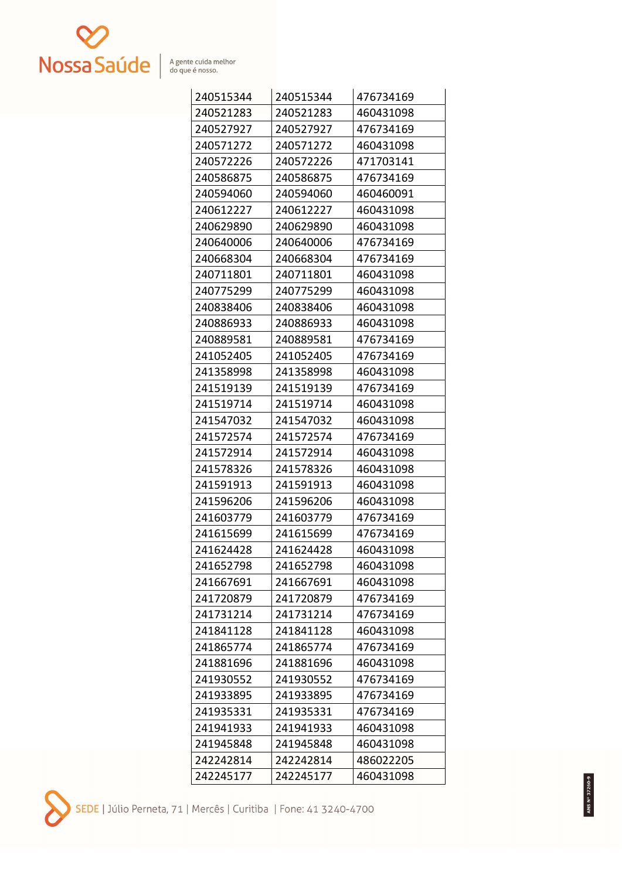| | | |
|---|---|---|
| 240515344 | 240515344 | 476734169 |
| 240521283 | 240521283 | 460431098 |
| 240527927 | 240527927 | 476734169 |
| 240571272 | 240571272 | 460431098 |
| 240572226 | 240572226 | 471703141 |
| 240586875 | 240586875 | 476734169 |
| 240594060 | 240594060 | 460460091 |
| 240612227 | 240612227 | 460431098 |
| 240629890 | 240629890 | 460431098 |
| 240640006 | 240640006 | 476734169 |
| 240668304 | 240668304 | 476734169 |
| 240711801 | 240711801 | 460431098 |
| 240775299 | 240775299 | 460431098 |
| 240838406 | 240838406 | 460431098 |
| 240886933 | 240886933 | 460431098 |
| 240889581 | 240889581 | 476734169 |
| 241052405 | 241052405 | 476734169 |
| 241358998 | 241358998 | 460431098 |
| 241519139 | 241519139 | 476734169 |
| 241519714 | 241519714 | 460431098 |
| 241547032 | 241547032 | 460431098 |
| 241572574 | 241572574 | 476734169 |
| 241572914 | 241572914 | 460431098 |
| 241578326 | 241578326 | 460431098 |
| 241591913 | 241591913 | 460431098 |
| 241596206 | 241596206 | 460431098 |
| 241603779 | 241603779 | 476734169 |
| 241615699 | 241615699 | 476734169 |
| 241624428 | 241624428 | 460431098 |
| 241652798 | 241652798 | 460431098 |
| 241667691 | 241667691 | 460431098 |
| 241720879 | 241720879 | 476734169 |
| 241731214 | 241731214 | 476734169 |
| 241841128 | 241841128 | 460431098 |
| 241865774 | 241865774 | 476734169 |
| 241881696 | 241881696 | 460431098 |
| 241930552 | 241930552 | 476734169 |
| 241933895 | 241933895 | 476734169 |
| 241935331 | 241935331 | 476734169 |
| 241941933 | 241941933 | 460431098 |
| 241945848 | 241945848 | 460431098 |
| 242242814 | 242242814 | 486022205 |
| 242245177 | 242245177 | 460431098 |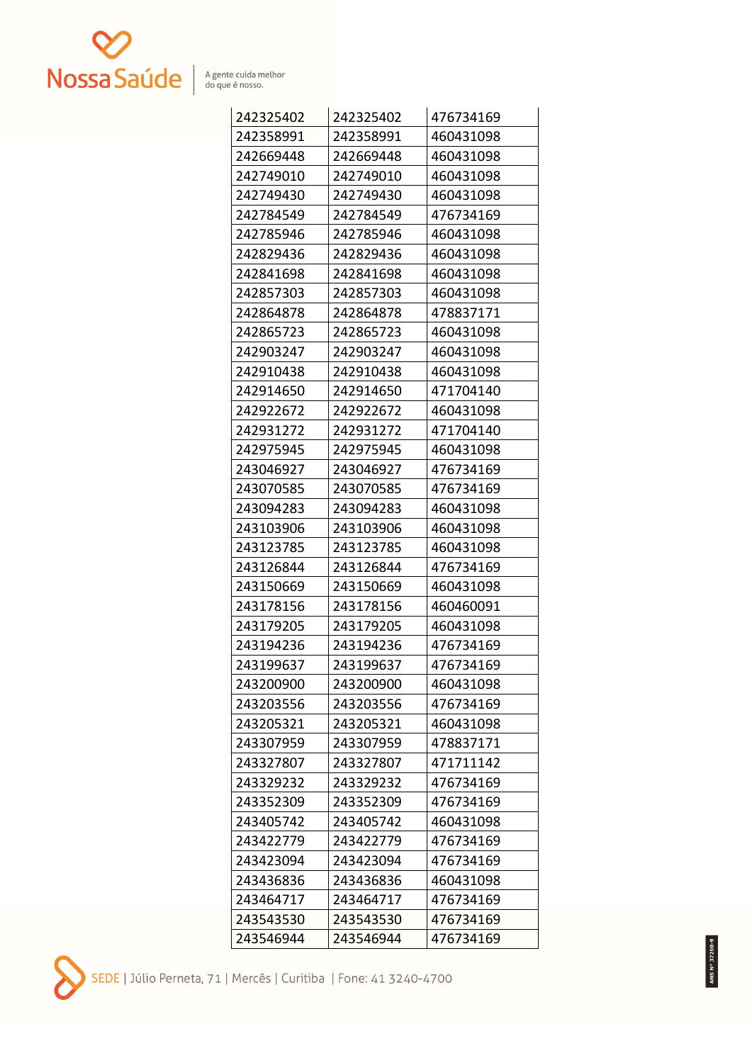| | | |
|---|---|---|
| 242325402 | 242325402 | 476734169 |
| 242358991 | 242358991 | 460431098 |
| 242669448 | 242669448 | 460431098 |
| 242749010 | 242749010 | 460431098 |
| 242749430 | 242749430 | 460431098 |
| 242784549 | 242784549 | 476734169 |
| 242785946 | 242785946 | 460431098 |
| 242829436 | 242829436 | 460431098 |
| 242841698 | 242841698 | 460431098 |
| 242857303 | 242857303 | 460431098 |
| 242864878 | 242864878 | 478837171 |
| 242865723 | 242865723 | 460431098 |
| 242903247 | 242903247 | 460431098 |
| 242910438 | 242910438 | 460431098 |
| 242914650 | 242914650 | 471704140 |
| 242922672 | 242922672 | 460431098 |
| 242931272 | 242931272 | 471704140 |
| 242975945 | 242975945 | 460431098 |
| 243046927 | 243046927 | 476734169 |
| 243070585 | 243070585 | 476734169 |
| 243094283 | 243094283 | 460431098 |
| 243103906 | 243103906 | 460431098 |
| 243123785 | 243123785 | 460431098 |
| 243126844 | 243126844 | 476734169 |
| 243150669 | 243150669 | 460431098 |
| 243178156 | 243178156 | 460460091 |
| 243179205 | 243179205 | 460431098 |
| 243194236 | 243194236 | 476734169 |
| 243199637 | 243199637 | 476734169 |
| 243200900 | 243200900 | 460431098 |
| 243203556 | 243203556 | 476734169 |
| 243205321 | 243205321 | 460431098 |
| 243307959 | 243307959 | 478837171 |
| 243327807 | 243327807 | 471711142 |
| 243329232 | 243329232 | 476734169 |
| 243352309 | 243352309 | 476734169 |
| 243405742 | 243405742 | 460431098 |
| 243422779 | 243422779 | 476734169 |
| 243423094 | 243423094 | 476734169 |
| 243436836 | 243436836 | 460431098 |
| 243464717 | 243464717 | 476734169 |
| 243543530 | 243543530 | 476734169 |
| 243546944 | 243546944 | 476734169 |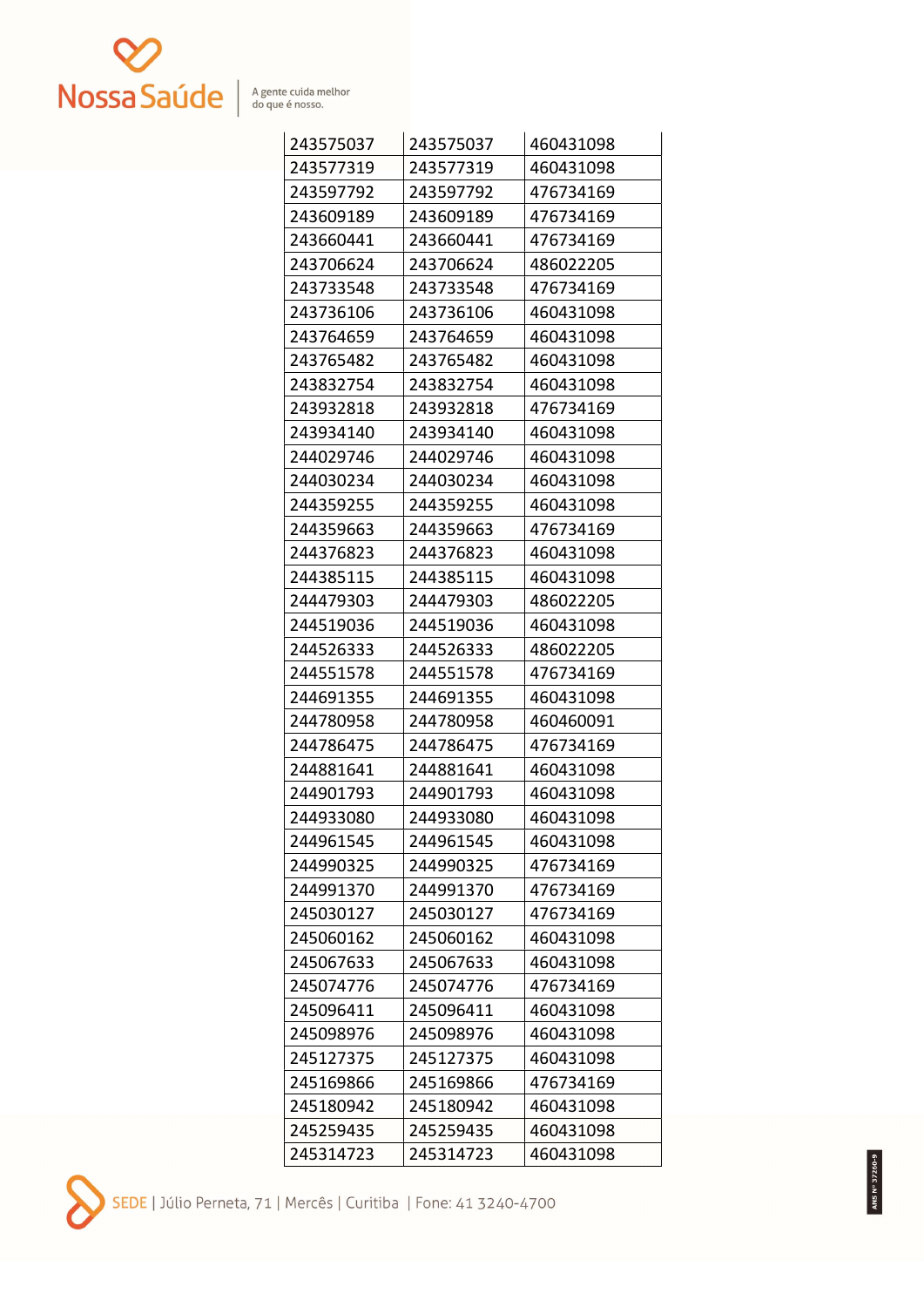| 243575037 | 243575037 | 460431098 |
|---|---|---|
| 243577319 | 243577319 | 460431098 |
| 243597792 | 243597792 | 476734169 |
| 243609189 | 243609189 | 476734169 |
| 243660441 | 243660441 | 476734169 |
| 243706624 | 243706624 | 486022205 |
| 243733548 | 243733548 | 476734169 |
| 243736106 | 243736106 | 460431098 |
| 243764659 | 243764659 | 460431098 |
| 243765482 | 243765482 | 460431098 |
| 243832754 | 243832754 | 460431098 |
| 243932818 | 243932818 | 476734169 |
| 243934140 | 243934140 | 460431098 |
| 244029746 | 244029746 | 460431098 |
| 244030234 | 244030234 | 460431098 |
| 244359255 | 244359255 | 460431098 |
| 244359663 | 244359663 | 476734169 |
| 244376823 | 244376823 | 460431098 |
| 244385115 | 244385115 | 460431098 |
| 244479303 | 244479303 | 486022205 |
| 244519036 | 244519036 | 460431098 |
| 244526333 | 244526333 | 486022205 |
| 244551578 | 244551578 | 476734169 |
| 244691355 | 244691355 | 460431098 |
| 244780958 | 244780958 | 460460091 |
| 244786475 | 244786475 | 476734169 |
| 244881641 | 244881641 | 460431098 |
| 244901793 | 244901793 | 460431098 |
| 244933080 | 244933080 | 460431098 |
| 244961545 | 244961545 | 460431098 |
| 244990325 | 244990325 | 476734169 |
| 244991370 | 244991370 | 476734169 |
| 245030127 | 245030127 | 476734169 |
| 245060162 | 245060162 | 460431098 |
| 245067633 | 245067633 | 460431098 |
| 245074776 | 245074776 | 476734169 |
| 245096411 | 245096411 | 460431098 |
| 245098976 | 245098976 | 460431098 |
| 245127375 | 245127375 | 460431098 |
| 245169866 | 245169866 | 476734169 |
| 245180942 | 245180942 | 460431098 |
| 245259435 | 245259435 | 460431098 |
| 245314723 | 245314723 | 460431098 |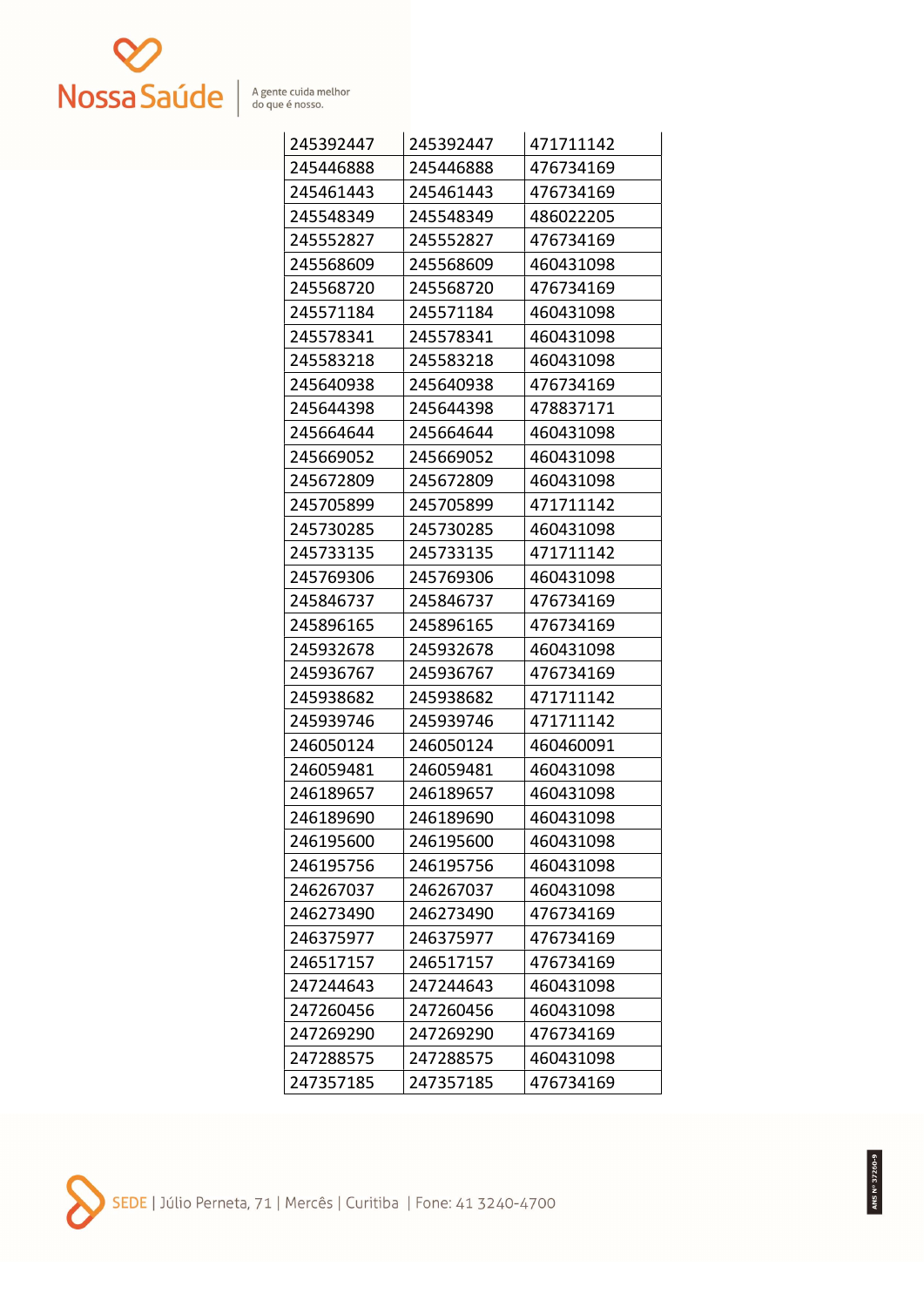| | | |
|---|---|---|
| 245392447 | 245392447 | 471711142 |
| 245446888 | 245446888 | 476734169 |
| 245461443 | 245461443 | 476734169 |
| 245548349 | 245548349 | 486022205 |
| 245552827 | 245552827 | 476734169 |
| 245568609 | 245568609 | 460431098 |
| 245568720 | 245568720 | 476734169 |
| 245571184 | 245571184 | 460431098 |
| 245578341 | 245578341 | 460431098 |
| 245583218 | 245583218 | 460431098 |
| 245640938 | 245640938 | 476734169 |
| 245644398 | 245644398 | 478837171 |
| 245664644 | 245664644 | 460431098 |
| 245669052 | 245669052 | 460431098 |
| 245672809 | 245672809 | 460431098 |
| 245705899 | 245705899 | 471711142 |
| 245730285 | 245730285 | 460431098 |
| 245733135 | 245733135 | 471711142 |
| 245769306 | 245769306 | 460431098 |
| 245846737 | 245846737 | 476734169 |
| 245896165 | 245896165 | 476734169 |
| 245932678 | 245932678 | 460431098 |
| 245936767 | 245936767 | 476734169 |
| 245938682 | 245938682 | 471711142 |
| 245939746 | 245939746 | 471711142 |
| 246050124 | 246050124 | 460460091 |
| 246059481 | 246059481 | 460431098 |
| 246189657 | 246189657 | 460431098 |
| 246189690 | 246189690 | 460431098 |
| 246195600 | 246195600 | 460431098 |
| 246195756 | 246195756 | 460431098 |
| 246267037 | 246267037 | 460431098 |
| 246273490 | 246273490 | 476734169 |
| 246375977 | 246375977 | 476734169 |
| 246517157 | 246517157 | 476734169 |
| 247244643 | 247244643 | 460431098 |
| 247260456 | 247260456 | 460431098 |
| 247269290 | 247269290 | 476734169 |
| 247288575 | 247288575 | 460431098 |
| 247357185 | 247357185 | 476734169 |